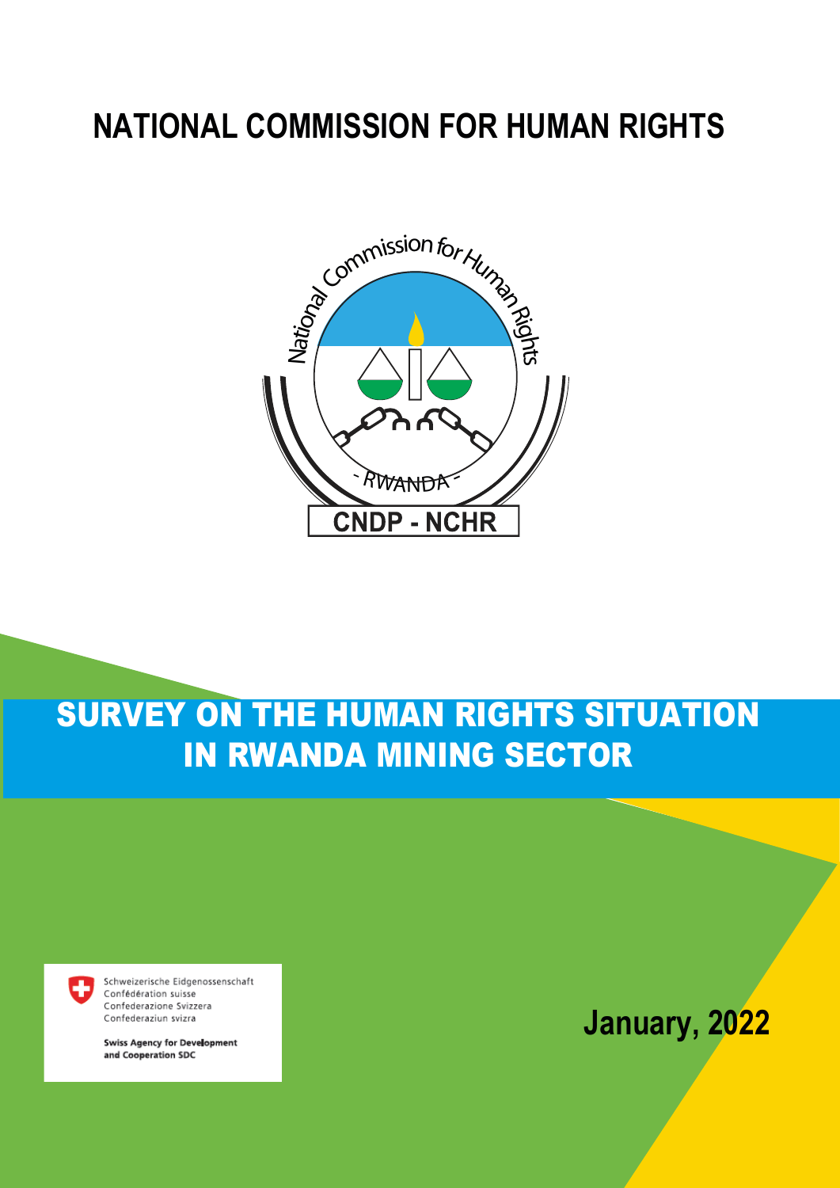# NATIONAL COMMISSION FOR HUMAN RIGHTS

National Commission for Human Rights

- RWANDA -

CNDP - NCHR

# SURVEY ON THE HUMAN RIGHTS SITUATION IN RWANDA MINING SECTOR

Schweizerische Eidgenossenschaft
Confédération suisse
Confederazione Svizzera
Confederaziun svizra

**Swiss Agency for Development and Cooperation SDC**

**January, 2022**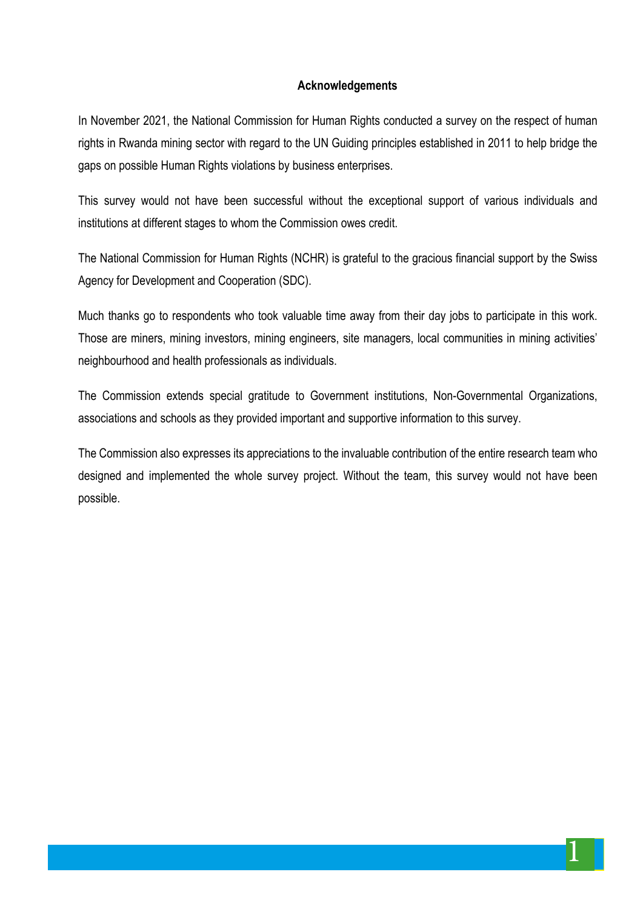## Acknowledgements

In November 2021, the National Commission for Human Rights conducted a survey on the respect of human rights in Rwanda mining sector with regard to the UN Guiding principles established in 2011 to help bridge the gaps on possible Human Rights violations by business enterprises.

This survey would not have been successful without the exceptional support of various individuals and institutions at different stages to whom the Commission owes credit.

The National Commission for Human Rights (NCHR) is grateful to the gracious financial support by the Swiss Agency for Development and Cooperation (SDC).

Much thanks go to respondents who took valuable time away from their day jobs to participate in this work. Those are miners, mining investors, mining engineers, site managers, local communities in mining activities' neighbourhood and health professionals as individuals.

The Commission extends special gratitude to Government institutions, Non-Governmental Organizations, associations and schools as they provided important and supportive information to this survey.

The Commission also expresses its appreciations to the invaluable contribution of the entire research team who designed and implemented the whole survey project. Without the team, this survey would not have been possible.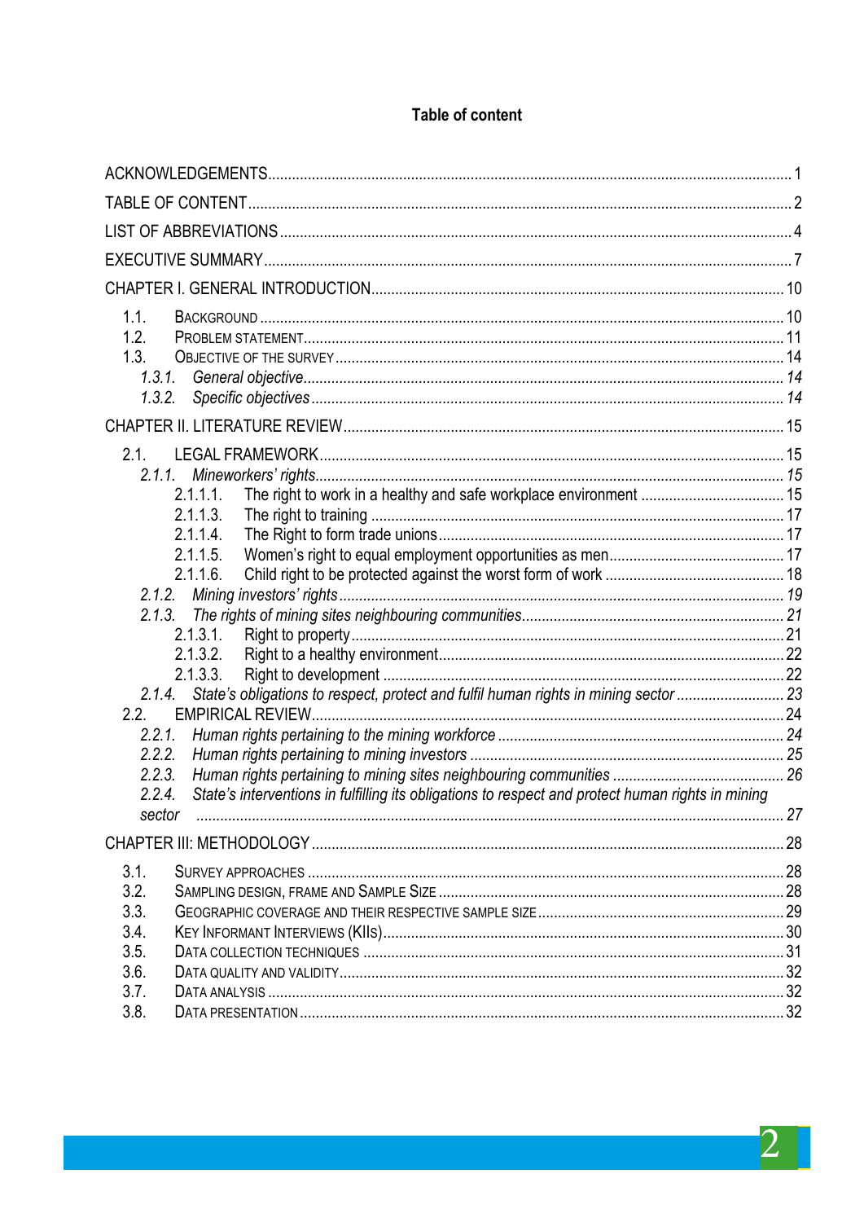**Table of content**

ACKNOWLEDGEMENTS ..... 1

TABLE OF CONTENT ..... 2

LIST OF ABBREVIATIONS ..... 4

EXECUTIVE SUMMARY ..... 7

CHAPTER I. GENERAL INTRODUCTION ..... 10

- 1.1. BACKGROUND ..... 10
- 1.2. PROBLEM STATEMENT ..... 11
- 1.3. OBJECTIVE OF THE SURVEY ..... 14
  - *1.3.1. General objective ..... 14*
  - *1.3.2. Specific objectives ..... 14*

CHAPTER II. LITERATURE REVIEW ..... 15

- 2.1. LEGAL FRAMEWORK ..... 15
  - *2.1.1. Mineworkers' rights ..... 15*
    - 2.1.1.1. The right to work in a healthy and safe workplace environment ..... 15
    - 2.1.1.3. The right to training ..... 17
    - 2.1.1.4. The Right to form trade unions ..... 17
    - 2.1.1.5. Women's right to equal employment opportunities as men ..... 17
    - 2.1.1.6. Child right to be protected against the worst form of work ..... 18
  - *2.1.2. Mining investors' rights ..... 19*
  - *2.1.3. The rights of mining sites neighbouring communities ..... 21*
    - 2.1.3.1. Right to property ..... 21
    - 2.1.3.2. Right to a healthy environment ..... 22
    - 2.1.3.3. Right to development ..... 22
  - *2.1.4. State's obligations to respect, protect and fulfil human rights in mining sector ..... 23*
- 2.2. EMPIRICAL REVIEW ..... 24
  - *2.2.1. Human rights pertaining to the mining workforce ..... 24*
  - *2.2.2. Human rights pertaining to mining investors ..... 25*
  - *2.2.3. Human rights pertaining to mining sites neighbouring communities ..... 26*
  - *2.2.4. State's interventions in fulfilling its obligations to respect and protect human rights in mining sector ..... 27*

CHAPTER III: METHODOLOGY ..... 28

- 3.1. SURVEY APPROACHES ..... 28
- 3.2. SAMPLING DESIGN, FRAME AND SAMPLE SIZE ..... 28
- 3.3. GEOGRAPHIC COVERAGE AND THEIR RESPECTIVE SAMPLE SIZE ..... 29
- 3.4. KEY INFORMANT INTERVIEWS (KIIS) ..... 30
- 3.5. DATA COLLECTION TECHNIQUES ..... 31
- 3.6. DATA QUALITY AND VALIDITY ..... 32
- 3.7. DATA ANALYSIS ..... 32
- 3.8. DATA PRESENTATION ..... 32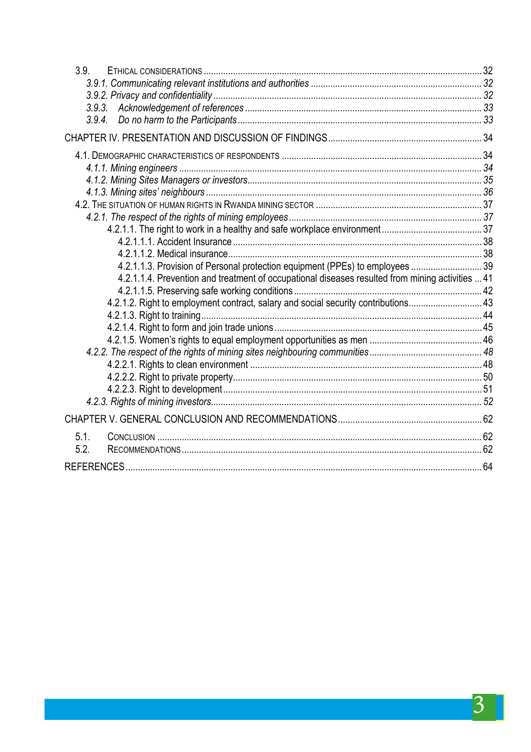3.9. ETHICAL CONSIDERATIONS ........ 32

*3.9.1. Communicating relevant institutions and authorities* ........ 32

*3.9.2. Privacy and confidentiality* ........ 32

*3.9.3. Acknowledgement of references* ........ 33

*3.9.4. Do no harm to the Participants* ........ 33

CHAPTER IV. PRESENTATION AND DISCUSSION OF FINDINGS ........ 34

4.1. DEMOGRAPHIC CHARACTERISTICS OF RESPONDENTS ........ 34

*4.1.1. Mining engineers* ........ 34

*4.1.2. Mining Sites Managers or investors* ........ 35

*4.1.3. Mining sites' neighbours* ........ 36

4.2. THE SITUATION OF HUMAN RIGHTS IN RWANDA MINING SECTOR ........ 37

*4.2.1. The respect of the rights of mining employees* ........ 37

4.2.1.1. The right to work in a healthy and safe workplace environment ........ 37

4.2.1.1.1. Accident Insurance ........ 38

4.2.1.1.2. Medical insurance ........ 38

4.2.1.1.3. Provision of Personal protection equipment (PPEs) to employees ........ 39

4.2.1.1.4. Prevention and treatment of occupational diseases resulted from mining activities ... 41

4.2.1.1.5. Preserving safe working conditions ........ 42

4.2.1.2. Right to employment contract, salary and social security contributions ........ 43

4.2.1.3. Right to training ........ 44

4.2.1.4. Right to form and join trade unions ........ 45

4.2.1.5. Women's rights to equal employment opportunities as men ........ 46

*4.2.2. The respect of the rights of mining sites neighbouring communities* ........ 48

4.2.2.1. Rights to clean environment ........ 48

4.2.2.2. Right to private property ........ 50

4.2.2.3. Right to development ........ 51

*4.2.3. Rights of mining investors* ........ 52

CHAPTER V. GENERAL CONCLUSION AND RECOMMENDATIONS ........ 62

5.1. CONCLUSION ........ 62

5.2. RECOMMENDATIONS ........ 62

REFERENCES ........ 64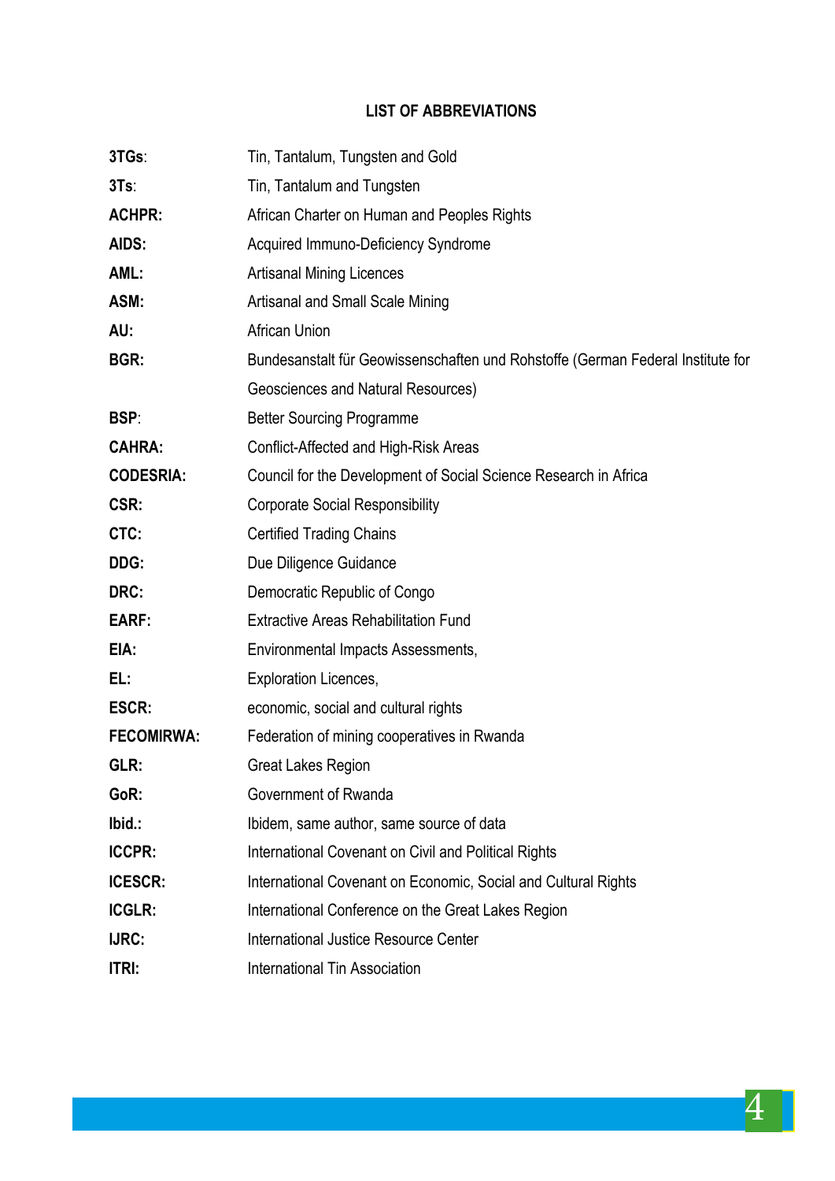**LIST OF ABBREVIATIONS**

| | |
|---|---|
| **3TGs**: | Tin, Tantalum, Tungsten and Gold |
| **3Ts**: | Tin, Tantalum and Tungsten |
| **ACHPR:** | African Charter on Human and Peoples Rights |
| **AIDS:** | Acquired Immuno-Deficiency Syndrome |
| **AML:** | Artisanal Mining Licences |
| **ASM:** | Artisanal and Small Scale Mining |
| **AU:** | African Union |
| **BGR:** | Bundesanstalt für Geowissenschaften und Rohstoffe (German Federal Institute for Geosciences and Natural Resources) |
| **BSP**: | Better Sourcing Programme |
| **CAHRA:** | Conflict-Affected and High-Risk Areas |
| **CODESRIA:** | Council for the Development of Social Science Research in Africa |
| **CSR:** | Corporate Social Responsibility |
| **CTC:** | Certified Trading Chains |
| **DDG:** | Due Diligence Guidance |
| **DRC:** | Democratic Republic of Congo |
| **EARF:** | Extractive Areas Rehabilitation Fund |
| **EIA:** | Environmental Impacts Assessments, |
| **EL:** | Exploration Licences, |
| **ESCR:** | economic, social and cultural rights |
| **FECOMIRWA:** | Federation of mining cooperatives in Rwanda |
| **GLR:** | Great Lakes Region |
| **GoR:** | Government of Rwanda |
| **Ibid.:** | Ibidem, same author, same source of data |
| **ICCPR:** | International Covenant on Civil and Political Rights |
| **ICESCR:** | International Covenant on Economic, Social and Cultural Rights |
| **ICGLR:** | International Conference on the Great Lakes Region |
| **IJRC:** | International Justice Resource Center |
| **ITRI:** | International Tin Association |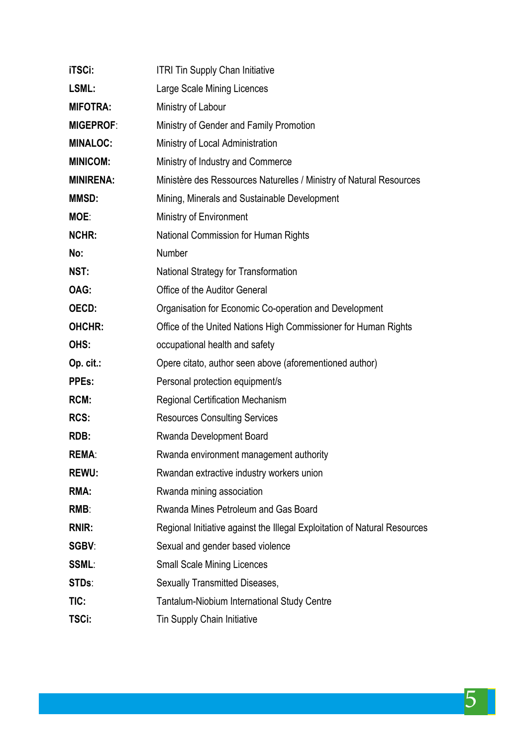| | |
|---|---|
| **iTSCi:** | ITRI Tin Supply Chan Initiative |
| **LSML:** | Large Scale Mining Licences |
| **MIFOTRA:** | Ministry of Labour |
| **MIGEPROF**: | Ministry of Gender and Family Promotion |
| **MINALOC:** | Ministry of Local Administration |
| **MINICOM:** | Ministry of Industry and Commerce |
| **MINIRENA:** | Ministère des Ressources Naturelles / Ministry of Natural Resources |
| **MMSD:** | Mining, Minerals and Sustainable Development |
| **MOE**: | Ministry of Environment |
| **NCHR:** | National Commission for Human Rights |
| **No:** | Number |
| **NST:** | National Strategy for Transformation |
| **OAG:** | Office of the Auditor General |
| **OECD:** | Organisation for Economic Co-operation and Development |
| **OHCHR:** | Office of the United Nations High Commissioner for Human Rights |
| **OHS:** | occupational health and safety |
| **Op. cit.:** | Opere citato, author seen above (aforementioned author) |
| **PPEs:** | Personal protection equipment/s |
| **RCM:** | Regional Certification Mechanism |
| **RCS:** | Resources Consulting Services |
| **RDB:** | Rwanda Development Board |
| **REMA**: | Rwanda environment management authority |
| **REWU:** | Rwandan extractive industry workers union |
| **RMA:** | Rwanda mining association |
| **RMB**: | Rwanda Mines Petroleum and Gas Board |
| **RNIR:** | Regional Initiative against the Illegal Exploitation of Natural Resources |
| **SGBV**: | Sexual and gender based violence |
| **SSML**: | Small Scale Mining Licences |
| **STDs**: | Sexually Transmitted Diseases, |
| **TIC:** | Tantalum-Niobium International Study Centre |
| **TSCi:** | Tin Supply Chain Initiative |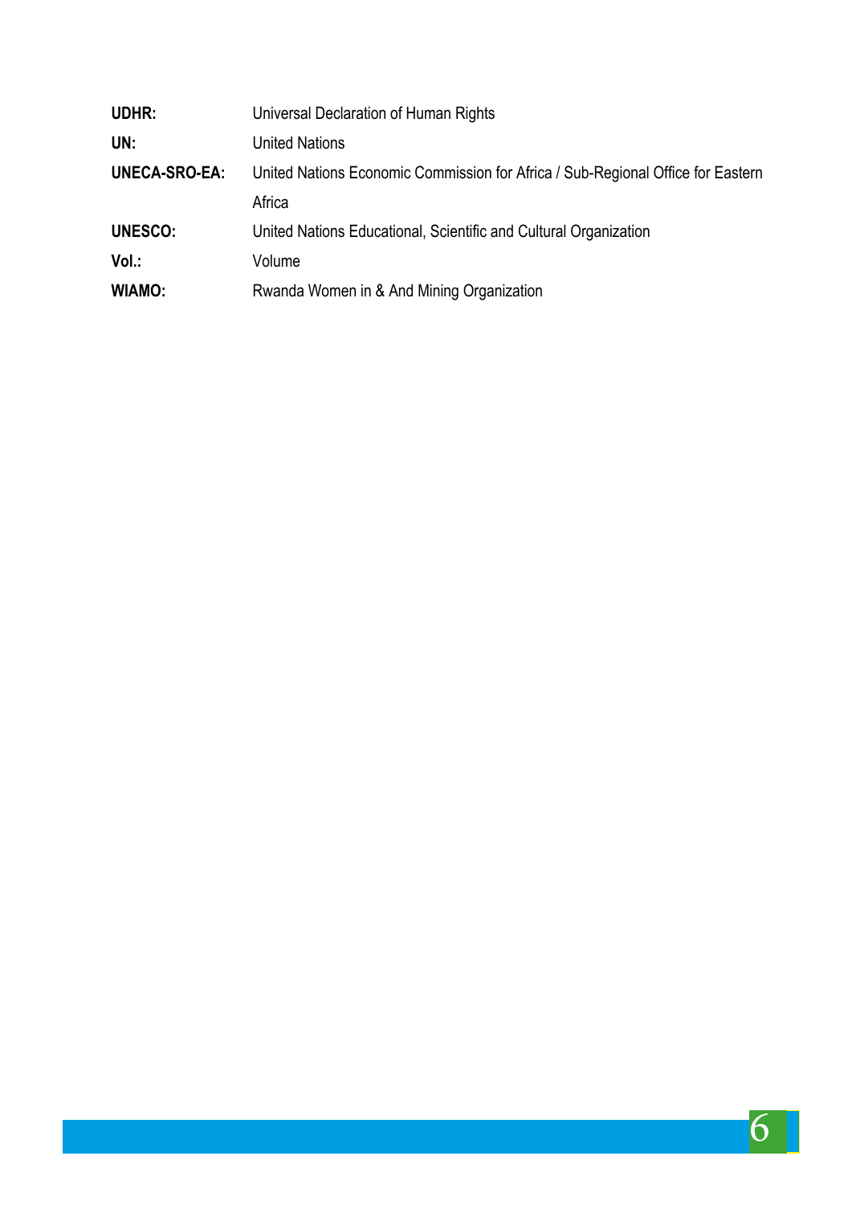| | |
|---|---|
| **UDHR:** | Universal Declaration of Human Rights |
| **UN:** | United Nations |
| **UNECA-SRO-EA:** | United Nations Economic Commission for Africa / Sub-Regional Office for Eastern Africa |
| **UNESCO:** | United Nations Educational, Scientific and Cultural Organization |
| **Vol.:** | Volume |
| **WIAMO:** | Rwanda Women in & And Mining Organization |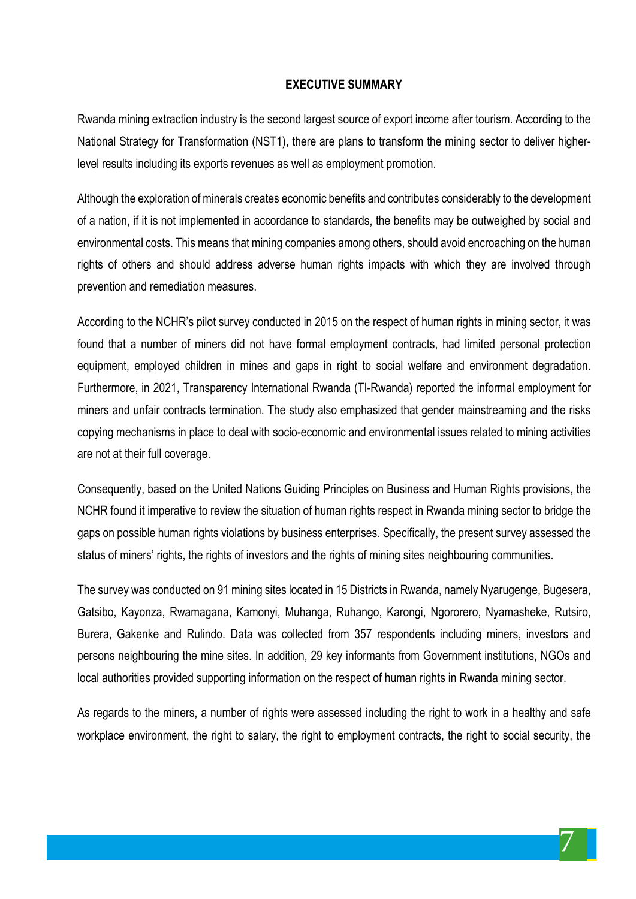## EXECUTIVE SUMMARY

Rwanda mining extraction industry is the second largest source of export income after tourism. According to the National Strategy for Transformation (NST1), there are plans to transform the mining sector to deliver higher-level results including its exports revenues as well as employment promotion.

Although the exploration of minerals creates economic benefits and contributes considerably to the development of a nation, if it is not implemented in accordance to standards, the benefits may be outweighed by social and environmental costs. This means that mining companies among others, should avoid encroaching on the human rights of others and should address adverse human rights impacts with which they are involved through prevention and remediation measures.

According to the NCHR's pilot survey conducted in 2015 on the respect of human rights in mining sector, it was found that a number of miners did not have formal employment contracts, had limited personal protection equipment, employed children in mines and gaps in right to social welfare and environment degradation. Furthermore, in 2021, Transparency International Rwanda (TI-Rwanda) reported the informal employment for miners and unfair contracts termination. The study also emphasized that gender mainstreaming and the risks copying mechanisms in place to deal with socio-economic and environmental issues related to mining activities are not at their full coverage.

Consequently, based on the United Nations Guiding Principles on Business and Human Rights provisions, the NCHR found it imperative to review the situation of human rights respect in Rwanda mining sector to bridge the gaps on possible human rights violations by business enterprises. Specifically, the present survey assessed the status of miners' rights, the rights of investors and the rights of mining sites neighbouring communities.

The survey was conducted on 91 mining sites located in 15 Districts in Rwanda, namely Nyarugenge, Bugesera, Gatsibo, Kayonza, Rwamagana, Kamonyi, Muhanga, Ruhango, Karongi, Ngororero, Nyamasheke, Rutsiro, Burera, Gakenke and Rulindo. Data was collected from 357 respondents including miners, investors and persons neighbouring the mine sites. In addition, 29 key informants from Government institutions, NGOs and local authorities provided supporting information on the respect of human rights in Rwanda mining sector.

As regards to the miners, a number of rights were assessed including the right to work in a healthy and safe workplace environment, the right to salary, the right to employment contracts, the right to social security, the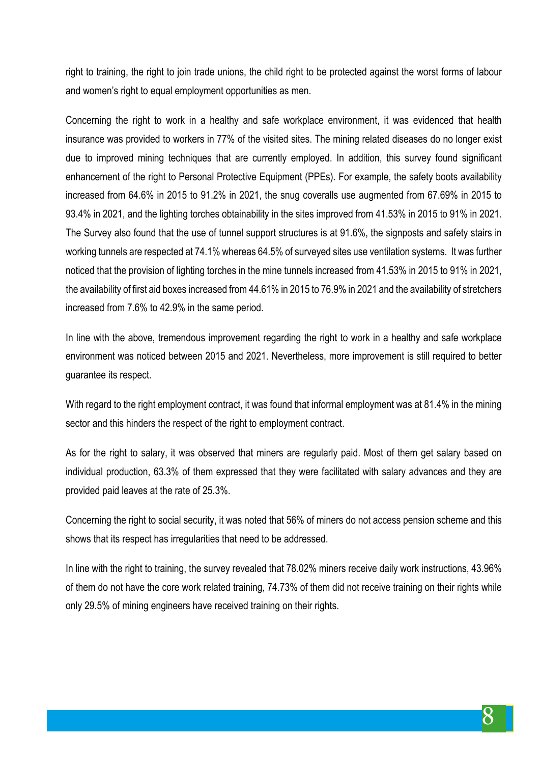right to training, the right to join trade unions, the child right to be protected against the worst forms of labour and women's right to equal employment opportunities as men.

Concerning the right to work in a healthy and safe workplace environment, it was evidenced that health insurance was provided to workers in 77% of the visited sites. The mining related diseases do no longer exist due to improved mining techniques that are currently employed. In addition, this survey found significant enhancement of the right to Personal Protective Equipment (PPEs). For example, the safety boots availability increased from 64.6% in 2015 to 91.2% in 2021, the snug coveralls use augmented from 67.69% in 2015 to 93.4% in 2021, and the lighting torches obtainability in the sites improved from 41.53% in 2015 to 91% in 2021. The Survey also found that the use of tunnel support structures is at 91.6%, the signposts and safety stairs in working tunnels are respected at 74.1% whereas 64.5% of surveyed sites use ventilation systems. It was further noticed that the provision of lighting torches in the mine tunnels increased from 41.53% in 2015 to 91% in 2021, the availability of first aid boxes increased from 44.61% in 2015 to 76.9% in 2021 and the availability of stretchers increased from 7.6% to 42.9% in the same period.

In line with the above, tremendous improvement regarding the right to work in a healthy and safe workplace environment was noticed between 2015 and 2021. Nevertheless, more improvement is still required to better guarantee its respect.

With regard to the right employment contract, it was found that informal employment was at 81.4% in the mining sector and this hinders the respect of the right to employment contract.

As for the right to salary, it was observed that miners are regularly paid. Most of them get salary based on individual production, 63.3% of them expressed that they were facilitated with salary advances and they are provided paid leaves at the rate of 25.3%.

Concerning the right to social security, it was noted that 56% of miners do not access pension scheme and this shows that its respect has irregularities that need to be addressed.

In line with the right to training, the survey revealed that 78.02% miners receive daily work instructions, 43.96% of them do not have the core work related training, 74.73% of them did not receive training on their rights while only 29.5% of mining engineers have received training on their rights.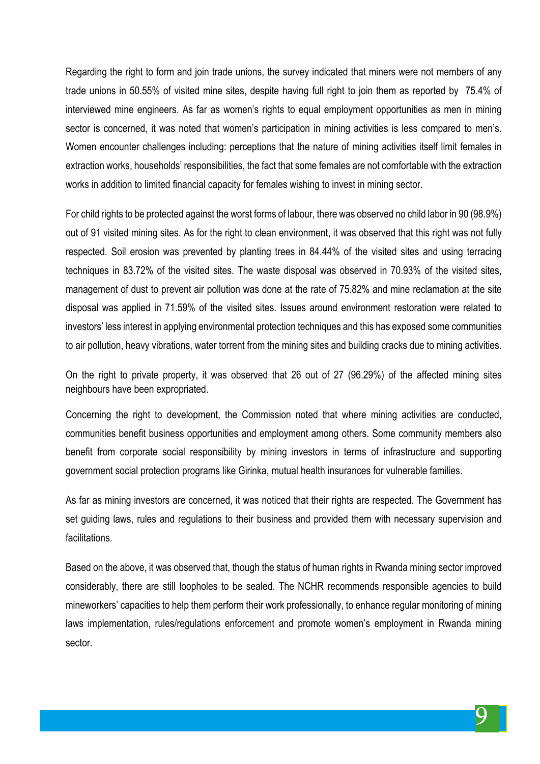Regarding the right to form and join trade unions, the survey indicated that miners were not members of any trade unions in 50.55% of visited mine sites, despite having full right to join them as reported by 75.4% of interviewed mine engineers. As far as women's rights to equal employment opportunities as men in mining sector is concerned, it was noted that women's participation in mining activities is less compared to men's. Women encounter challenges including: perceptions that the nature of mining activities itself limit females in extraction works, households' responsibilities, the fact that some females are not comfortable with the extraction works in addition to limited financial capacity for females wishing to invest in mining sector.

For child rights to be protected against the worst forms of labour, there was observed no child labor in 90 (98.9%) out of 91 visited mining sites. As for the right to clean environment, it was observed that this right was not fully respected. Soil erosion was prevented by planting trees in 84.44% of the visited sites and using terracing techniques in 83.72% of the visited sites. The waste disposal was observed in 70.93% of the visited sites, management of dust to prevent air pollution was done at the rate of 75.82% and mine reclamation at the site disposal was applied in 71.59% of the visited sites. Issues around environment restoration were related to investors' less interest in applying environmental protection techniques and this has exposed some communities to air pollution, heavy vibrations, water torrent from the mining sites and building cracks due to mining activities.

On the right to private property, it was observed that 26 out of 27 (96.29%) of the affected mining sites neighbours have been expropriated.

Concerning the right to development, the Commission noted that where mining activities are conducted, communities benefit business opportunities and employment among others. Some community members also benefit from corporate social responsibility by mining investors in terms of infrastructure and supporting government social protection programs like Girinka, mutual health insurances for vulnerable families.

As far as mining investors are concerned, it was noticed that their rights are respected. The Government has set guiding laws, rules and regulations to their business and provided them with necessary supervision and facilitations.

Based on the above, it was observed that, though the status of human rights in Rwanda mining sector improved considerably, there are still loopholes to be sealed. The NCHR recommends responsible agencies to build mineworkers' capacities to help them perform their work professionally, to enhance regular monitoring of mining laws implementation, rules/regulations enforcement and promote women's employment in Rwanda mining sector.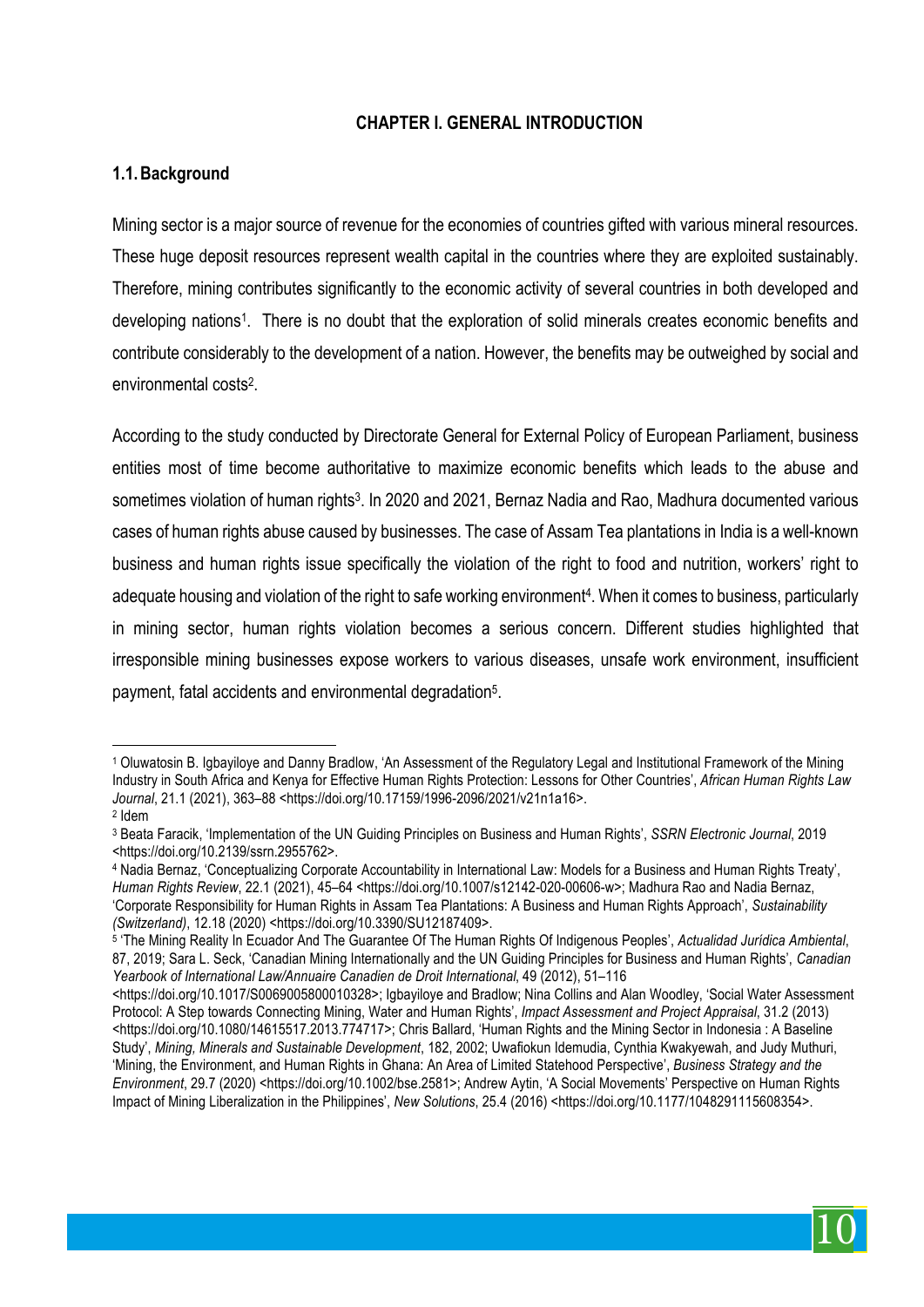# CHAPTER I. GENERAL INTRODUCTION

## 1.1. Background

Mining sector is a major source of revenue for the economies of countries gifted with various mineral resources. These huge deposit resources represent wealth capital in the countries where they are exploited sustainably. Therefore, mining contributes significantly to the economic activity of several countries in both developed and developing nations[1]. There is no doubt that the exploration of solid minerals creates economic benefits and contribute considerably to the development of a nation. However, the benefits may be outweighed by social and environmental costs[2].

According to the study conducted by Directorate General for External Policy of European Parliament, business entities most of time become authoritative to maximize economic benefits which leads to the abuse and sometimes violation of human rights[3]. In 2020 and 2021, Bernaz Nadia and Rao, Madhura documented various cases of human rights abuse caused by businesses. The case of Assam Tea plantations in India is a well-known business and human rights issue specifically the violation of the right to food and nutrition, workers' right to adequate housing and violation of the right to safe working environment[4]. When it comes to business, particularly in mining sector, human rights violation becomes a serious concern. Different studies highlighted that irresponsible mining businesses expose workers to various diseases, unsafe work environment, insufficient payment, fatal accidents and environmental degradation[5].

---

[1] Oluwatosin B. Igbayiloye and Danny Bradlow, 'An Assessment of the Regulatory Legal and Institutional Framework of the Mining Industry in South Africa and Kenya for Effective Human Rights Protection: Lessons for Other Countries', *African Human Rights Law Journal*, 21.1 (2021), 363–88 <https://doi.org/10.17159/1996-2096/2021/v21n1a16>.

[2] Idem

[3] Beata Faracik, 'Implementation of the UN Guiding Principles on Business and Human Rights', *SSRN Electronic Journal*, 2019 <https://doi.org/10.2139/ssrn.2955762>.

[4] Nadia Bernaz, 'Conceptualizing Corporate Accountability in International Law: Models for a Business and Human Rights Treaty', *Human Rights Review*, 22.1 (2021), 45–64 <https://doi.org/10.1007/s12142-020-00606-w>; Madhura Rao and Nadia Bernaz, 'Corporate Responsibility for Human Rights in Assam Tea Plantations: A Business and Human Rights Approach', *Sustainability (Switzerland)*, 12.18 (2020) <https://doi.org/10.3390/SU12187409>.

[5] 'The Mining Reality In Ecuador And The Guarantee Of The Human Rights Of Indigenous Peoples', *Actualidad Jurídica Ambiental*, 87, 2019; Sara L. Seck, 'Canadian Mining Internationally and the UN Guiding Principles for Business and Human Rights', *Canadian Yearbook of International Law/Annuaire Canadien de Droit International*, 49 (2012), 51–116 <https://doi.org/10.1017/S0069005800010328>; Igbayiloye and Bradlow; Nina Collins and Alan Woodley, 'Social Water Assessment Protocol: A Step towards Connecting Mining, Water and Human Rights', *Impact Assessment and Project Appraisal*, 31.2 (2013) <https://doi.org/10.1080/14615517.2013.774717>; Chris Ballard, 'Human Rights and the Mining Sector in Indonesia : A Baseline Study', *Mining, Minerals and Sustainable Development*, 182, 2002; Uwafiokun Idemudia, Cynthia Kwakyewah, and Judy Muthuri, 'Mining, the Environment, and Human Rights in Ghana: An Area of Limited Statehood Perspective', *Business Strategy and the Environment*, 29.7 (2020) <https://doi.org/10.1002/bse.2581>; Andrew Aytin, 'A Social Movements' Perspective on Human Rights Impact of Mining Liberalization in the Philippines', *New Solutions*, 25.4 (2016) <https://doi.org/10.1177/1048291115608354>.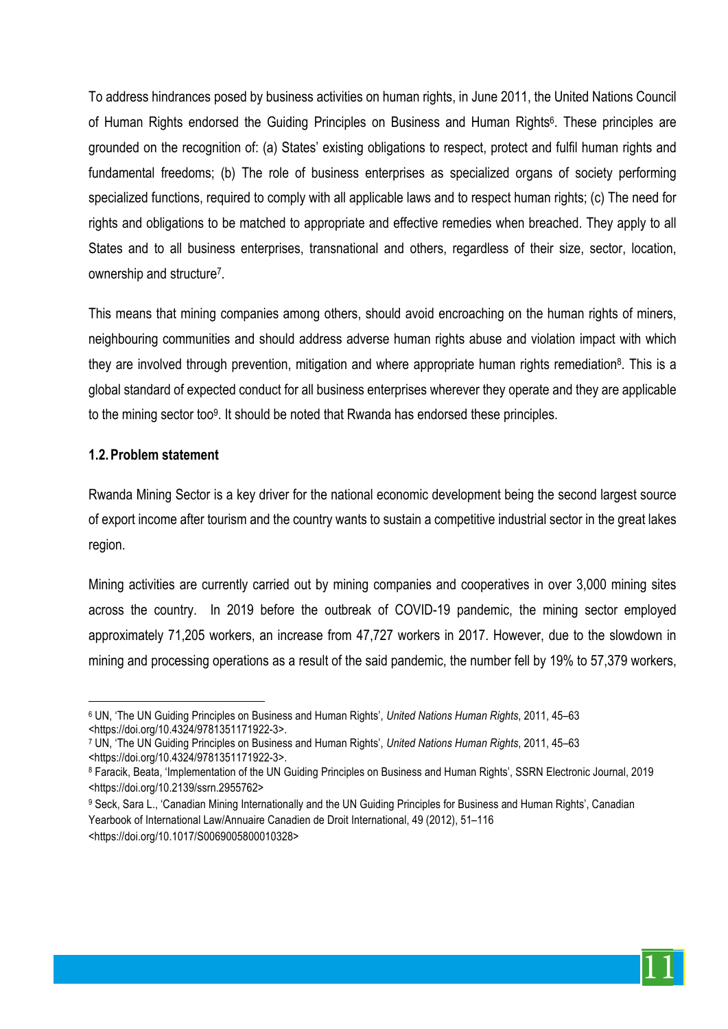To address hindrances posed by business activities on human rights, in June 2011, the United Nations Council of Human Rights endorsed the Guiding Principles on Business and Human Rights[6]. These principles are grounded on the recognition of: (a) States' existing obligations to respect, protect and fulfil human rights and fundamental freedoms; (b) The role of business enterprises as specialized organs of society performing specialized functions, required to comply with all applicable laws and to respect human rights; (c) The need for rights and obligations to be matched to appropriate and effective remedies when breached. They apply to all States and to all business enterprises, transnational and others, regardless of their size, sector, location, ownership and structure[7].

This means that mining companies among others, should avoid encroaching on the human rights of miners, neighbouring communities and should address adverse human rights abuse and violation impact with which they are involved through prevention, mitigation and where appropriate human rights remediation[8]. This is a global standard of expected conduct for all business enterprises wherever they operate and they are applicable to the mining sector too[9]. It should be noted that Rwanda has endorsed these principles.

### 1.2. Problem statement

Rwanda Mining Sector is a key driver for the national economic development being the second largest source of export income after tourism and the country wants to sustain a competitive industrial sector in the great lakes region.

Mining activities are currently carried out by mining companies and cooperatives in over 3,000 mining sites across the country. In 2019 before the outbreak of COVID-19 pandemic, the mining sector employed approximately 71,205 workers, an increase from 47,727 workers in 2017. However, due to the slowdown in mining and processing operations as a result of the said pandemic, the number fell by 19% to 57,379 workers,

---

[6] UN, 'The UN Guiding Principles on Business and Human Rights', *United Nations Human Rights*, 2011, 45–63 <https://doi.org/10.4324/9781351171922-3>.

[7] UN, 'The UN Guiding Principles on Business and Human Rights', *United Nations Human Rights*, 2011, 45–63 <https://doi.org/10.4324/9781351171922-3>.

[8] Faracik, Beata, 'Implementation of the UN Guiding Principles on Business and Human Rights', SSRN Electronic Journal, 2019 <https://doi.org/10.2139/ssrn.2955762>

[9] Seck, Sara L., 'Canadian Mining Internationally and the UN Guiding Principles for Business and Human Rights', Canadian Yearbook of International Law/Annuaire Canadien de Droit International, 49 (2012), 51–116 <https://doi.org/10.1017/S0069005800010328>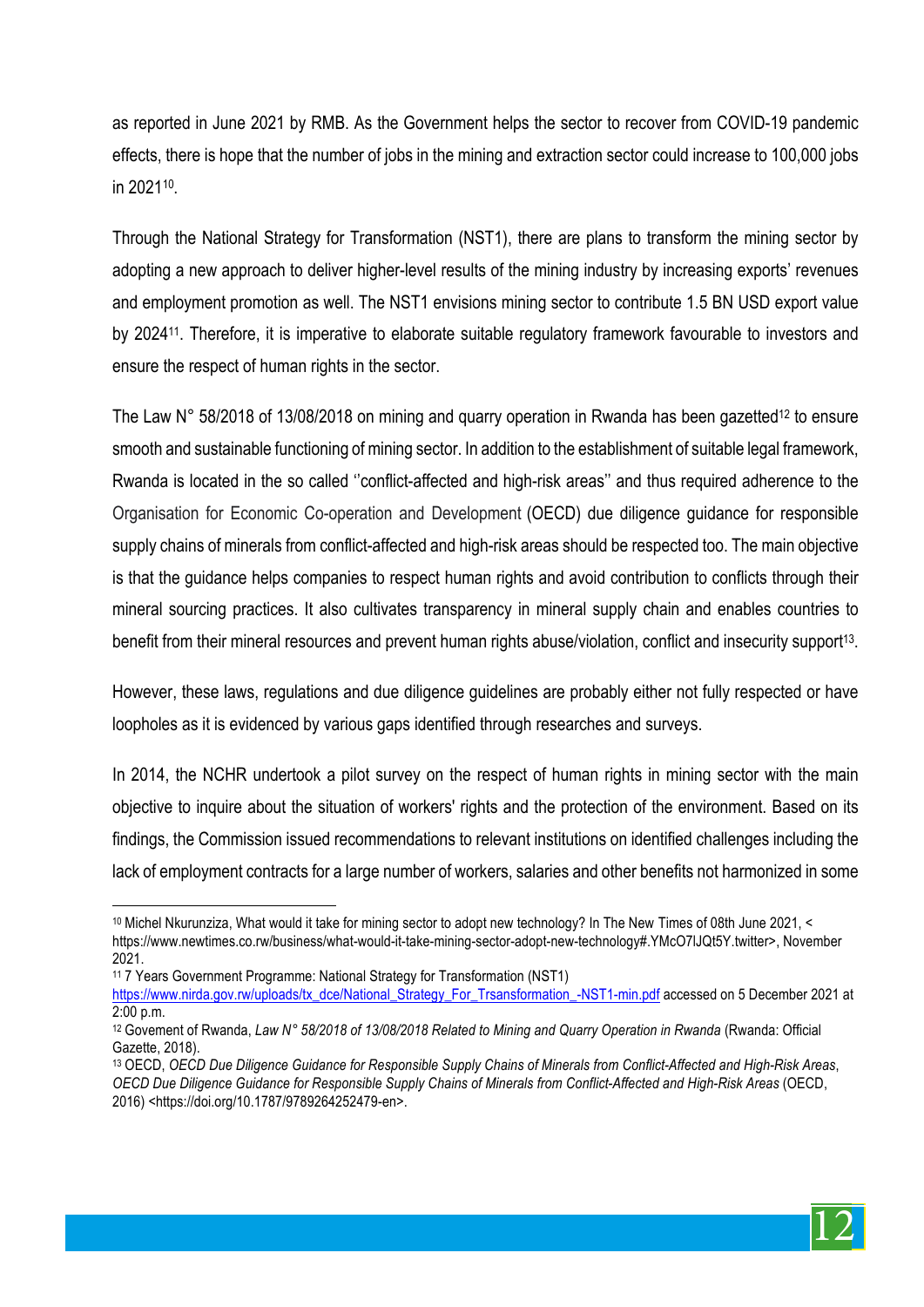as reported in June 2021 by RMB. As the Government helps the sector to recover from COVID-19 pandemic effects, there is hope that the number of jobs in the mining and extraction sector could increase to 100,000 jobs in 2021[10].

Through the National Strategy for Transformation (NST1), there are plans to transform the mining sector by adopting a new approach to deliver higher-level results of the mining industry by increasing exports' revenues and employment promotion as well. The NST1 envisions mining sector to contribute 1.5 BN USD export value by 2024[11]. Therefore, it is imperative to elaborate suitable regulatory framework favourable to investors and ensure the respect of human rights in the sector.

The Law N° 58/2018 of 13/08/2018 on mining and quarry operation in Rwanda has been gazetted[12] to ensure smooth and sustainable functioning of mining sector. In addition to the establishment of suitable legal framework, Rwanda is located in the so called ''conflict-affected and high-risk areas'' and thus required adherence to the Organisation for Economic Co-operation and Development (OECD) due diligence guidance for responsible supply chains of minerals from conflict-affected and high-risk areas should be respected too. The main objective is that the guidance helps companies to respect human rights and avoid contribution to conflicts through their mineral sourcing practices. It also cultivates transparency in mineral supply chain and enables countries to benefit from their mineral resources and prevent human rights abuse/violation, conflict and insecurity support[13].

However, these laws, regulations and due diligence guidelines are probably either not fully respected or have loopholes as it is evidenced by various gaps identified through researches and surveys.

In 2014, the NCHR undertook a pilot survey on the respect of human rights in mining sector with the main objective to inquire about the situation of workers' rights and the protection of the environment. Based on its findings, the Commission issued recommendations to relevant institutions on identified challenges including the lack of employment contracts for a large number of workers, salaries and other benefits not harmonized in some

---

[10] Michel Nkurunziza, What would it take for mining sector to adopt new technology? In The New Times of 08th June 2021, < https://www.newtimes.co.rw/business/what-would-it-take-mining-sector-adopt-new-technology#.YMcO7IJQt5Y.twitter>, November 2021.

[11] 7 Years Government Programme: National Strategy for Transformation (NST1) https://www.nirda.gov.rw/uploads/tx_dce/National_Strategy_For_Trsansformation_-NST1-min.pdf accessed on 5 December 2021 at 2:00 p.m.

[12] Govement of Rwanda, *Law N° 58/2018 of 13/08/2018 Related to Mining and Quarry Operation in Rwanda* (Rwanda: Official Gazette, 2018).

[13] OECD, *OECD Due Diligence Guidance for Responsible Supply Chains of Minerals from Conflict-Affected and High-Risk Areas*, *OECD Due Diligence Guidance for Responsible Supply Chains of Minerals from Conflict-Affected and High-Risk Areas* (OECD, 2016) <https://doi.org/10.1787/9789264252479-en>.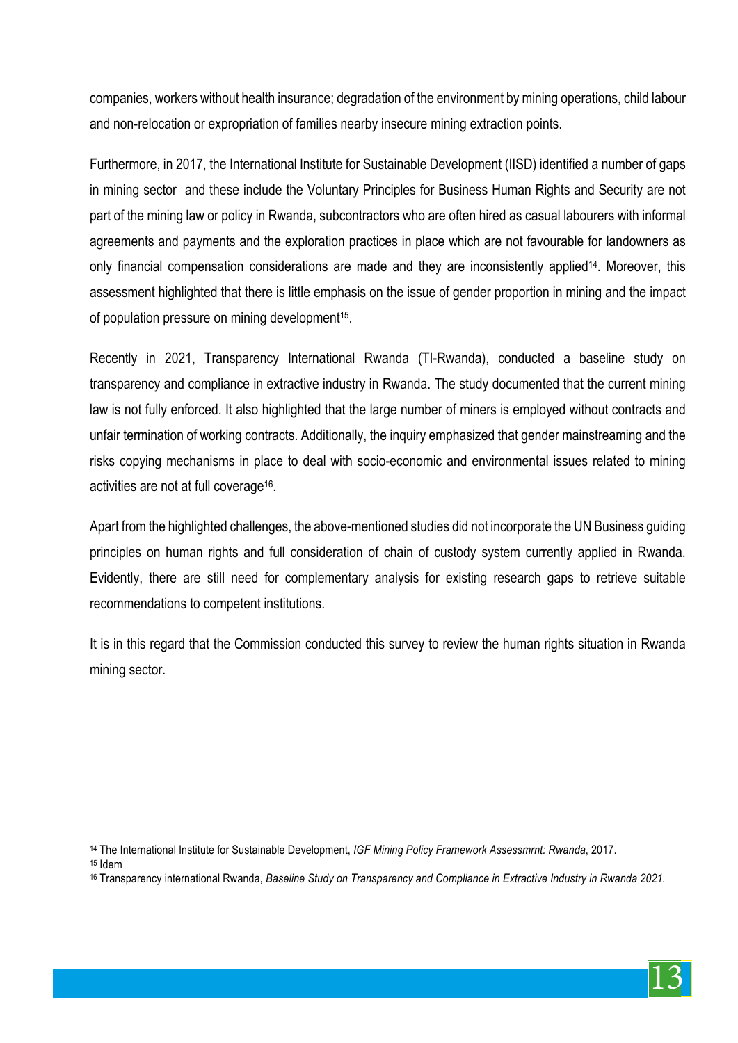companies, workers without health insurance; degradation of the environment by mining operations, child labour and non-relocation or expropriation of families nearby insecure mining extraction points.

Furthermore, in 2017, the International Institute for Sustainable Development (IISD) identified a number of gaps in mining sector and these include the Voluntary Principles for Business Human Rights and Security are not part of the mining law or policy in Rwanda, subcontractors who are often hired as casual labourers with informal agreements and payments and the exploration practices in place which are not favourable for landowners as only financial compensation considerations are made and they are inconsistently applied[14]. Moreover, this assessment highlighted that there is little emphasis on the issue of gender proportion in mining and the impact of population pressure on mining development[15].

Recently in 2021, Transparency International Rwanda (TI-Rwanda), conducted a baseline study on transparency and compliance in extractive industry in Rwanda. The study documented that the current mining law is not fully enforced. It also highlighted that the large number of miners is employed without contracts and unfair termination of working contracts. Additionally, the inquiry emphasized that gender mainstreaming and the risks copying mechanisms in place to deal with socio-economic and environmental issues related to mining activities are not at full coverage[16].

Apart from the highlighted challenges, the above-mentioned studies did not incorporate the UN Business guiding principles on human rights and full consideration of chain of custody system currently applied in Rwanda. Evidently, there are still need for complementary analysis for existing research gaps to retrieve suitable recommendations to competent institutions.

It is in this regard that the Commission conducted this survey to review the human rights situation in Rwanda mining sector.

---

[14] The International Institute for Sustainable Development, *IGF Mining Policy Framework Assessmrnt: Rwanda*, 2017.

[15] Idem

[16] Transparency international Rwanda, *Baseline Study on Transparency and Compliance in Extractive Industry in Rwanda 2021*.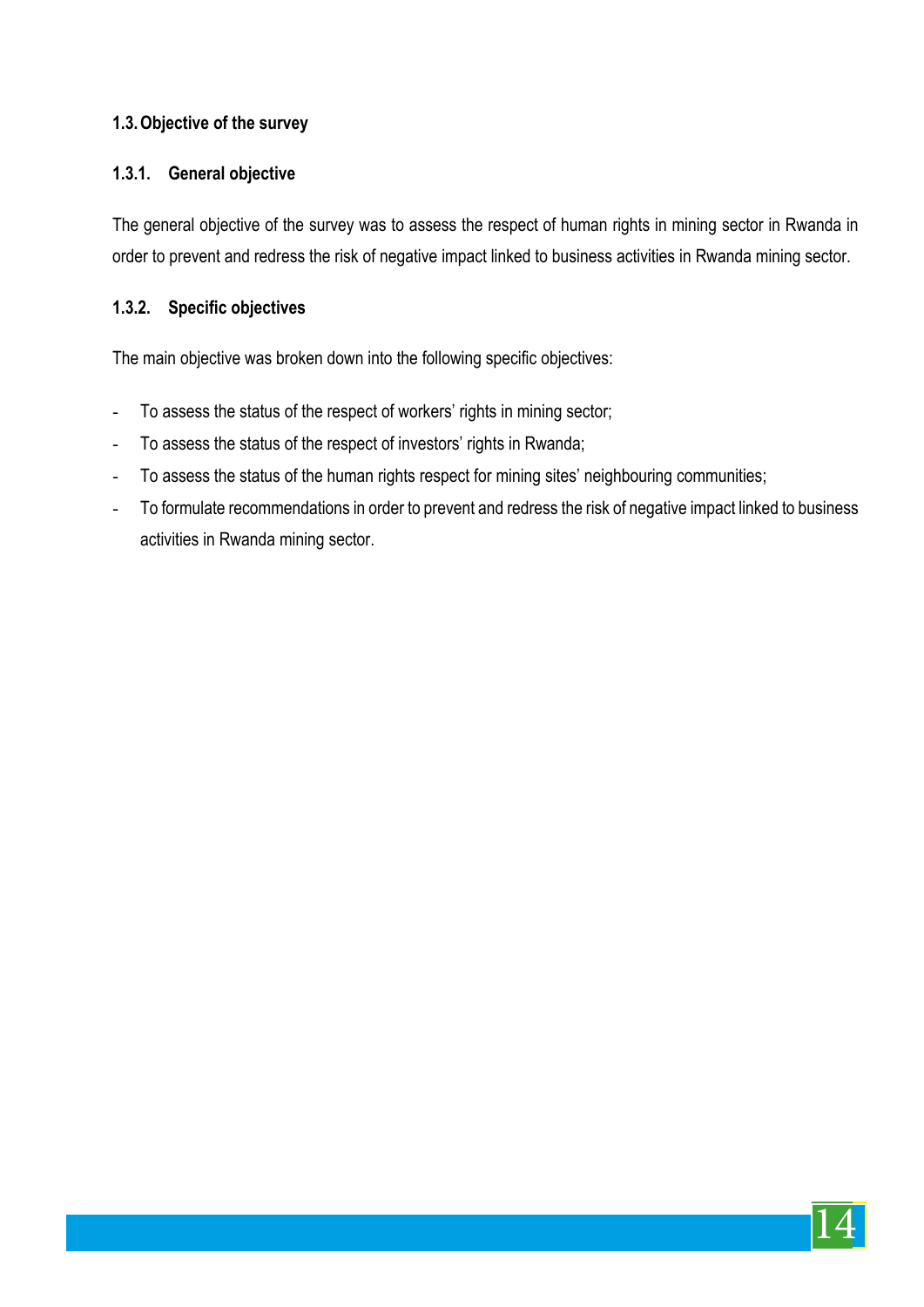### 1.3. Objective of the survey

#### 1.3.1. General objective

The general objective of the survey was to assess the respect of human rights in mining sector in Rwanda in order to prevent and redress the risk of negative impact linked to business activities in Rwanda mining sector.

#### 1.3.2. Specific objectives

The main objective was broken down into the following specific objectives:

- To assess the status of the respect of workers' rights in mining sector;
- To assess the status of the respect of investors' rights in Rwanda;
- To assess the status of the human rights respect for mining sites' neighbouring communities;
- To formulate recommendations in order to prevent and redress the risk of negative impact linked to business activities in Rwanda mining sector.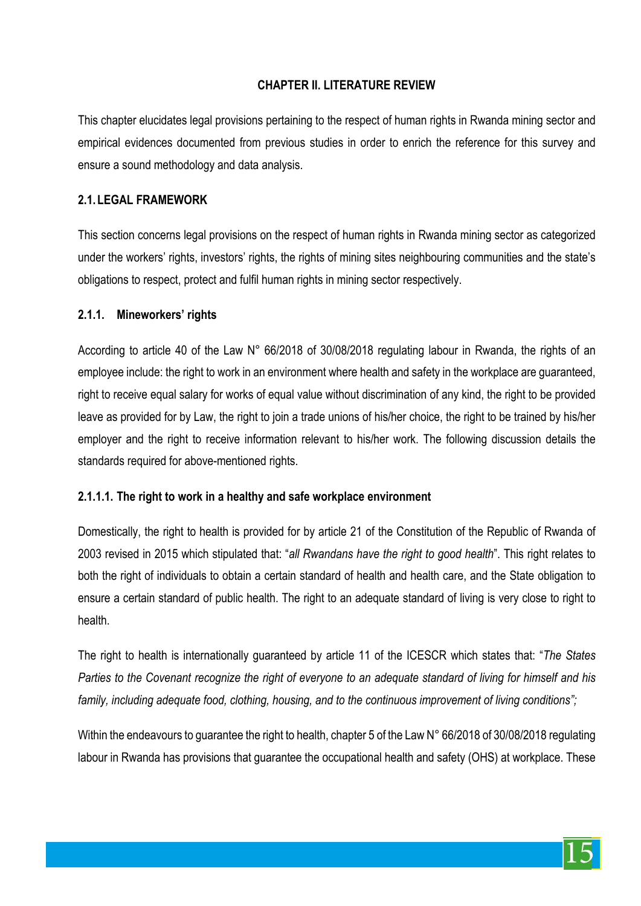## CHAPTER II. LITERATURE REVIEW

This chapter elucidates legal provisions pertaining to the respect of human rights in Rwanda mining sector and empirical evidences documented from previous studies in order to enrich the reference for this survey and ensure a sound methodology and data analysis.

### 2.1. LEGAL FRAMEWORK

This section concerns legal provisions on the respect of human rights in Rwanda mining sector as categorized under the workers' rights, investors' rights, the rights of mining sites neighbouring communities and the state's obligations to respect, protect and fulfil human rights in mining sector respectively.

#### 2.1.1. Mineworkers' rights

According to article 40 of the Law N° 66/2018 of 30/08/2018 regulating labour in Rwanda, the rights of an employee include: the right to work in an environment where health and safety in the workplace are guaranteed, right to receive equal salary for works of equal value without discrimination of any kind, the right to be provided leave as provided for by Law, the right to join a trade unions of his/her choice, the right to be trained by his/her employer and the right to receive information relevant to his/her work. The following discussion details the standards required for above-mentioned rights.

##### 2.1.1.1. The right to work in a healthy and safe workplace environment

Domestically, the right to health is provided for by article 21 of the Constitution of the Republic of Rwanda of 2003 revised in 2015 which stipulated that: "*all Rwandans have the right to good health*". This right relates to both the right of individuals to obtain a certain standard of health and health care, and the State obligation to ensure a certain standard of public health. The right to an adequate standard of living is very close to right to health.

The right to health is internationally guaranteed by article 11 of the ICESCR which states that: "*The States Parties to the Covenant recognize the right of everyone to an adequate standard of living for himself and his family, including adequate food, clothing, housing, and to the continuous improvement of living conditions";*

Within the endeavours to guarantee the right to health, chapter 5 of the Law N° 66/2018 of 30/08/2018 regulating labour in Rwanda has provisions that guarantee the occupational health and safety (OHS) at workplace. These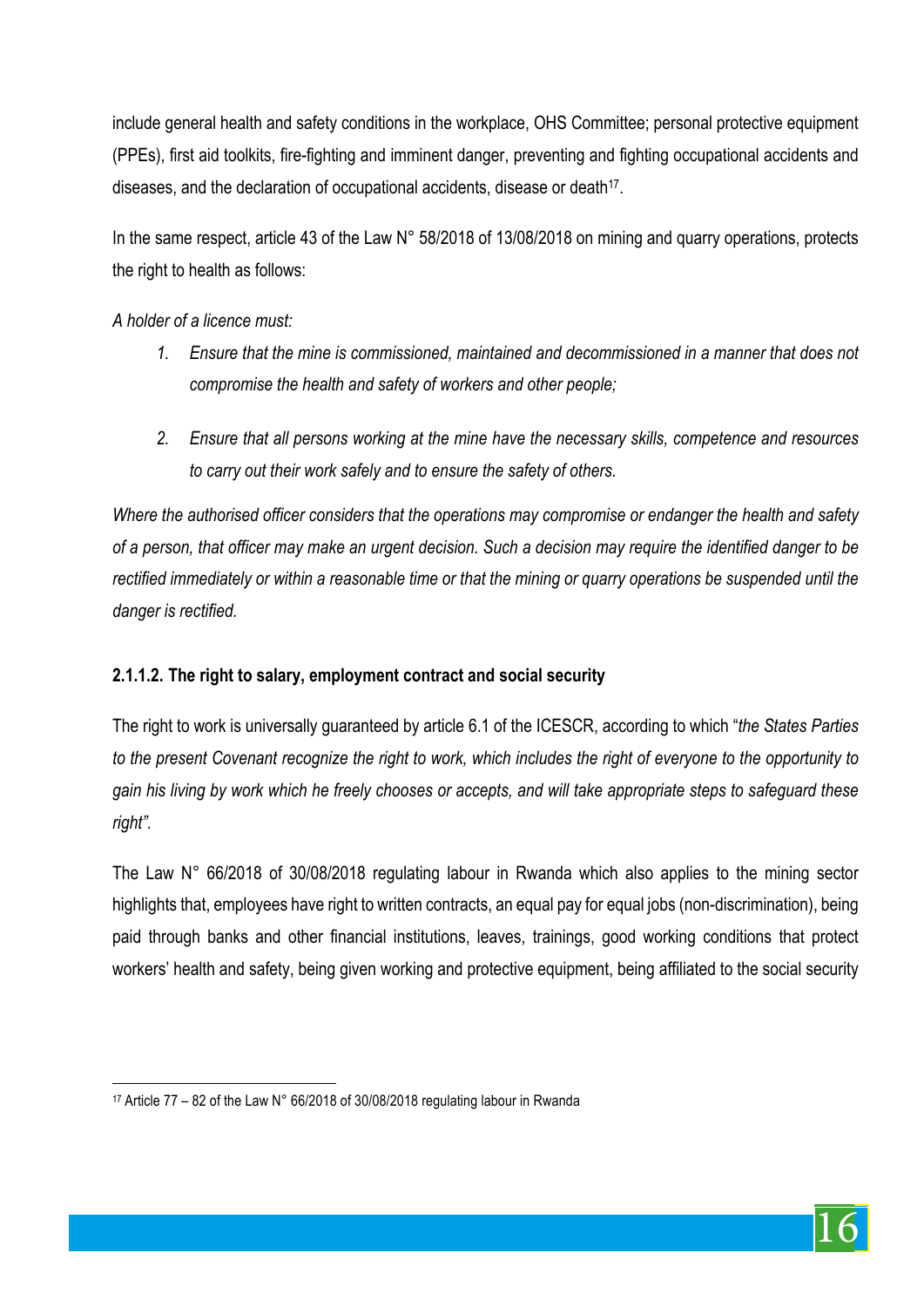include general health and safety conditions in the workplace, OHS Committee; personal protective equipment (PPEs), first aid toolkits, fire-fighting and imminent danger, preventing and fighting occupational accidents and diseases, and the declaration of occupational accidents, disease or death[17].

In the same respect, article 43 of the Law N° 58/2018 of 13/08/2018 on mining and quarry operations, protects the right to health as follows:

*A holder of a licence must:*

1. *Ensure that the mine is commissioned, maintained and decommissioned in a manner that does not compromise the health and safety of workers and other people;*
2. *Ensure that all persons working at the mine have the necessary skills, competence and resources to carry out their work safely and to ensure the safety of others.*

*Where the authorised officer considers that the operations may compromise or endanger the health and safety of a person, that officer may make an urgent decision. Such a decision may require the identified danger to be rectified immediately or within a reasonable time or that the mining or quarry operations be suspended until the danger is rectified.*

#### 2.1.1.2. The right to salary, employment contract and social security

The right to work is universally guaranteed by article 6.1 of the ICESCR, according to which "*the States Parties to the present Covenant recognize the right to work, which includes the right of everyone to the opportunity to gain his living by work which he freely chooses or accepts, and will take appropriate steps to safeguard these right".*

The Law N° 66/2018 of 30/08/2018 regulating labour in Rwanda which also applies to the mining sector highlights that, employees have right to written contracts, an equal pay for equal jobs (non-discrimination), being paid through banks and other financial institutions, leaves, trainings, good working conditions that protect workers' health and safety, being given working and protective equipment, being affiliated to the social security

[17] Article 77 – 82 of the Law N° 66/2018 of 30/08/2018 regulating labour in Rwanda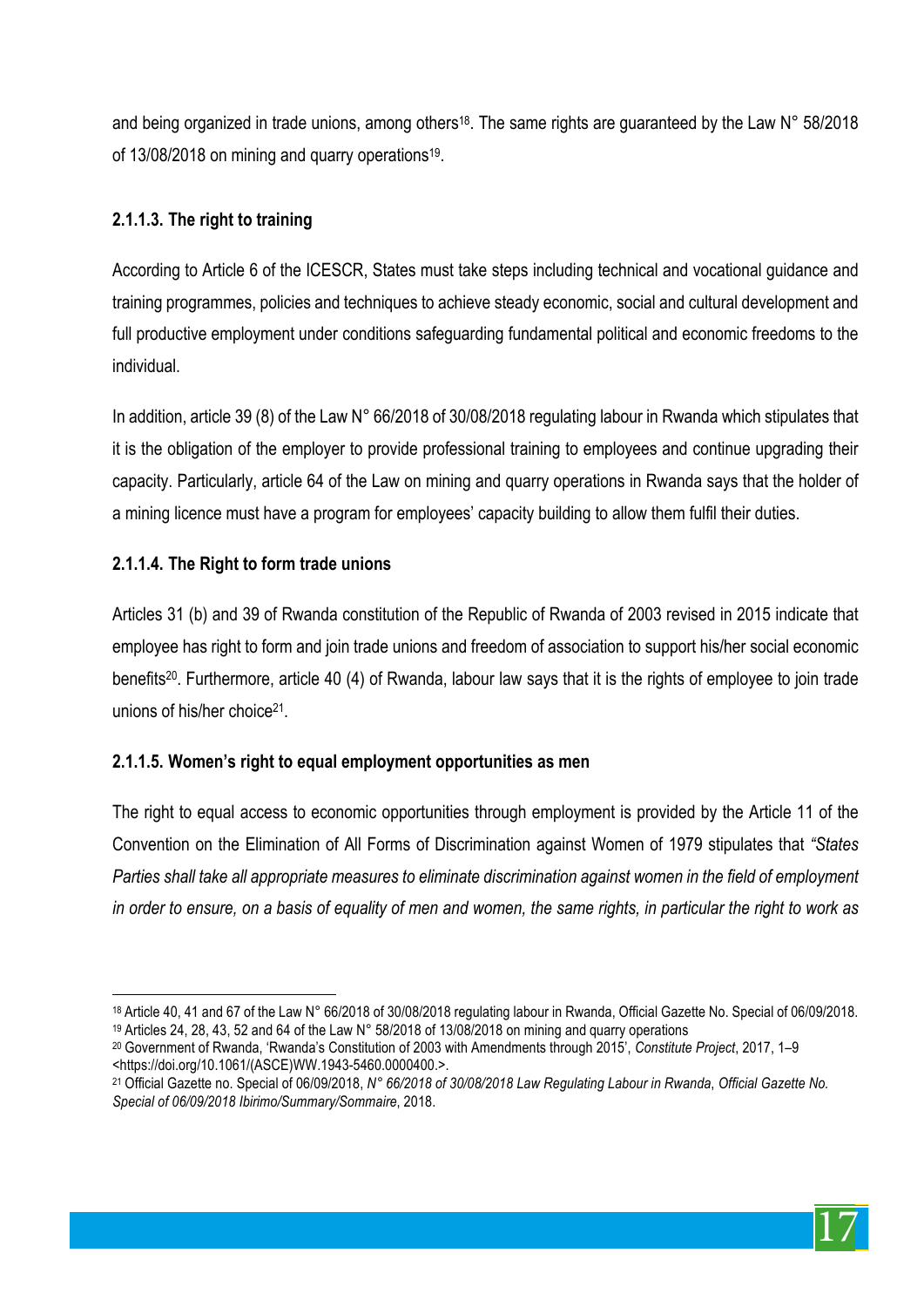and being organized in trade unions, among others[18]. The same rights are guaranteed by the Law N° 58/2018 of 13/08/2018 on mining and quarry operations[19].

#### 2.1.1.3. The right to training

According to Article 6 of the ICESCR, States must take steps including technical and vocational guidance and training programmes, policies and techniques to achieve steady economic, social and cultural development and full productive employment under conditions safeguarding fundamental political and economic freedoms to the individual.

In addition, article 39 (8) of the Law N° 66/2018 of 30/08/2018 regulating labour in Rwanda which stipulates that it is the obligation of the employer to provide professional training to employees and continue upgrading their capacity. Particularly, article 64 of the Law on mining and quarry operations in Rwanda says that the holder of a mining licence must have a program for employees' capacity building to allow them fulfil their duties.

#### 2.1.1.4. The Right to form trade unions

Articles 31 (b) and 39 of Rwanda constitution of the Republic of Rwanda of 2003 revised in 2015 indicate that employee has right to form and join trade unions and freedom of association to support his/her social economic benefits[20]. Furthermore, article 40 (4) of Rwanda, labour law says that it is the rights of employee to join trade unions of his/her choice[21].

#### 2.1.1.5. Women's right to equal employment opportunities as men

The right to equal access to economic opportunities through employment is provided by the Article 11 of the Convention on the Elimination of All Forms of Discrimination against Women of 1979 stipulates that *"States Parties shall take all appropriate measures to eliminate discrimination against women in the field of employment in order to ensure, on a basis of equality of men and women, the same rights, in particular the right to work as*

---

[18] Article 40, 41 and 67 of the Law N° 66/2018 of 30/08/2018 regulating labour in Rwanda, Official Gazette No. Special of 06/09/2018.

[19] Articles 24, 28, 43, 52 and 64 of the Law N° 58/2018 of 13/08/2018 on mining and quarry operations

[20] Government of Rwanda, 'Rwanda's Constitution of 2003 with Amendments through 2015', *Constitute Project*, 2017, 1–9 <https://doi.org/10.1061/(ASCE)WW.1943-5460.0000400.>.

[21] Official Gazette no. Special of 06/09/2018, *N° 66/2018 of 30/08/2018 Law Regulating Labour in Rwanda*, *Official Gazette No. Special of 06/09/2018 Ibirimo/Summary/Sommaire*, 2018.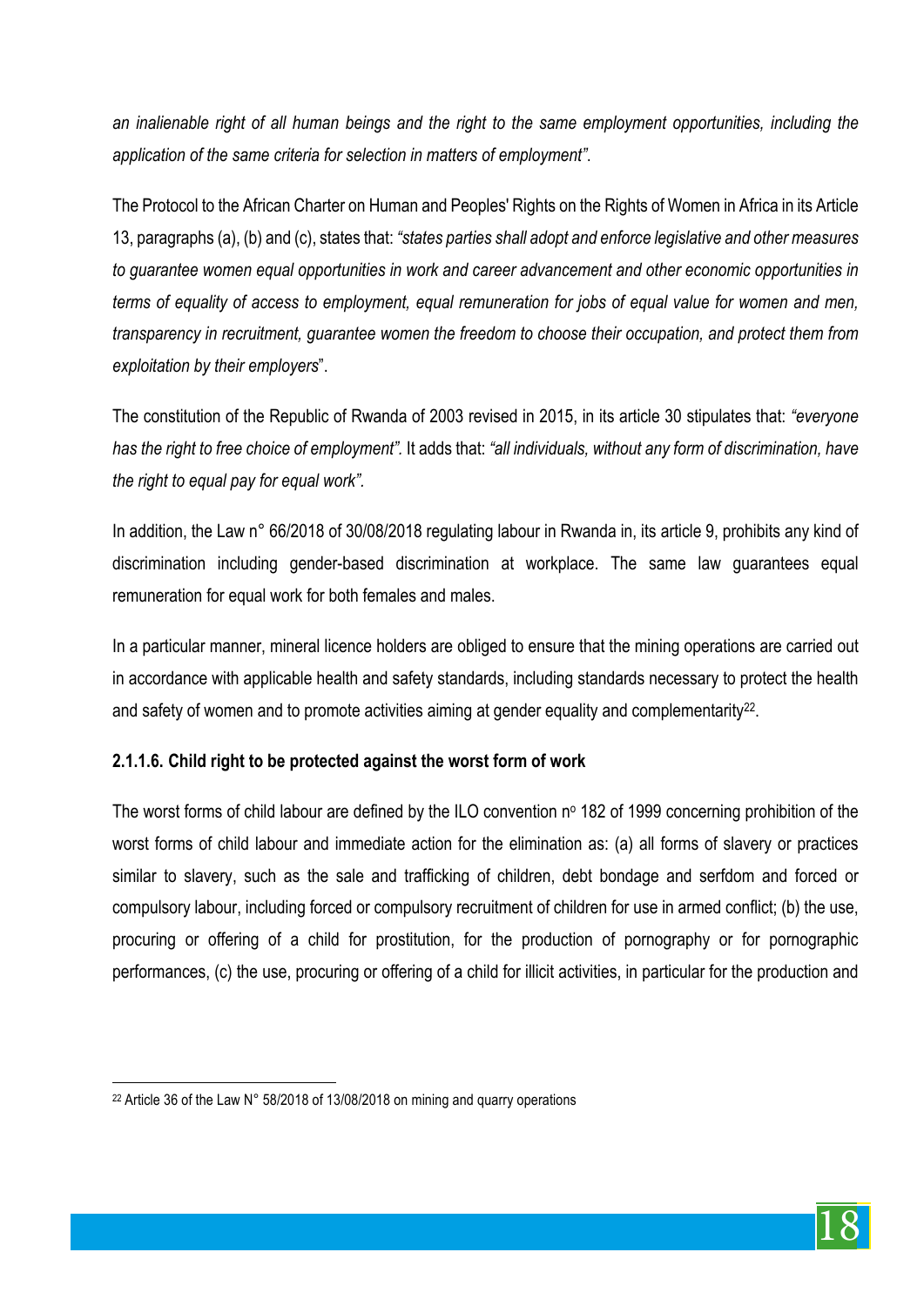*an inalienable right of all human beings and the right to the same employment opportunities, including the application of the same criteria for selection in matters of employment"*.

The Protocol to the African Charter on Human and Peoples' Rights on the Rights of Women in Africa in its Article 13, paragraphs (a), (b) and (c), states that: *"states parties shall adopt and enforce legislative and other measures to guarantee women equal opportunities in work and career advancement and other economic opportunities in terms of equality of access to employment, equal remuneration for jobs of equal value for women and men, transparency in recruitment, guarantee women the freedom to choose their occupation, and protect them from exploitation by their employers*".

The constitution of the Republic of Rwanda of 2003 revised in 2015, in its article 30 stipulates that: *"everyone has the right to free choice of employment".* It adds that: *"all individuals, without any form of discrimination, have the right to equal pay for equal work".*

In addition, the Law n° 66/2018 of 30/08/2018 regulating labour in Rwanda in, its article 9, prohibits any kind of discrimination including gender-based discrimination at workplace. The same law guarantees equal remuneration for equal work for both females and males.

In a particular manner, mineral licence holders are obliged to ensure that the mining operations are carried out in accordance with applicable health and safety standards, including standards necessary to protect the health and safety of women and to promote activities aiming at gender equality and complementarity[22].

#### 2.1.1.6. Child right to be protected against the worst form of work

The worst forms of child labour are defined by the ILO convention n° 182 of 1999 concerning prohibition of the worst forms of child labour and immediate action for the elimination as: (a) all forms of slavery or practices similar to slavery, such as the sale and trafficking of children, debt bondage and serfdom and forced or compulsory labour, including forced or compulsory recruitment of children for use in armed conflict; (b) the use, procuring or offering of a child for prostitution, for the production of pornography or for pornographic performances, (c) the use, procuring or offering of a child for illicit activities, in particular for the production and

[22] Article 36 of the Law N° 58/2018 of 13/08/2018 on mining and quarry operations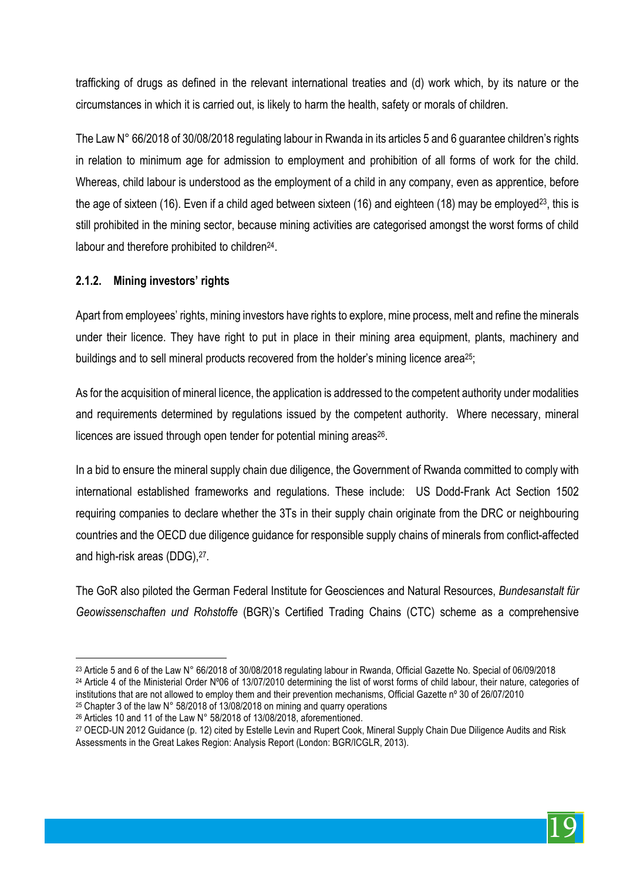trafficking of drugs as defined in the relevant international treaties and (d) work which, by its nature or the circumstances in which it is carried out, is likely to harm the health, safety or morals of children.

The Law N° 66/2018 of 30/08/2018 regulating labour in Rwanda in its articles 5 and 6 guarantee children's rights in relation to minimum age for admission to employment and prohibition of all forms of work for the child. Whereas, child labour is understood as the employment of a child in any company, even as apprentice, before the age of sixteen (16). Even if a child aged between sixteen (16) and eighteen (18) may be employed[23], this is still prohibited in the mining sector, because mining activities are categorised amongst the worst forms of child labour and therefore prohibited to children[24].

### 2.1.2. Mining investors' rights

Apart from employees' rights, mining investors have rights to explore, mine process, melt and refine the minerals under their licence. They have right to put in place in their mining area equipment, plants, machinery and buildings and to sell mineral products recovered from the holder's mining licence area[25];

As for the acquisition of mineral licence, the application is addressed to the competent authority under modalities and requirements determined by regulations issued by the competent authority. Where necessary, mineral licences are issued through open tender for potential mining areas[26].

In a bid to ensure the mineral supply chain due diligence, the Government of Rwanda committed to comply with international established frameworks and regulations. These include: US Dodd-Frank Act Section 1502 requiring companies to declare whether the 3Ts in their supply chain originate from the DRC or neighbouring countries and the OECD due diligence guidance for responsible supply chains of minerals from conflict-affected and high-risk areas (DDG),[27].

The GoR also piloted the German Federal Institute for Geosciences and Natural Resources, *Bundesanstalt für Geowissenschaften und Rohstoffe* (BGR)'s Certified Trading Chains (CTC) scheme as a comprehensive

---

[23] Article 5 and 6 of the Law N° 66/2018 of 30/08/2018 regulating labour in Rwanda, Official Gazette No. Special of 06/09/2018

[24] Article 4 of the Ministerial Order Nº06 of 13/07/2010 determining the list of worst forms of child labour, their nature, categories of institutions that are not allowed to employ them and their prevention mechanisms, Official Gazette nº 30 of 26/07/2010

[25] Chapter 3 of the law N° 58/2018 of 13/08/2018 on mining and quarry operations

[26] Articles 10 and 11 of the Law N° 58/2018 of 13/08/2018, aforementioned.

[27] OECD-UN 2012 Guidance (p. 12) cited by Estelle Levin and Rupert Cook, Mineral Supply Chain Due Diligence Audits and Risk Assessments in the Great Lakes Region: Analysis Report (London: BGR/ICGLR, 2013).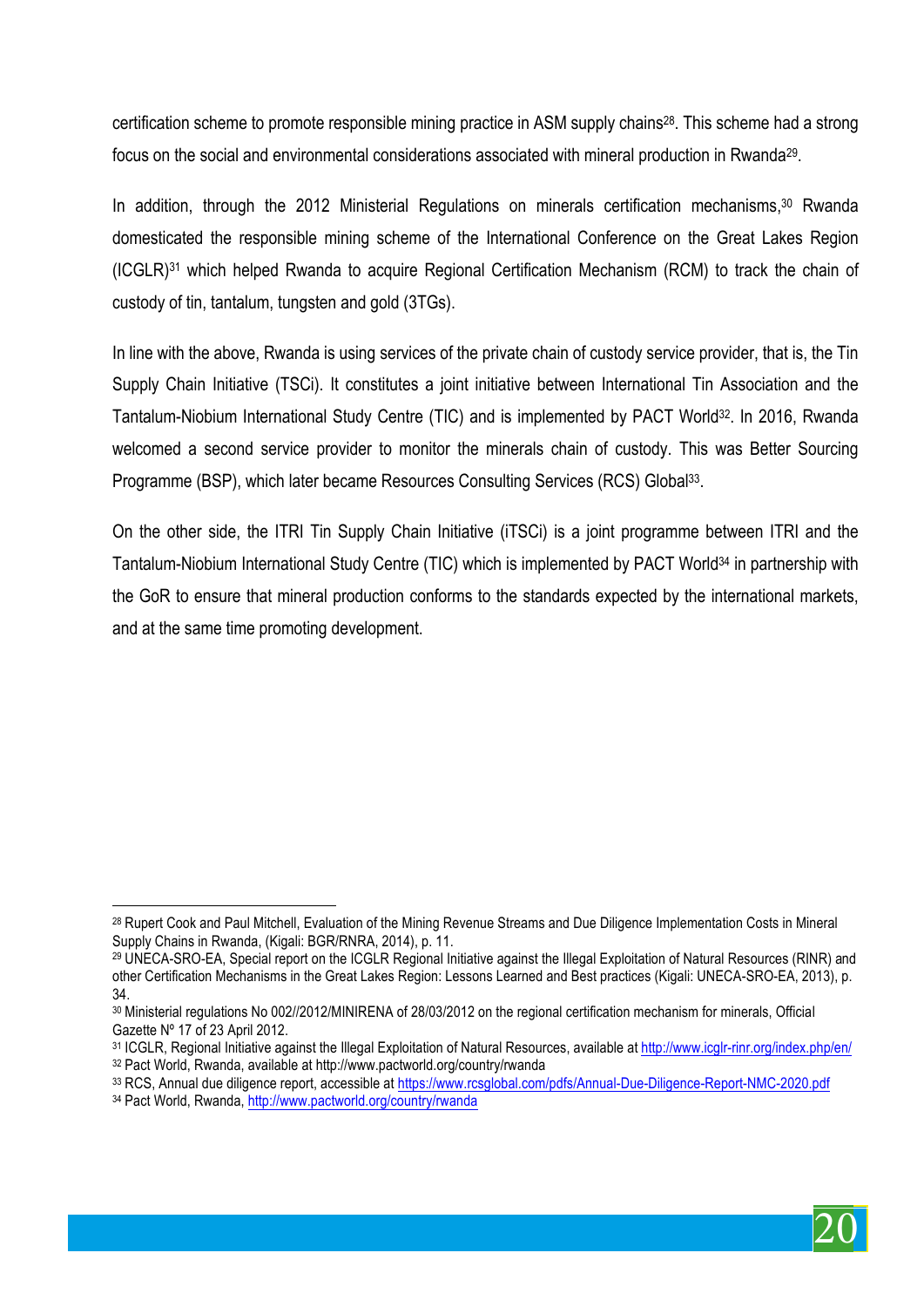certification scheme to promote responsible mining practice in ASM supply chains[28]. This scheme had a strong focus on the social and environmental considerations associated with mineral production in Rwanda[29].

In addition, through the 2012 Ministerial Regulations on minerals certification mechanisms,[30] Rwanda domesticated the responsible mining scheme of the International Conference on the Great Lakes Region (ICGLR)[31] which helped Rwanda to acquire Regional Certification Mechanism (RCM) to track the chain of custody of tin, tantalum, tungsten and gold (3TGs).

In line with the above, Rwanda is using services of the private chain of custody service provider, that is, the Tin Supply Chain Initiative (TSCi). It constitutes a joint initiative between International Tin Association and the Tantalum-Niobium International Study Centre (TIC) and is implemented by PACT World[32]. In 2016, Rwanda welcomed a second service provider to monitor the minerals chain of custody. This was Better Sourcing Programme (BSP), which later became Resources Consulting Services (RCS) Global[33].

On the other side, the ITRI Tin Supply Chain Initiative (iTSCi) is a joint programme between ITRI and the Tantalum-Niobium International Study Centre (TIC) which is implemented by PACT World[34] in partnership with the GoR to ensure that mineral production conforms to the standards expected by the international markets, and at the same time promoting development.

---

[28] Rupert Cook and Paul Mitchell, Evaluation of the Mining Revenue Streams and Due Diligence Implementation Costs in Mineral Supply Chains in Rwanda, (Kigali: BGR/RNRA, 2014), p. 11.

[29] UNECA-SRO-EA, Special report on the ICGLR Regional Initiative against the Illegal Exploitation of Natural Resources (RINR) and other Certification Mechanisms in the Great Lakes Region: Lessons Learned and Best practices (Kigali: UNECA-SRO-EA, 2013), p. 34.

[30] Ministerial regulations No 002//2012/MINIRENA of 28/03/2012 on the regional certification mechanism for minerals, Official Gazette Nº 17 of 23 April 2012.

[31] ICGLR, Regional Initiative against the Illegal Exploitation of Natural Resources, available at http://www.icglr-rinr.org/index.php/en/

[32] Pact World, Rwanda, available at http://www.pactworld.org/country/rwanda

[33] RCS, Annual due diligence report, accessible at https://www.rcsglobal.com/pdfs/Annual-Due-Diligence-Report-NMC-2020.pdf

[34] Pact World, Rwanda, http://www.pactworld.org/country/rwanda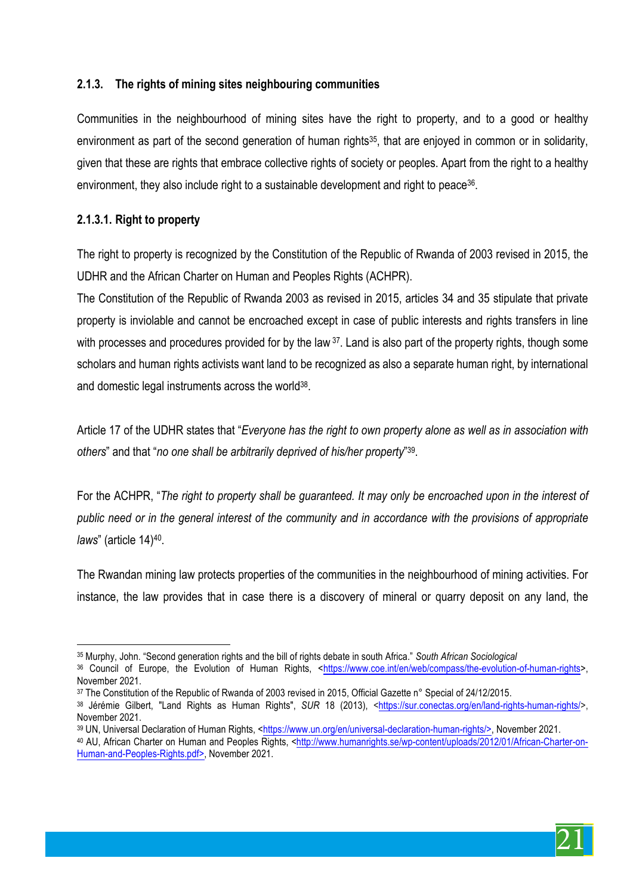### 2.1.3. The rights of mining sites neighbouring communities

Communities in the neighbourhood of mining sites have the right to property, and to a good or healthy environment as part of the second generation of human rights[35], that are enjoyed in common or in solidarity, given that these are rights that embrace collective rights of society or peoples. Apart from the right to a healthy environment, they also include right to a sustainable development and right to peace[36].

#### 2.1.3.1. Right to property

The right to property is recognized by the Constitution of the Republic of Rwanda of 2003 revised in 2015, the UDHR and the African Charter on Human and Peoples Rights (ACHPR).

The Constitution of the Republic of Rwanda 2003 as revised in 2015, articles 34 and 35 stipulate that private property is inviolable and cannot be encroached except in case of public interests and rights transfers in line with processes and procedures provided for by the law[37]. Land is also part of the property rights, though some scholars and human rights activists want land to be recognized as also a separate human right, by international and domestic legal instruments across the world[38].

Article 17 of the UDHR states that "*Everyone has the right to own property alone as well as in association with others*" and that "*no one shall be arbitrarily deprived of his/her property*"[39].

For the ACHPR, "*The right to property shall be guaranteed. It may only be encroached upon in the interest of public need or in the general interest of the community and in accordance with the provisions of appropriate laws*" (article 14)[40].

The Rwandan mining law protects properties of the communities in the neighbourhood of mining activities. For instance, the law provides that in case there is a discovery of mineral or quarry deposit on any land, the

---

[35] Murphy, John. "Second generation rights and the bill of rights debate in south Africa." *South African Sociological*

[36] Council of Europe, the Evolution of Human Rights, <https://www.coe.int/en/web/compass/the-evolution-of-human-rights>, November 2021.

[37] The Constitution of the Republic of Rwanda of 2003 revised in 2015, Official Gazette n° Special of 24/12/2015.

[38] Jérémie Gilbert, "Land Rights as Human Rights", *SUR* 18 (2013), <https://sur.conectas.org/en/land-rights-human-rights/>, November 2021.

[39] UN, Universal Declaration of Human Rights, <https://www.un.org/en/universal-declaration-human-rights/>, November 2021.

[40] AU, African Charter on Human and Peoples Rights, <http://www.humanrights.se/wp-content/uploads/2012/01/African-Charter-on-Human-and-Peoples-Rights.pdf>, November 2021.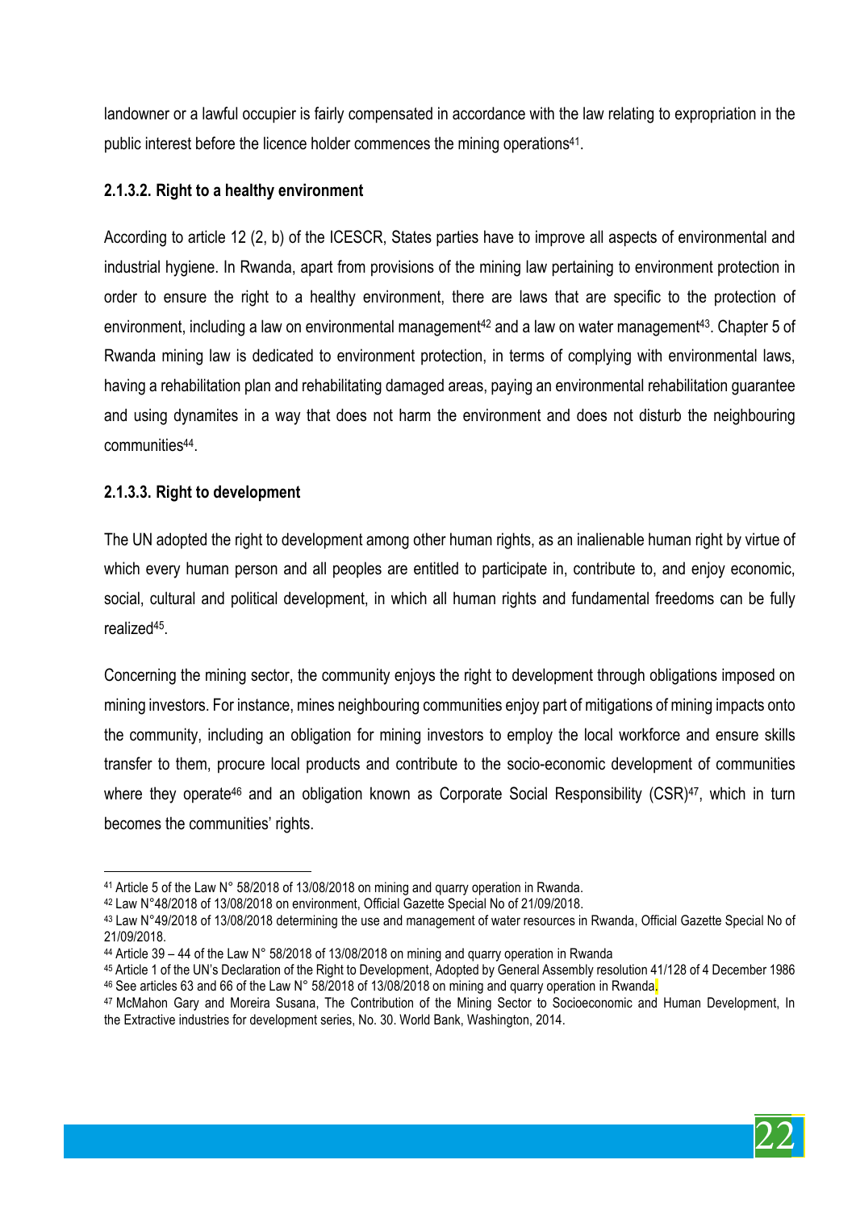landowner or a lawful occupier is fairly compensated in accordance with the law relating to expropriation in the public interest before the licence holder commences the mining operations[41].

#### 2.1.3.2. Right to a healthy environment

According to article 12 (2, b) of the ICESCR, States parties have to improve all aspects of environmental and industrial hygiene. In Rwanda, apart from provisions of the mining law pertaining to environment protection in order to ensure the right to a healthy environment, there are laws that are specific to the protection of environment, including a law on environmental management[42] and a law on water management[43]. Chapter 5 of Rwanda mining law is dedicated to environment protection, in terms of complying with environmental laws, having a rehabilitation plan and rehabilitating damaged areas, paying an environmental rehabilitation guarantee and using dynamites in a way that does not harm the environment and does not disturb the neighbouring communities[44].

#### 2.1.3.3. Right to development

The UN adopted the right to development among other human rights, as an inalienable human right by virtue of which every human person and all peoples are entitled to participate in, contribute to, and enjoy economic, social, cultural and political development, in which all human rights and fundamental freedoms can be fully realized[45].

Concerning the mining sector, the community enjoys the right to development through obligations imposed on mining investors. For instance, mines neighbouring communities enjoy part of mitigations of mining impacts onto the community, including an obligation for mining investors to employ the local workforce and ensure skills transfer to them, procure local products and contribute to the socio-economic development of communities where they operate[46] and an obligation known as Corporate Social Responsibility (CSR)[47], which in turn becomes the communities' rights.

---

[41] Article 5 of the Law N° 58/2018 of 13/08/2018 on mining and quarry operation in Rwanda.

[42] Law N°48/2018 of 13/08/2018 on environment, Official Gazette Special No of 21/09/2018.

[43] Law N°49/2018 of 13/08/2018 determining the use and management of water resources in Rwanda, Official Gazette Special No of 21/09/2018.

[44] Article 39 – 44 of the Law N° 58/2018 of 13/08/2018 on mining and quarry operation in Rwanda

[45] Article 1 of the UN's Declaration of the Right to Development, Adopted by General Assembly resolution 41/128 of 4 December 1986

[46] See articles 63 and 66 of the Law N° 58/2018 of 13/08/2018 on mining and quarry operation in Rwanda.

[47] McMahon Gary and Moreira Susana, The Contribution of the Mining Sector to Socioeconomic and Human Development, In the Extractive industries for development series, No. 30. World Bank, Washington, 2014.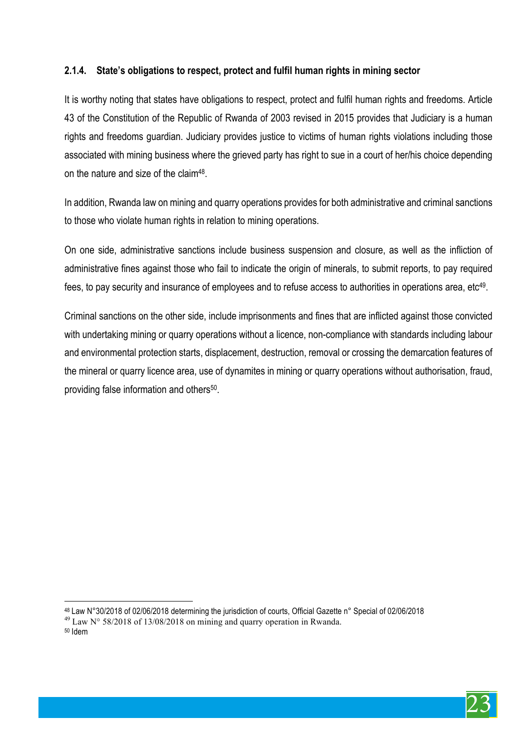#### 2.1.4. State's obligations to respect, protect and fulfil human rights in mining sector

It is worthy noting that states have obligations to respect, protect and fulfil human rights and freedoms. Article 43 of the Constitution of the Republic of Rwanda of 2003 revised in 2015 provides that Judiciary is a human rights and freedoms guardian. Judiciary provides justice to victims of human rights violations including those associated with mining business where the grieved party has right to sue in a court of her/his choice depending on the nature and size of the claim[48].

In addition, Rwanda law on mining and quarry operations provides for both administrative and criminal sanctions to those who violate human rights in relation to mining operations.

On one side, administrative sanctions include business suspension and closure, as well as the infliction of administrative fines against those who fail to indicate the origin of minerals, to submit reports, to pay required fees, to pay security and insurance of employees and to refuse access to authorities in operations area, etc[49].

Criminal sanctions on the other side, include imprisonments and fines that are inflicted against those convicted with undertaking mining or quarry operations without a licence, non-compliance with standards including labour and environmental protection starts, displacement, destruction, removal or crossing the demarcation features of the mineral or quarry licence area, use of dynamites in mining or quarry operations without authorisation, fraud, providing false information and others[50].

---

[48] Law N°30/2018 of 02/06/2018 determining the jurisdiction of courts, Official Gazette n° Special of 02/06/2018

[49] Law N° 58/2018 of 13/08/2018 on mining and quarry operation in Rwanda.

[50] Idem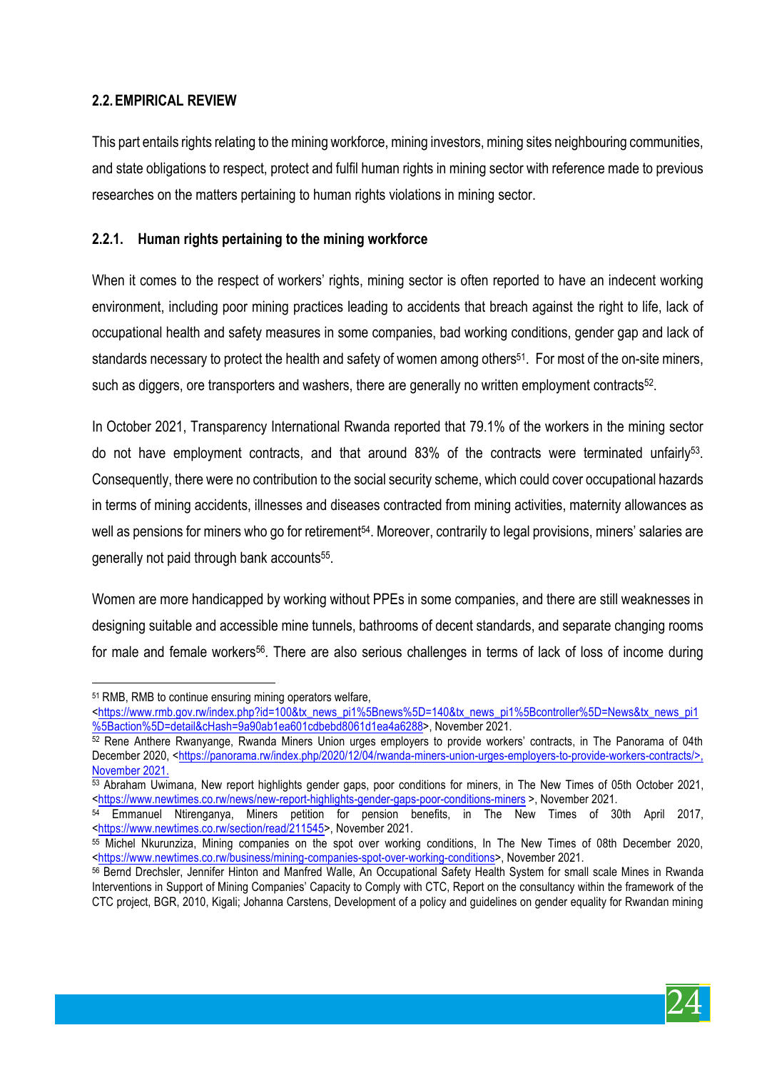## 2.2. EMPIRICAL REVIEW

This part entails rights relating to the mining workforce, mining investors, mining sites neighbouring communities, and state obligations to respect, protect and fulfil human rights in mining sector with reference made to previous researches on the matters pertaining to human rights violations in mining sector.

### 2.2.1. Human rights pertaining to the mining workforce

When it comes to the respect of workers' rights, mining sector is often reported to have an indecent working environment, including poor mining practices leading to accidents that breach against the right to life, lack of occupational health and safety measures in some companies, bad working conditions, gender gap and lack of standards necessary to protect the health and safety of women among others[51]. For most of the on-site miners, such as diggers, ore transporters and washers, there are generally no written employment contracts[52].

In October 2021, Transparency International Rwanda reported that 79.1% of the workers in the mining sector do not have employment contracts, and that around 83% of the contracts were terminated unfairly[53]. Consequently, there were no contribution to the social security scheme, which could cover occupational hazards in terms of mining accidents, illnesses and diseases contracted from mining activities, maternity allowances as well as pensions for miners who go for retirement[54]. Moreover, contrarily to legal provisions, miners' salaries are generally not paid through bank accounts[55].

Women are more handicapped by working without PPEs in some companies, and there are still weaknesses in designing suitable and accessible mine tunnels, bathrooms of decent standards, and separate changing rooms for male and female workers[56]. There are also serious challenges in terms of lack of loss of income during

---

[51] RMB, RMB to continue ensuring mining operators welfare, <https://www.rmb.gov.rw/index.php?id=100&tx_news_pi1%5Bnews%5D=140&tx_news_pi1%5Bcontroller%5D=News&tx_news_pi1%5Baction%5D=detail&cHash=9a90ab1ea601cdbebd8061d1ea4a6288>, November 2021.

[52] Rene Anthere Rwanyange, Rwanda Miners Union urges employers to provide workers' contracts, in The Panorama of 04th December 2020, <https://panorama.rw/index.php/2020/12/04/rwanda-miners-union-urges-employers-to-provide-workers-contracts/>, November 2021.

[53] Abraham Uwimana, New report highlights gender gaps, poor conditions for miners, in The New Times of 05th October 2021, <https://www.newtimes.co.rw/news/new-report-highlights-gender-gaps-poor-conditions-miners >, November 2021.

[54] Emmanuel Ntirenganya, Miners petition for pension benefits, in The New Times of 30th April 2017, <https://www.newtimes.co.rw/section/read/211545>, November 2021.

[55] Michel Nkurunziza, Mining companies on the spot over working conditions, In The New Times of 08th December 2020, <https://www.newtimes.co.rw/business/mining-companies-spot-over-working-conditions>, November 2021.

[56] Bernd Drechsler, Jennifer Hinton and Manfred Walle, An Occupational Safety Health System for small scale Mines in Rwanda Interventions in Support of Mining Companies' Capacity to Comply with CTC, Report on the consultancy within the framework of the CTC project, BGR, 2010, Kigali; Johanna Carstens, Development of a policy and guidelines on gender equality for Rwandan mining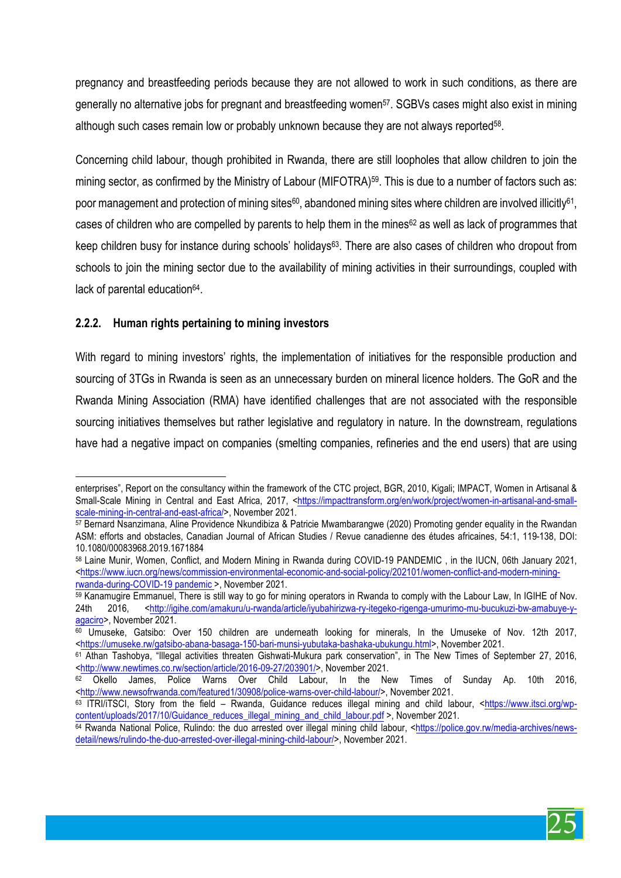pregnancy and breastfeeding periods because they are not allowed to work in such conditions, as there are generally no alternative jobs for pregnant and breastfeeding women[57]. SGBVs cases might also exist in mining although such cases remain low or probably unknown because they are not always reported[58].

Concerning child labour, though prohibited in Rwanda, there are still loopholes that allow children to join the mining sector, as confirmed by the Ministry of Labour (MIFOTRA)[59]. This is due to a number of factors such as: poor management and protection of mining sites[60], abandoned mining sites where children are involved illicitly[61], cases of children who are compelled by parents to help them in the mines[62] as well as lack of programmes that keep children busy for instance during schools' holidays[63]. There are also cases of children who dropout from schools to join the mining sector due to the availability of mining activities in their surroundings, coupled with lack of parental education[64].

### 2.2.2. Human rights pertaining to mining investors

With regard to mining investors' rights, the implementation of initiatives for the responsible production and sourcing of 3TGs in Rwanda is seen as an unnecessary burden on mineral licence holders. The GoR and the Rwanda Mining Association (RMA) have identified challenges that are not associated with the responsible sourcing initiatives themselves but rather legislative and regulatory in nature. In the downstream, regulations have had a negative impact on companies (smelting companies, refineries and the end users) that are using

---

enterprises", Report on the consultancy within the framework of the CTC project, BGR, 2010, Kigali; IMPACT, Women in Artisanal & Small-Scale Mining in Central and East Africa, 2017, <https://impacttransform.org/en/work/project/women-in-artisanal-and-small-scale-mining-in-central-and-east-africa/>, November 2021.

[57] Bernard Nsanzimana, Aline Providence Nkundibiza & Patricie Mwambarangwe (2020) Promoting gender equality in the Rwandan ASM: efforts and obstacles, Canadian Journal of African Studies / Revue canadienne des études africaines, 54:1, 119-138, DOI: 10.1080/00083968.2019.1671884

[58] Laine Munir, Women, Conflict, and Modern Mining in Rwanda during COVID-19 PANDEMIC , in the IUCN, 06th January 2021, <https://www.iucn.org/news/commission-environmental-economic-and-social-policy/202101/women-conflict-and-modern-mining-rwanda-during-COVID-19 pandemic >, November 2021.

[59] Kanamugire Emmanuel, There is still way to go for mining operators in Rwanda to comply with the Labour Law, In IGIHE of Nov. 24th 2016, <http://igihe.com/amakuru/u-rwanda/article/iyubahirizwa-ry-itegeko-rigenga-umurimo-mu-bucukuzi-bw-amabuye-y-agaciro>, November 2021.

[60] Umuseke, Gatsibo: Over 150 children are underneath looking for minerals, In the Umuseke of Nov. 12th 2017, <https://umuseke.rw/gatsibo-abana-basaga-150-bari-munsi-yubutaka-bashaka-ubukungu.html>, November 2021.

[61] Athan Tashobya, "Illegal activities threaten Gishwati-Mukura park conservation", in The New Times of September 27, 2016, <http://www.newtimes.co.rw/section/article/2016-09-27/203901/>, November 2021.

[62] Okello James, Police Warns Over Child Labour, In the New Times of Sunday Ap. 10th 2016, <http://www.newsofrwanda.com/featured1/30908/police-warns-over-child-labour/>, November 2021.

[63] ITRI/iTSCI, Story from the field – Rwanda, Guidance reduces illegal mining and child labour, <https://www.itsci.org/wp-content/uploads/2017/10/Guidance_reduces_illegal_mining_and_child_labour.pdf >, November 2021.

[64] Rwanda National Police, Rulindo: the duo arrested over illegal mining child labour, <https://police.gov.rw/media-archives/news-detail/news/rulindo-the-duo-arrested-over-illegal-mining-child-labour/>, November 2021.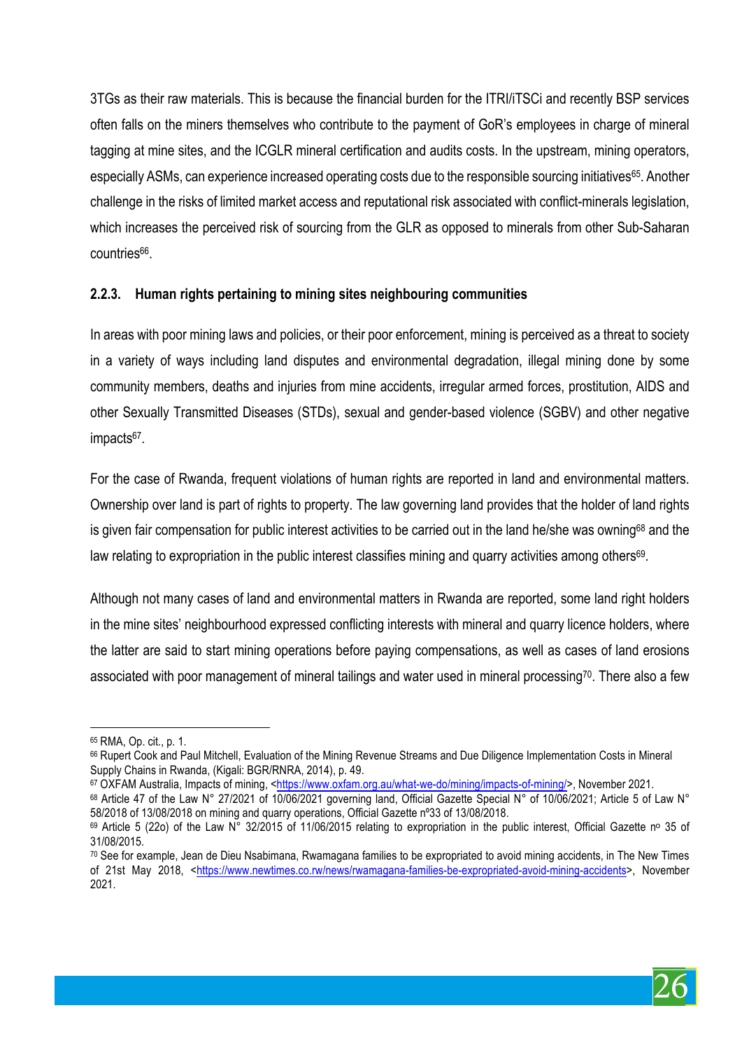3TGs as their raw materials. This is because the financial burden for the ITRI/iTSCi and recently BSP services often falls on the miners themselves who contribute to the payment of GoR's employees in charge of mineral tagging at mine sites, and the ICGLR mineral certification and audits costs. In the upstream, mining operators, especially ASMs, can experience increased operating costs due to the responsible sourcing initiatives[65]. Another challenge in the risks of limited market access and reputational risk associated with conflict-minerals legislation, which increases the perceived risk of sourcing from the GLR as opposed to minerals from other Sub-Saharan countries[66].

### 2.2.3. Human rights pertaining to mining sites neighbouring communities

In areas with poor mining laws and policies, or their poor enforcement, mining is perceived as a threat to society in a variety of ways including land disputes and environmental degradation, illegal mining done by some community members, deaths and injuries from mine accidents, irregular armed forces, prostitution, AIDS and other Sexually Transmitted Diseases (STDs), sexual and gender-based violence (SGBV) and other negative impacts[67].

For the case of Rwanda, frequent violations of human rights are reported in land and environmental matters. Ownership over land is part of rights to property. The law governing land provides that the holder of land rights is given fair compensation for public interest activities to be carried out in the land he/she was owning[68] and the law relating to expropriation in the public interest classifies mining and quarry activities among others[69].

Although not many cases of land and environmental matters in Rwanda are reported, some land right holders in the mine sites' neighbourhood expressed conflicting interests with mineral and quarry licence holders, where the latter are said to start mining operations before paying compensations, as well as cases of land erosions associated with poor management of mineral tailings and water used in mineral processing[70]. There also a few

---

[65] RMA, Op. cit., p. 1.

[66] Rupert Cook and Paul Mitchell, Evaluation of the Mining Revenue Streams and Due Diligence Implementation Costs in Mineral Supply Chains in Rwanda, (Kigali: BGR/RNRA, 2014), p. 49.

[67] OXFAM Australia, Impacts of mining, <https://www.oxfam.org.au/what-we-do/mining/impacts-of-mining/>, November 2021.

[68] Article 47 of the Law N° 27/2021 of 10/06/2021 governing land, Official Gazette Special N° of 10/06/2021; Article 5 of Law N° 58/2018 of 13/08/2018 on mining and quarry operations, Official Gazette nº33 of 13/08/2018.

[69] Article 5 (22o) of the Law N° 32/2015 of 11/06/2015 relating to expropriation in the public interest, Official Gazette nº 35 of 31/08/2015.

[70] See for example, Jean de Dieu Nsabimana, Rwamagana families to be expropriated to avoid mining accidents, in The New Times of 21st May 2018, <https://www.newtimes.co.rw/news/rwamagana-families-be-expropriated-avoid-mining-accidents>, November 2021.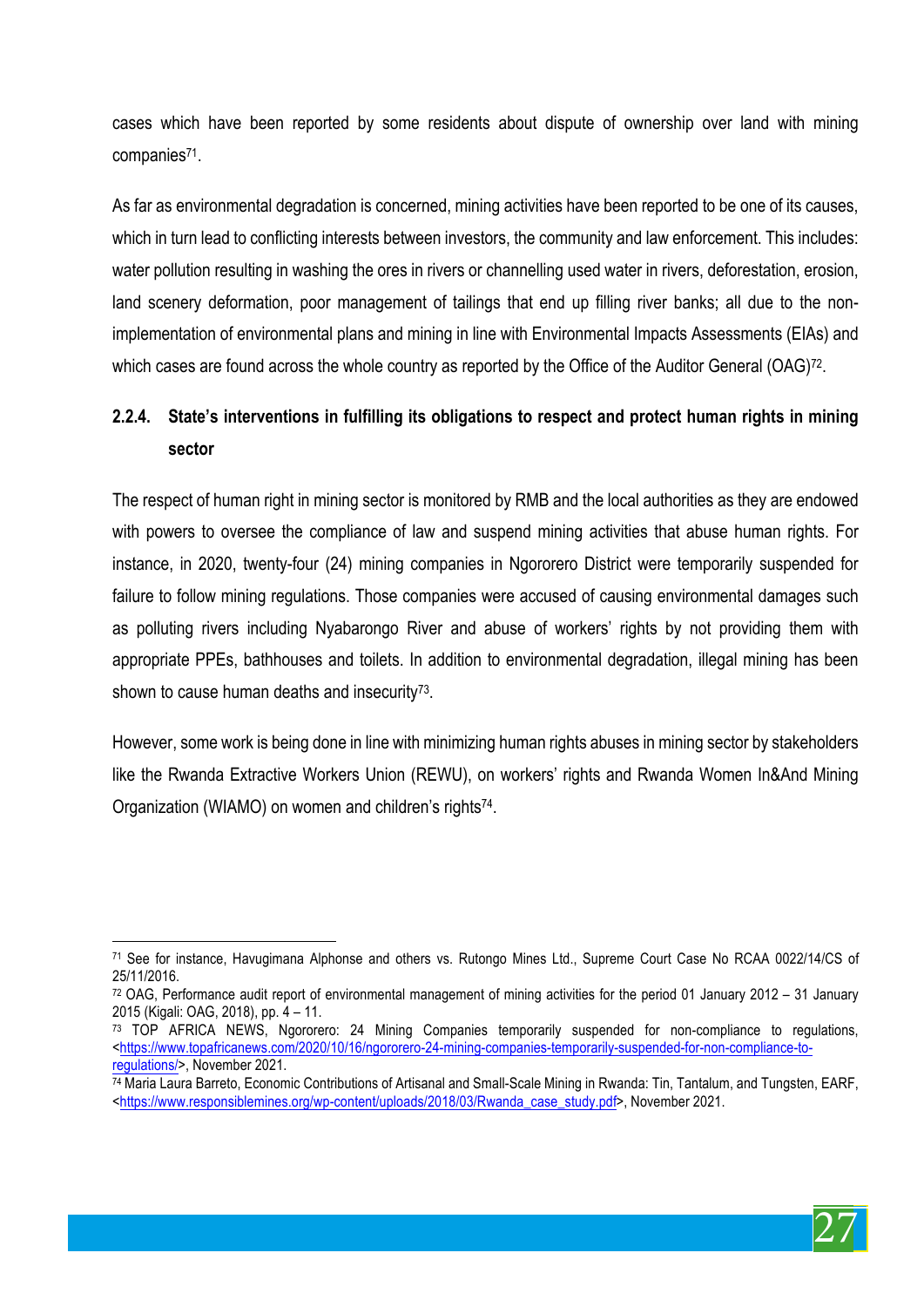cases which have been reported by some residents about dispute of ownership over land with mining companies[71].

As far as environmental degradation is concerned, mining activities have been reported to be one of its causes, which in turn lead to conflicting interests between investors, the community and law enforcement. This includes: water pollution resulting in washing the ores in rivers or channelling used water in rivers, deforestation, erosion, land scenery deformation, poor management of tailings that end up filling river banks; all due to the non-implementation of environmental plans and mining in line with Environmental Impacts Assessments (EIAs) and which cases are found across the whole country as reported by the Office of the Auditor General (OAG)[72].

### 2.2.4. State's interventions in fulfilling its obligations to respect and protect human rights in mining sector

The respect of human right in mining sector is monitored by RMB and the local authorities as they are endowed with powers to oversee the compliance of law and suspend mining activities that abuse human rights. For instance, in 2020, twenty-four (24) mining companies in Ngororero District were temporarily suspended for failure to follow mining regulations. Those companies were accused of causing environmental damages such as polluting rivers including Nyabarongo River and abuse of workers' rights by not providing them with appropriate PPEs, bathhouses and toilets. In addition to environmental degradation, illegal mining has been shown to cause human deaths and insecurity[73].

However, some work is being done in line with minimizing human rights abuses in mining sector by stakeholders like the Rwanda Extractive Workers Union (REWU), on workers' rights and Rwanda Women In&And Mining Organization (WIAMO) on women and children's rights[74].

---

[71] See for instance, Havugimana Alphonse and others vs. Rutongo Mines Ltd., Supreme Court Case No RCAA 0022/14/CS of 25/11/2016.

[72] OAG, Performance audit report of environmental management of mining activities for the period 01 January 2012 – 31 January 2015 (Kigali: OAG, 2018), pp. 4 – 11.

[73] TOP AFRICA NEWS, Ngororero: 24 Mining Companies temporarily suspended for non-compliance to regulations, <https://www.topafricanews.com/2020/10/16/ngororero-24-mining-companies-temporarily-suspended-for-non-compliance-to-regulations/>, November 2021.

[74] Maria Laura Barreto, Economic Contributions of Artisanal and Small-Scale Mining in Rwanda: Tin, Tantalum, and Tungsten, EARF, <https://www.responsiblemines.org/wp-content/uploads/2018/03/Rwanda_case_study.pdf>, November 2021.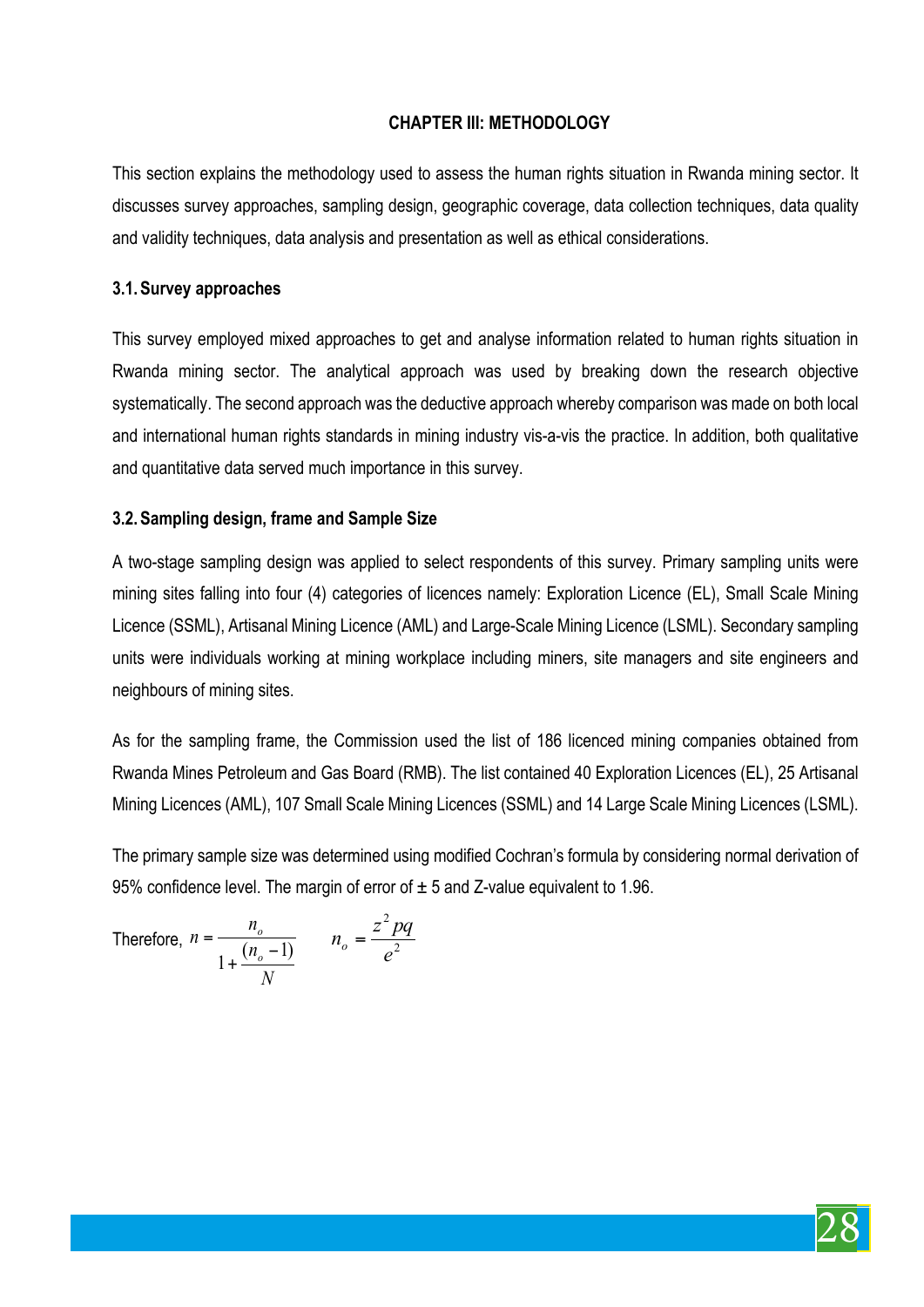# CHAPTER III: METHODOLOGY

This section explains the methodology used to assess the human rights situation in Rwanda mining sector. It discusses survey approaches, sampling design, geographic coverage, data collection techniques, data quality and validity techniques, data analysis and presentation as well as ethical considerations.

## 3.1. Survey approaches

This survey employed mixed approaches to get and analyse information related to human rights situation in Rwanda mining sector. The analytical approach was used by breaking down the research objective systematically. The second approach was the deductive approach whereby comparison was made on both local and international human rights standards in mining industry vis-a-vis the practice. In addition, both qualitative and quantitative data served much importance in this survey.

## 3.2. Sampling design, frame and Sample Size

A two-stage sampling design was applied to select respondents of this survey. Primary sampling units were mining sites falling into four (4) categories of licences namely: Exploration Licence (EL), Small Scale Mining Licence (SSML), Artisanal Mining Licence (AML) and Large-Scale Mining Licence (LSML). Secondary sampling units were individuals working at mining workplace including miners, site managers and site engineers and neighbours of mining sites.

As for the sampling frame, the Commission used the list of 186 licenced mining companies obtained from Rwanda Mines Petroleum and Gas Board (RMB). The list contained 40 Exploration Licences (EL), 25 Artisanal Mining Licences (AML), 107 Small Scale Mining Licences (SSML) and 14 Large Scale Mining Licences (LSML).

The primary sample size was determined using modified Cochran's formula by considering normal derivation of 95% confidence level. The margin of error of ± 5 and Z-value equivalent to 1.96.

Therefore, $n = \dfrac{n_o}{1 + \dfrac{(n_o - 1)}{N}}$ $\qquad n_o = \dfrac{z^2 pq}{e^2}$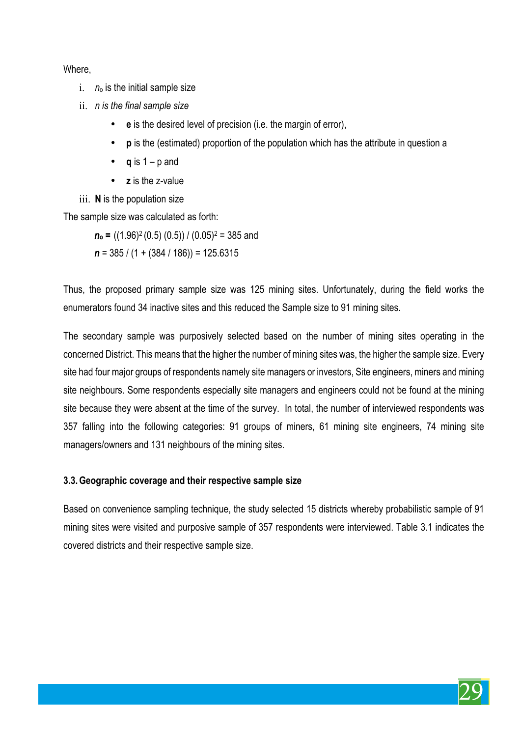Where,

i. $n_o$ is the initial sample size

ii. *n is the final sample size*

- **e** is the desired level of precision (i.e. the margin of error),
- **p** is the (estimated) proportion of the population which has the attribute in question a
- **q** is 1 – p and
- **z** is the z-value

iii. **N** is the population size

The sample size was calculated as forth:

$n_o = ((1.96)^2 (0.5) (0.5)) / (0.05)^2 = 385$ and

$n = 385 / (1 + (384 / 186)) = 125.6315$

Thus, the proposed primary sample size was 125 mining sites. Unfortunately, during the field works the enumerators found 34 inactive sites and this reduced the Sample size to 91 mining sites.

The secondary sample was purposively selected based on the number of mining sites operating in the concerned District. This means that the higher the number of mining sites was, the higher the sample size. Every site had four major groups of respondents namely site managers or investors, Site engineers, miners and mining site neighbours. Some respondents especially site managers and engineers could not be found at the mining site because they were absent at the time of the survey. In total, the number of interviewed respondents was 357 falling into the following categories: 91 groups of miners, 61 mining site engineers, 74 mining site managers/owners and 131 neighbours of the mining sites.

### 3.3. Geographic coverage and their respective sample size

Based on convenience sampling technique, the study selected 15 districts whereby probabilistic sample of 91 mining sites were visited and purposive sample of 357 respondents were interviewed. Table 3.1 indicates the covered districts and their respective sample size.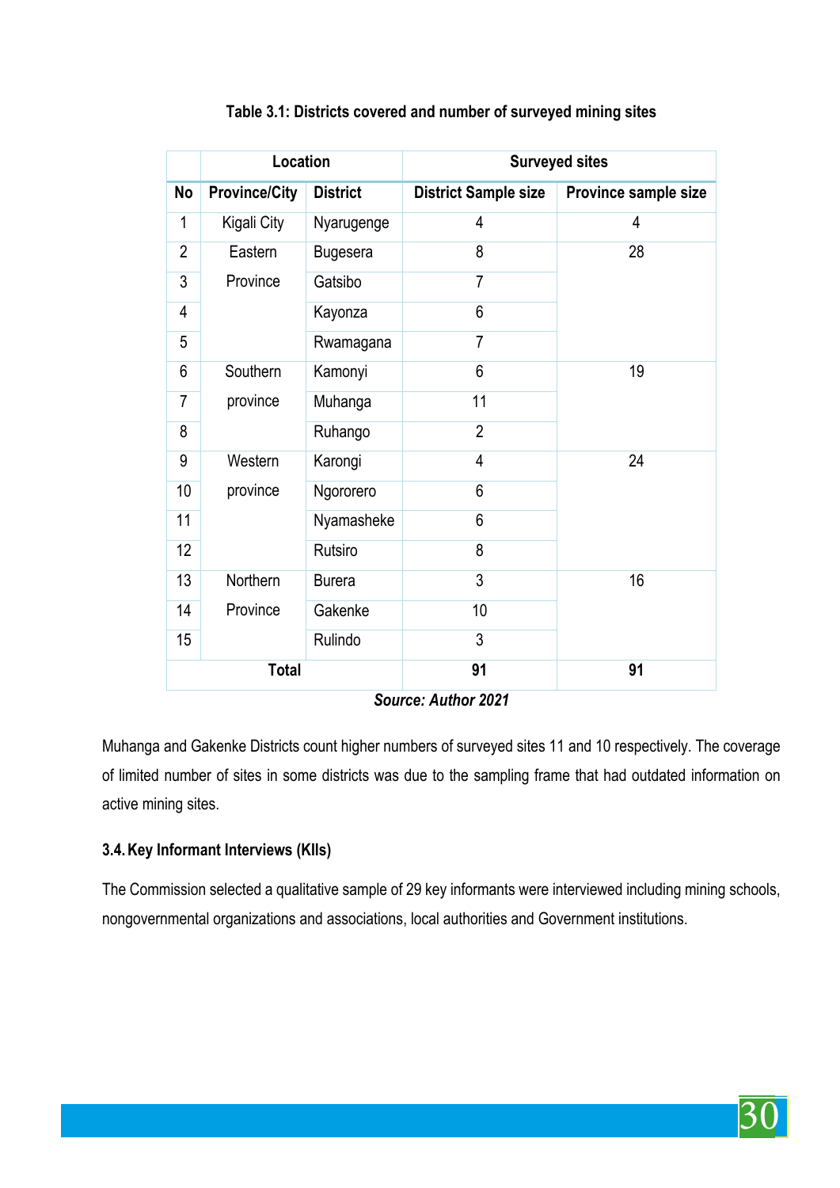**Table 3.1: Districts covered and number of surveyed mining sites**

| | Location | | Surveyed sites | |
|---|---|---|---|---|
| **No** | **Province/City** | **District** | **District Sample size** | **Province sample size** |
| 1 | Kigali City | Nyarugenge | 4 | 4 |
| 2 | Eastern Province | Bugesera | 8 | 28 |
| 3 | | Gatsibo | 7 | |
| 4 | | Kayonza | 6 | |
| 5 | | Rwamagana | 7 | |
| 6 | Southern province | Kamonyi | 6 | 19 |
| 7 | | Muhanga | 11 | |
| 8 | | Ruhango | 2 | |
| 9 | Western province | Karongi | 4 | 24 |
| 10 | | Ngororero | 6 | |
| 11 | | Nyamasheke | 6 | |
| 12 | | Rutsiro | 8 | |
| 13 | Northern Province | Burera | 3 | 16 |
| 14 | | Gakenke | 10 | |
| 15 | | Rulindo | 3 | |
| **Total** | | | **91** | **91** |

***Source: Author 2021***

Muhanga and Gakenke Districts count higher numbers of surveyed sites 11 and 10 respectively. The coverage of limited number of sites in some districts was due to the sampling frame that had outdated information on active mining sites.

### 3.4. Key Informant Interviews (KIIs)

The Commission selected a qualitative sample of 29 key informants were interviewed including mining schools, nongovernmental organizations and associations, local authorities and Government institutions.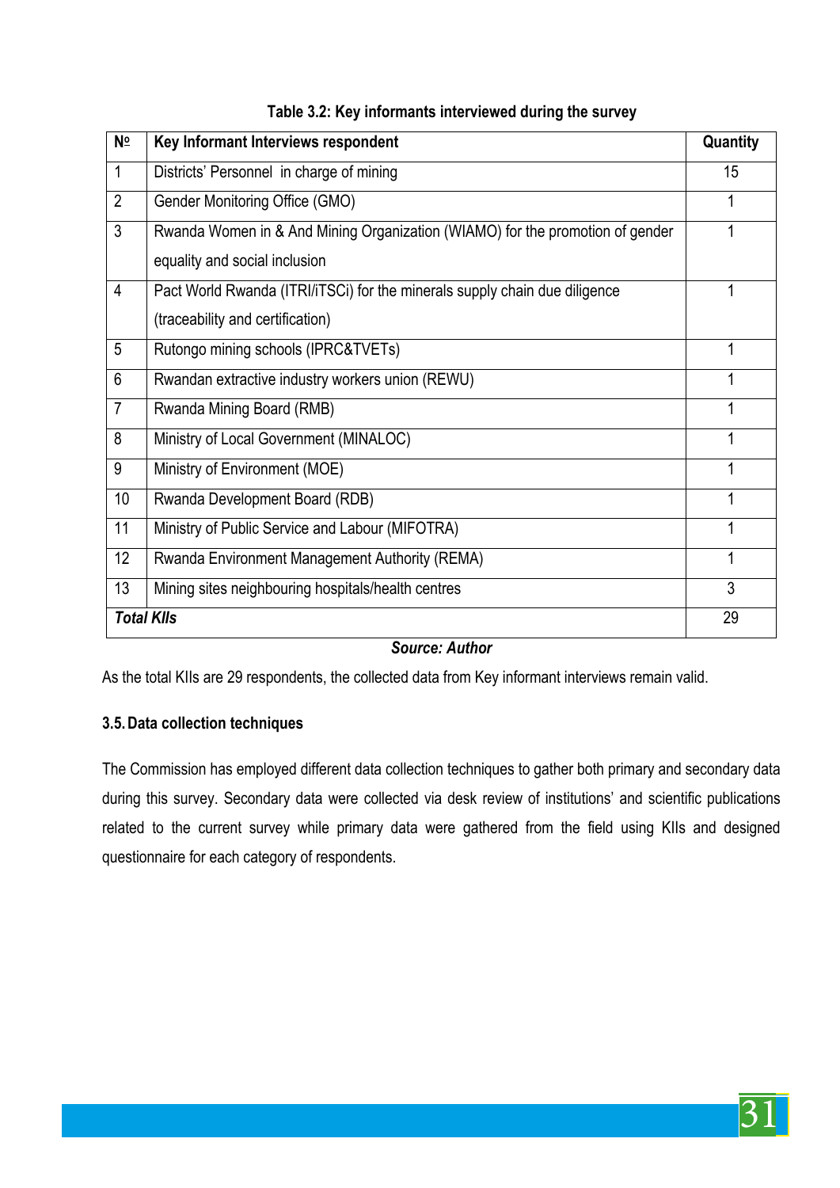**Table 3.2: Key informants interviewed during the survey**

| № | Key Informant Interviews respondent | Quantity |
|---|---|---|
| 1 | Districts' Personnel in charge of mining | 15 |
| 2 | Gender Monitoring Office (GMO) | 1 |
| 3 | Rwanda Women in & And Mining Organization (WIAMO) for the promotion of gender equality and social inclusion | 1 |
| 4 | Pact World Rwanda (ITRI/iTSCi) for the minerals supply chain due diligence (traceability and certification) | 1 |
| 5 | Rutongo mining schools (IPRC&TVETs) | 1 |
| 6 | Rwandan extractive industry workers union (REWU) | 1 |
| 7 | Rwanda Mining Board (RMB) | 1 |
| 8 | Ministry of Local Government (MINALOC) | 1 |
| 9 | Ministry of Environment (MOE) | 1 |
| 10 | Rwanda Development Board (RDB) | 1 |
| 11 | Ministry of Public Service and Labour (MIFOTRA) | 1 |
| 12 | Rwanda Environment Management Authority (REMA) | 1 |
| 13 | Mining sites neighbouring hospitals/health centres | 3 |
| ***Total KIIs*** | | 29 |

***Source: Author***

As the total KIIs are 29 respondents, the collected data from Key informant interviews remain valid.

### 3.5. Data collection techniques

The Commission has employed different data collection techniques to gather both primary and secondary data during this survey. Secondary data were collected via desk review of institutions' and scientific publications related to the current survey while primary data were gathered from the field using KIIs and designed questionnaire for each category of respondents.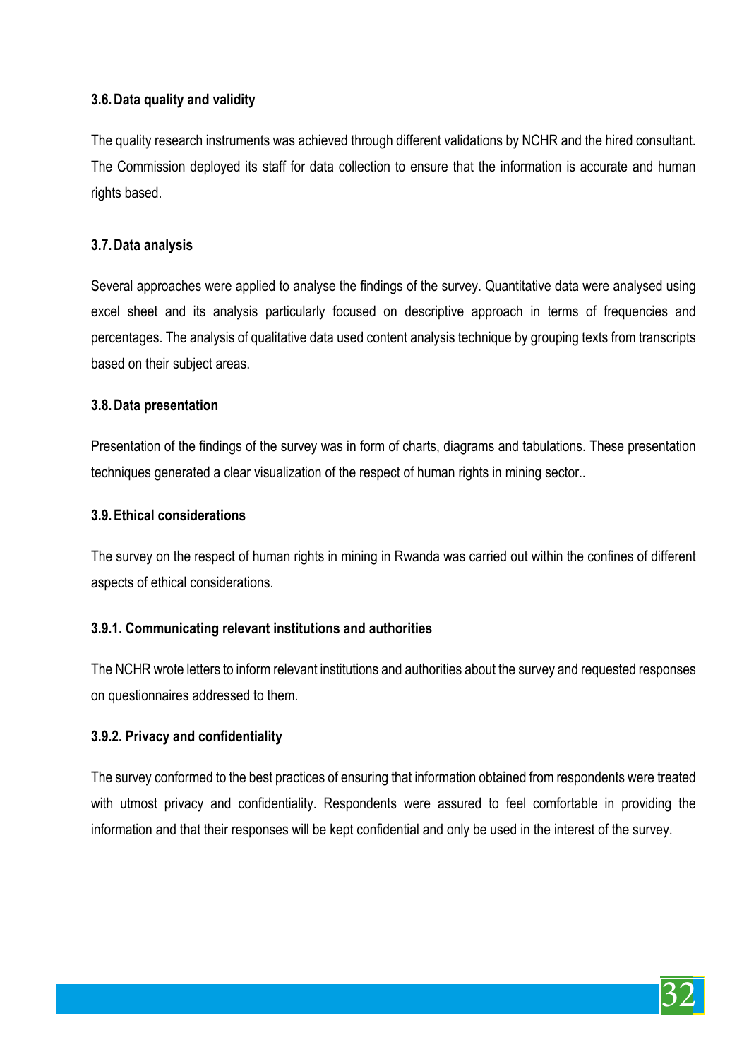### 3.6. Data quality and validity

The quality research instruments was achieved through different validations by NCHR and the hired consultant. The Commission deployed its staff for data collection to ensure that the information is accurate and human rights based.

### 3.7. Data analysis

Several approaches were applied to analyse the findings of the survey. Quantitative data were analysed using excel sheet and its analysis particularly focused on descriptive approach in terms of frequencies and percentages. The analysis of qualitative data used content analysis technique by grouping texts from transcripts based on their subject areas.

### 3.8. Data presentation

Presentation of the findings of the survey was in form of charts, diagrams and tabulations. These presentation techniques generated a clear visualization of the respect of human rights in mining sector..

### 3.9. Ethical considerations

The survey on the respect of human rights in mining in Rwanda was carried out within the confines of different aspects of ethical considerations.

#### 3.9.1. Communicating relevant institutions and authorities

The NCHR wrote letters to inform relevant institutions and authorities about the survey and requested responses on questionnaires addressed to them.

#### 3.9.2. Privacy and confidentiality

The survey conformed to the best practices of ensuring that information obtained from respondents were treated with utmost privacy and confidentiality. Respondents were assured to feel comfortable in providing the information and that their responses will be kept confidential and only be used in the interest of the survey.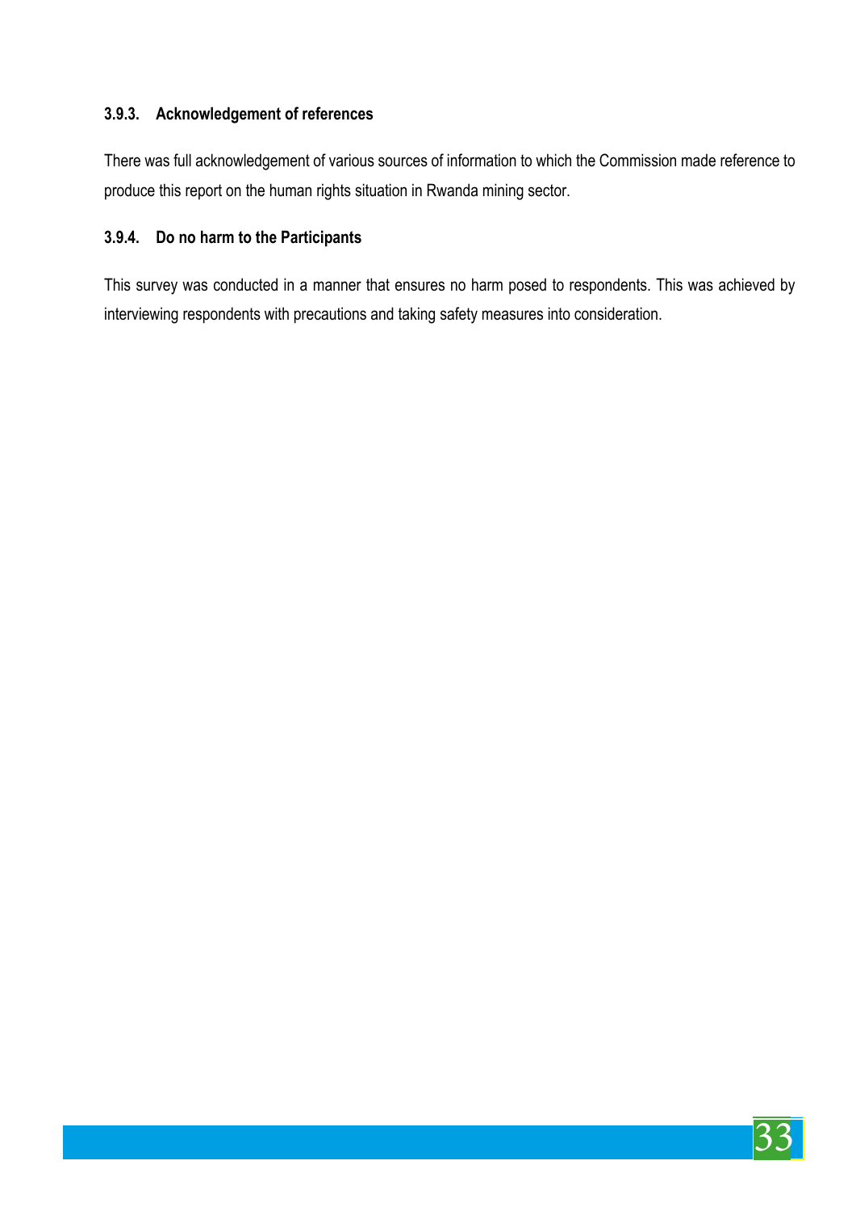### 3.9.3. Acknowledgement of references

There was full acknowledgement of various sources of information to which the Commission made reference to produce this report on the human rights situation in Rwanda mining sector.

### 3.9.4. Do no harm to the Participants

This survey was conducted in a manner that ensures no harm posed to respondents. This was achieved by interviewing respondents with precautions and taking safety measures into consideration.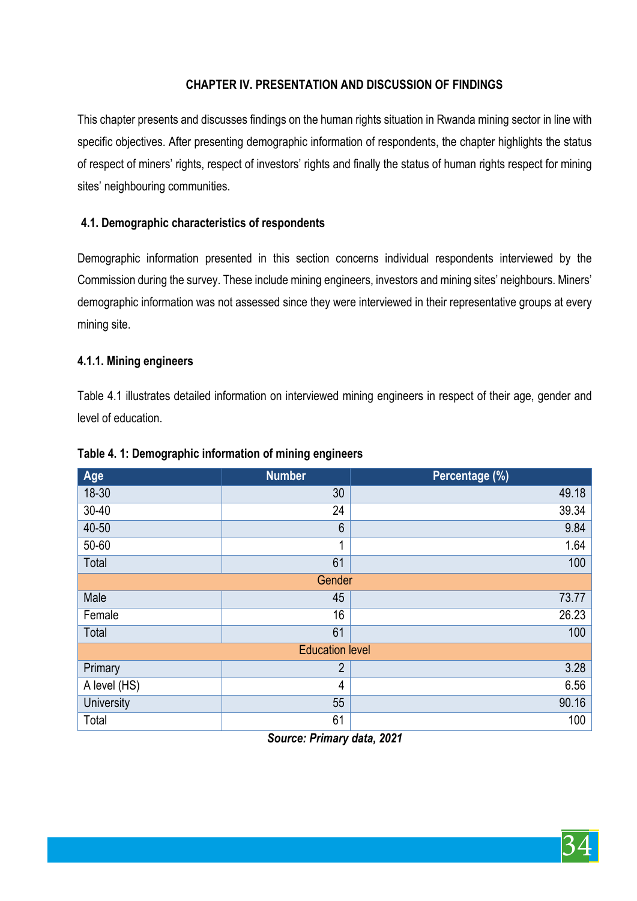## CHAPTER IV. PRESENTATION AND DISCUSSION OF FINDINGS

This chapter presents and discusses findings on the human rights situation in Rwanda mining sector in line with specific objectives. After presenting demographic information of respondents, the chapter highlights the status of respect of miners' rights, respect of investors' rights and finally the status of human rights respect for mining sites' neighbouring communities.

### 4.1. Demographic characteristics of respondents

Demographic information presented in this section concerns individual respondents interviewed by the Commission during the survey. These include mining engineers, investors and mining sites' neighbours. Miners' demographic information was not assessed since they were interviewed in their representative groups at every mining site.

#### 4.1.1. Mining engineers

Table 4.1 illustrates detailed information on interviewed mining engineers in respect of their age, gender and level of education.

**Table 4. 1: Demographic information of mining engineers**

| Age | Number | Percentage (%) |
|---|---|---|
| 18-30 | 30 | 49.18 |
| 30-40 | 24 | 39.34 |
| 40-50 | 6 | 9.84 |
| 50-60 | 1 | 1.64 |
| Total | 61 | 100 |
| Gender | | |
| Male | 45 | 73.77 |
| Female | 16 | 26.23 |
| Total | 61 | 100 |
| Education level | | |
| Primary | 2 | 3.28 |
| A level (HS) | 4 | 6.56 |
| University | 55 | 90.16 |
| Total | 61 | 100 |

***Source: Primary data, 2021***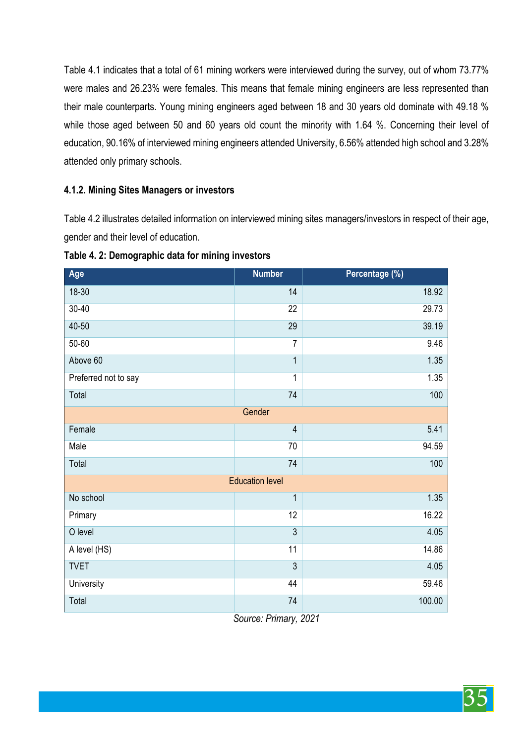Table 4.1 indicates that a total of 61 mining workers were interviewed during the survey, out of whom 73.77% were males and 26.23% were females. This means that female mining engineers are less represented than their male counterparts. Young mining engineers aged between 18 and 30 years old dominate with 49.18 % while those aged between 50 and 60 years old count the minority with 1.64 %. Concerning their level of education, 90.16% of interviewed mining engineers attended University, 6.56% attended high school and 3.28% attended only primary schools.

#### 4.1.2. Mining Sites Managers or investors

Table 4.2 illustrates detailed information on interviewed mining sites managers/investors in respect of their age, gender and their level of education.

**Table 4. 2: Demographic data for mining investors**

| Age | Number | Percentage (%) |
|---|---|---|
| 18-30 | 14 | 18.92 |
| 30-40 | 22 | 29.73 |
| 40-50 | 29 | 39.19 |
| 50-60 | 7 | 9.46 |
| Above 60 | 1 | 1.35 |
| Preferred not to say | 1 | 1.35 |
| Total | 74 | 100 |
| Gender | | |
| Female | 4 | 5.41 |
| Male | 70 | 94.59 |
| Total | 74 | 100 |
| Education level | | |
| No school | 1 | 1.35 |
| Primary | 12 | 16.22 |
| O level | 3 | 4.05 |
| A level (HS) | 11 | 14.86 |
| TVET | 3 | 4.05 |
| University | 44 | 59.46 |
| Total | 74 | 100.00 |

*Source: Primary, 2021*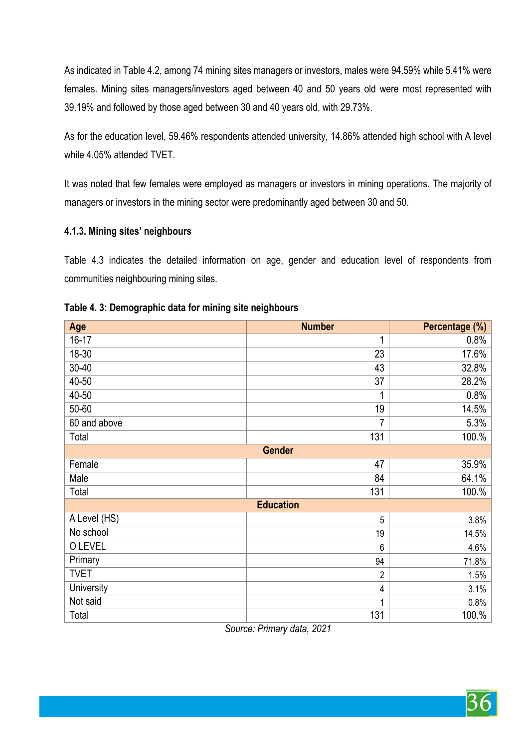As indicated in Table 4.2, among 74 mining sites managers or investors, males were 94.59% while 5.41% were females. Mining sites managers/investors aged between 40 and 50 years old were most represented with 39.19% and followed by those aged between 30 and 40 years old, with 29.73%.

As for the education level, 59.46% respondents attended university, 14.86% attended high school with A level while 4.05% attended TVET.

It was noted that few females were employed as managers or investors in mining operations. The majority of managers or investors in the mining sector were predominantly aged between 30 and 50.

#### 4.1.3. Mining sites' neighbours

Table 4.3 indicates the detailed information on age, gender and education level of respondents from communities neighbouring mining sites.

**Table 4. 3: Demographic data for mining site neighbours**

| Age | Number | Percentage (%) |
|---|---:|---:|
| 16-17 | 1 | 0.8% |
| 18-30 | 23 | 17.6% |
| 30-40 | 43 | 32.8% |
| 40-50 | 37 | 28.2% |
| 40-50 | 1 | 0.8% |
| 50-60 | 19 | 14.5% |
| 60 and above | 7 | 5.3% |
| Total | 131 | 100.% |
| **Gender** | | |
| Female | 47 | 35.9% |
| Male | 84 | 64.1% |
| Total | 131 | 100.% |
| **Education** | | |
| A Level (HS) | 5 | 3.8% |
| No school | 19 | 14.5% |
| O LEVEL | 6 | 4.6% |
| Primary | 94 | 71.8% |
| TVET | 2 | 1.5% |
| University | 4 | 3.1% |
| Not said | 1 | 0.8% |
| Total | 131 | 100.% |

*Source: Primary data, 2021*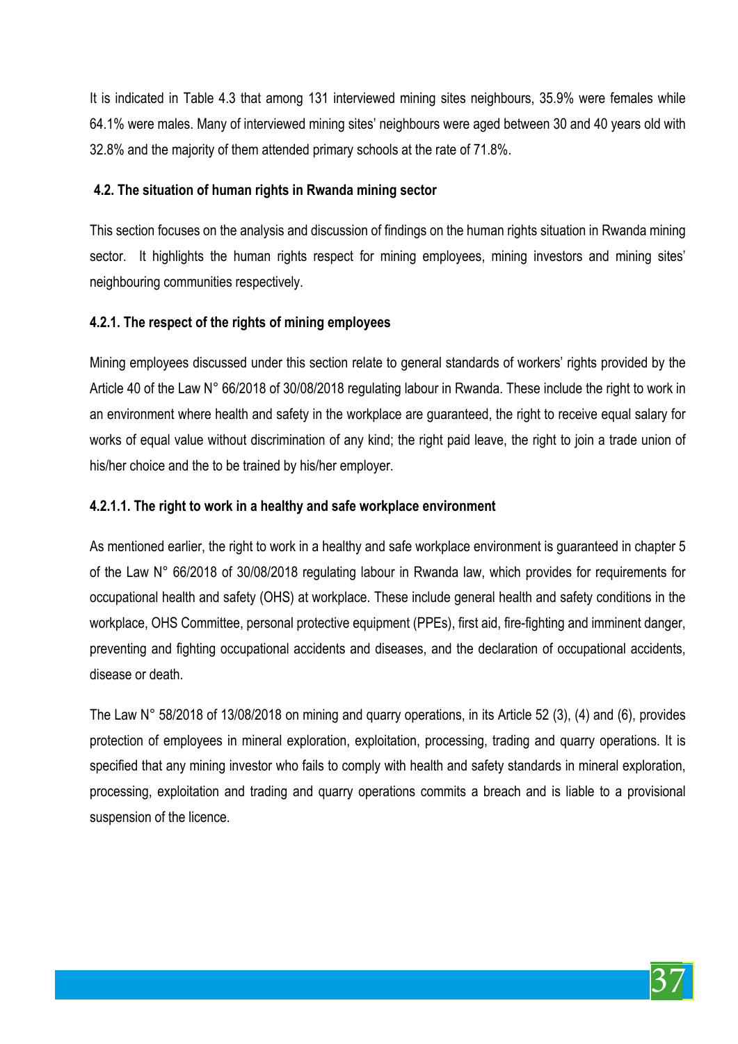It is indicated in Table 4.3 that among 131 interviewed mining sites neighbours, 35.9% were females while 64.1% were males. Many of interviewed mining sites' neighbours were aged between 30 and 40 years old with 32.8% and the majority of them attended primary schools at the rate of 71.8%.

## 4.2. The situation of human rights in Rwanda mining sector

This section focuses on the analysis and discussion of findings on the human rights situation in Rwanda mining sector. It highlights the human rights respect for mining employees, mining investors and mining sites' neighbouring communities respectively.

### 4.2.1. The respect of the rights of mining employees

Mining employees discussed under this section relate to general standards of workers' rights provided by the Article 40 of the Law N° 66/2018 of 30/08/2018 regulating labour in Rwanda. These include the right to work in an environment where health and safety in the workplace are guaranteed, the right to receive equal salary for works of equal value without discrimination of any kind; the right paid leave, the right to join a trade union of his/her choice and the to be trained by his/her employer.

#### 4.2.1.1. The right to work in a healthy and safe workplace environment

As mentioned earlier, the right to work in a healthy and safe workplace environment is guaranteed in chapter 5 of the Law N° 66/2018 of 30/08/2018 regulating labour in Rwanda law, which provides for requirements for occupational health and safety (OHS) at workplace. These include general health and safety conditions in the workplace, OHS Committee, personal protective equipment (PPEs), first aid, fire-fighting and imminent danger, preventing and fighting occupational accidents and diseases, and the declaration of occupational accidents, disease or death.

The Law N° 58/2018 of 13/08/2018 on mining and quarry operations, in its Article 52 (3), (4) and (6), provides protection of employees in mineral exploration, exploitation, processing, trading and quarry operations. It is specified that any mining investor who fails to comply with health and safety standards in mineral exploration, processing, exploitation and trading and quarry operations commits a breach and is liable to a provisional suspension of the licence.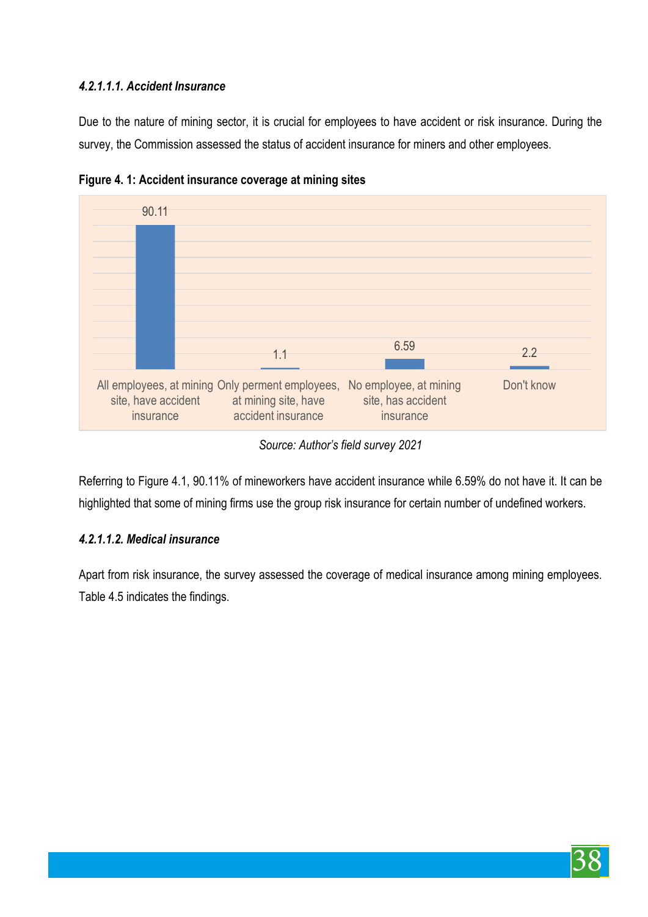#### *4.2.1.1.1. Accident Insurance*

Due to the nature of mining sector, it is crucial for employees to have accident or risk insurance. During the survey, the Commission assessed the status of accident insurance for miners and other employees.

**Figure 4. 1: Accident insurance coverage at mining sites**

| Category | Value |
|---|---|
| All employees, at mining site, have accident insurance | 90.11 |
| Only perment employees, at mining site, have accident insurance | 1.1 |
| No employee, at mining site, has accident insurance | 6.59 |
| Don't know | 2.2 |

*Source: Author's field survey 2021*

Referring to Figure 4.1, 90.11% of mineworkers have accident insurance while 6.59% do not have it. It can be highlighted that some of mining firms use the group risk insurance for certain number of undefined workers.

#### *4.2.1.1.2. Medical insurance*

Apart from risk insurance, the survey assessed the coverage of medical insurance among mining employees. Table 4.5 indicates the findings.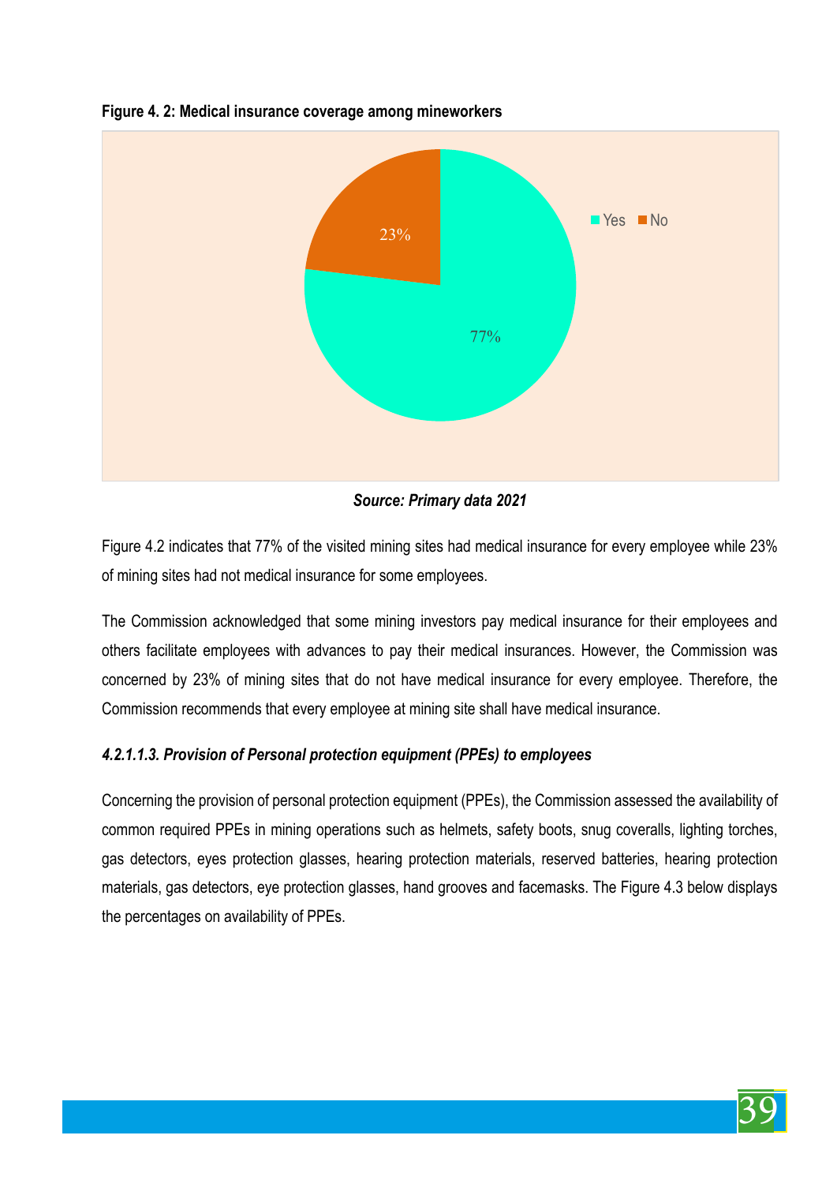**Figure 4. 2: Medical insurance coverage among mineworkers**

*Source: Primary data 2021*

Figure 4.2 indicates that 77% of the visited mining sites had medical insurance for every employee while 23% of mining sites had not medical insurance for some employees.

The Commission acknowledged that some mining investors pay medical insurance for their employees and others facilitate employees with advances to pay their medical insurances. However, the Commission was concerned by 23% of mining sites that do not have medical insurance for every employee. Therefore, the Commission recommends that every employee at mining site shall have medical insurance.

#### *4.2.1.1.3. Provision of Personal protection equipment (PPEs) to employees*

Concerning the provision of personal protection equipment (PPEs), the Commission assessed the availability of common required PPEs in mining operations such as helmets, safety boots, snug coveralls, lighting torches, gas detectors, eyes protection glasses, hearing protection materials, reserved batteries, hearing protection materials, gas detectors, eye protection glasses, hand grooves and facemasks. The Figure 4.3 below displays the percentages on availability of PPEs.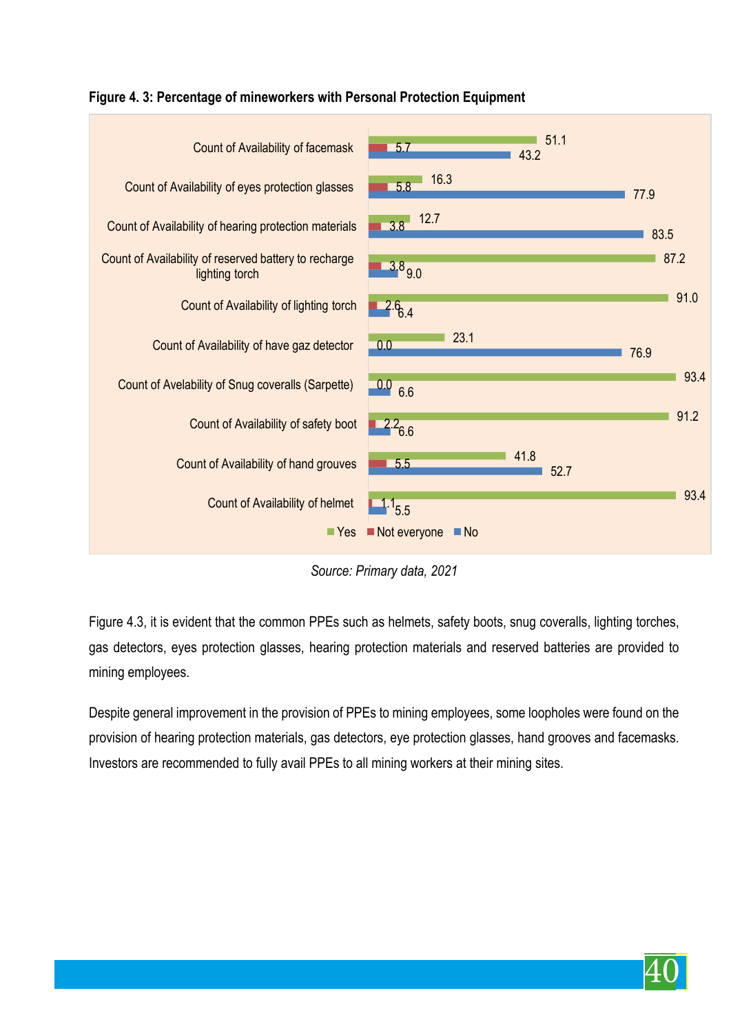**Figure 4. 3: Percentage of mineworkers with Personal Protection Equipment**

| | Yes | Not everyone | No |
|---|---|---|---|
| Count of Availability of facemask | 51.1 | 5.7 | 43.2 |
| Count of Availability of eyes protection glasses | 16.3 | 5.8 | 77.9 |
| Count of Availability of hearing protection materials | 12.7 | 3.8 | 83.5 |
| Count of Availability of reserved battery to recharge lighting torch | 87.2 | 3.8 | 9.0 |
| Count of Availability of lighting torch | 91.0 | 2.6 | 6.4 |
| Count of Availability of have gaz detector | 23.1 | 0.0 | 76.9 |
| Count of Avelability of Snug coveralls (Sarpette) | 93.4 | 0.0 | 6.6 |
| Count of Availability of safety boot | 91.2 | 2.2 | 6.6 |
| Count of Availability of hand grouves | 41.8 | 5.5 | 52.7 |
| Count of Availability of helmet | 93.4 | 1.1 | 5.5 |

*Source: Primary data, 2021*

Figure 4.3, it is evident that the common PPEs such as helmets, safety boots, snug coveralls, lighting torches, gas detectors, eyes protection glasses, hearing protection materials and reserved batteries are provided to mining employees.

Despite general improvement in the provision of PPEs to mining employees, some loopholes were found on the provision of hearing protection materials, gas detectors, eye protection glasses, hand grooves and facemasks. Investors are recommended to fully avail PPEs to all mining workers at their mining sites.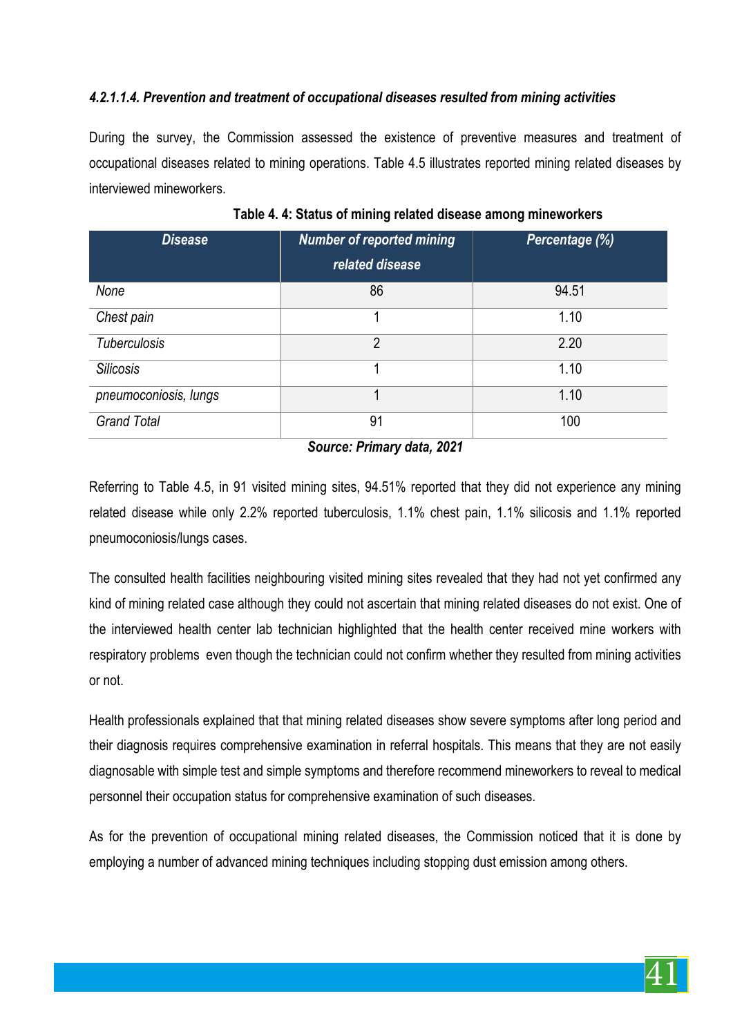#### *4.2.1.1.4. Prevention and treatment of occupational diseases resulted from mining activities*

During the survey, the Commission assessed the existence of preventive measures and treatment of occupational diseases related to mining operations. Table 4.5 illustrates reported mining related diseases by interviewed mineworkers.

**Table 4. 4: Status of mining related disease among mineworkers**

| *Disease* | *Number of reported mining related disease* | *Percentage (%)* |
|---|---|---|
| *None* | 86 | 94.51 |
| *Chest pain* | 1 | 1.10 |
| *Tuberculosis* | 2 | 2.20 |
| *Silicosis* | 1 | 1.10 |
| *pneumoconiosis, lungs* | 1 | 1.10 |
| *Grand Total* | 91 | 100 |

***Source: Primary data, 2021***

Referring to Table 4.5, in 91 visited mining sites, 94.51% reported that they did not experience any mining related disease while only 2.2% reported tuberculosis, 1.1% chest pain, 1.1% silicosis and 1.1% reported pneumoconiosis/lungs cases.

The consulted health facilities neighbouring visited mining sites revealed that they had not yet confirmed any kind of mining related case although they could not ascertain that mining related diseases do not exist. One of the interviewed health center lab technician highlighted that the health center received mine workers with respiratory problems even though the technician could not confirm whether they resulted from mining activities or not.

Health professionals explained that that mining related diseases show severe symptoms after long period and their diagnosis requires comprehensive examination in referral hospitals. This means that they are not easily diagnosable with simple test and simple symptoms and therefore recommend mineworkers to reveal to medical personnel their occupation status for comprehensive examination of such diseases.

As for the prevention of occupational mining related diseases, the Commission noticed that it is done by employing a number of advanced mining techniques including stopping dust emission among others.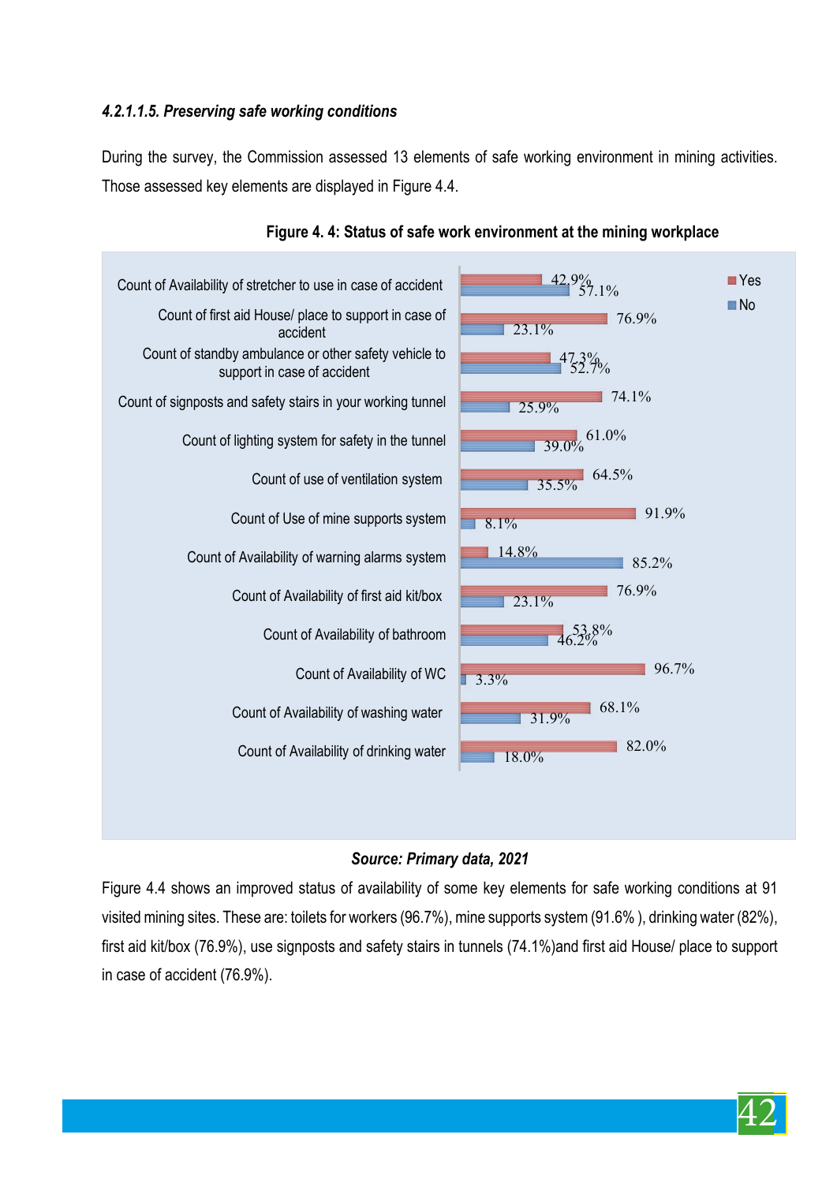#### *4.2.1.1.5. Preserving safe working conditions*

During the survey, the Commission assessed 13 elements of safe working environment in mining activities. Those assessed key elements are displayed in Figure 4.4.

**Figure 4. 4: Status of safe work environment at the mining workplace**

| Element | Yes | No |
| --- | --- | --- |
| Count of Availability of stretcher to use in case of accident | 42.9% | 57.1% |
| Count of first aid House/ place to support in case of accident | 76.9% | 23.1% |
| Count of standby ambulance or other safety vehicle to support in case of accident | 47.3% | 52.7% |
| Count of signposts and safety stairs in your working tunnel | 74.1% | 25.9% |
| Count of lighting system for safety in the tunnel | 61.0% | 39.0% |
| Count of use of ventilation system | 64.5% | 35.5% |
| Count of Use of mine supports system | 91.9% | 8.1% |
| Count of Availability of warning alarms system | 14.8% | 85.2% |
| Count of Availability of first aid kit/box | 76.9% | 23.1% |
| Count of Availability of bathroom | 53.8% | 46.2% |
| Count of Availability of WC | 96.7% | 3.3% |
| Count of Availability of washing water | 68.1% | 31.9% |
| Count of Availability of drinking water | 82.0% | 18.0% |

***Source: Primary data, 2021***

Figure 4.4 shows an improved status of availability of some key elements for safe working conditions at 91 visited mining sites. These are: toilets for workers (96.7%), mine supports system (91.6% ), drinking water (82%), first aid kit/box (76.9%), use signposts and safety stairs in tunnels (74.1%)and first aid House/ place to support in case of accident (76.9%).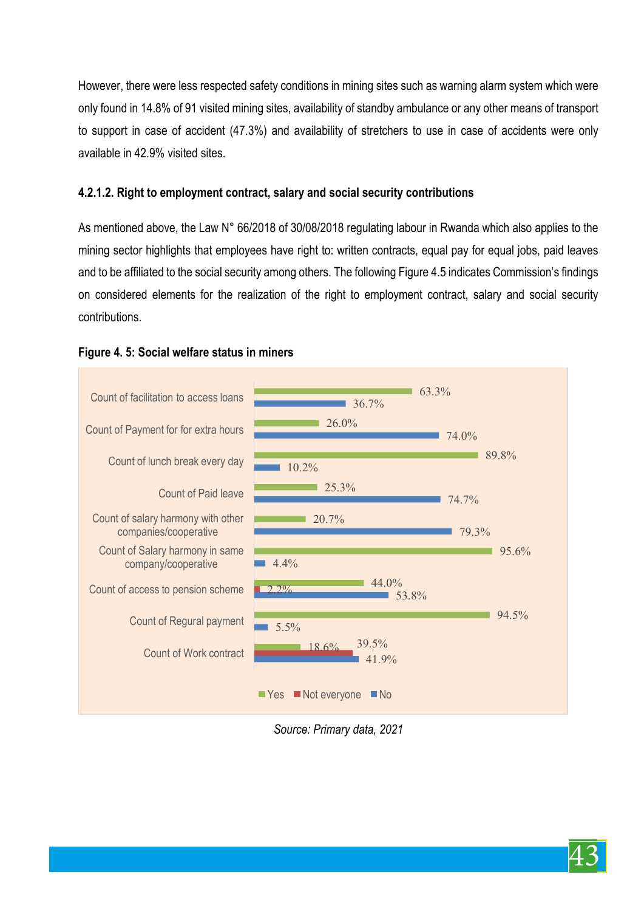However, there were less respected safety conditions in mining sites such as warning alarm system which were only found in 14.8% of 91 visited mining sites, availability of standby ambulance or any other means of transport to support in case of accident (47.3%) and availability of stretchers to use in case of accidents were only available in 42.9% visited sites.

#### 4.2.1.2. Right to employment contract, salary and social security contributions

As mentioned above, the Law N° 66/2018 of 30/08/2018 regulating labour in Rwanda which also applies to the mining sector highlights that employees have right to: written contracts, equal pay for equal jobs, paid leaves and to be affiliated to the social security among others. The following Figure 4.5 indicates Commission's findings on considered elements for the realization of the right to employment contract, salary and social security contributions.

**Figure 4. 5: Social welfare status in miners**

| | Yes | Not everyone | No |
|---|---|---|---|
| Count of facilitation to access loans | 63.3% | | 36.7% |
| Count of Payment for for extra hours | 26.0% | | 74.0% |
| Count of lunch break every day | 89.8% | | 10.2% |
| Count of Paid leave | 25.3% | | 74.7% |
| Count of salary harmony with other companies/cooperative | 20.7% | | 79.3% |
| Count of Salary harmony in same company/cooperative | 95.6% | | 4.4% |
| Count of access to pension scheme | 44.0% | 2.2% | 53.8% |
| Count of Regural payment | 94.5% | | 5.5% |
| Count of Work contract | 18.6% | 39.5% | 41.9% |

*Source: Primary data, 2021*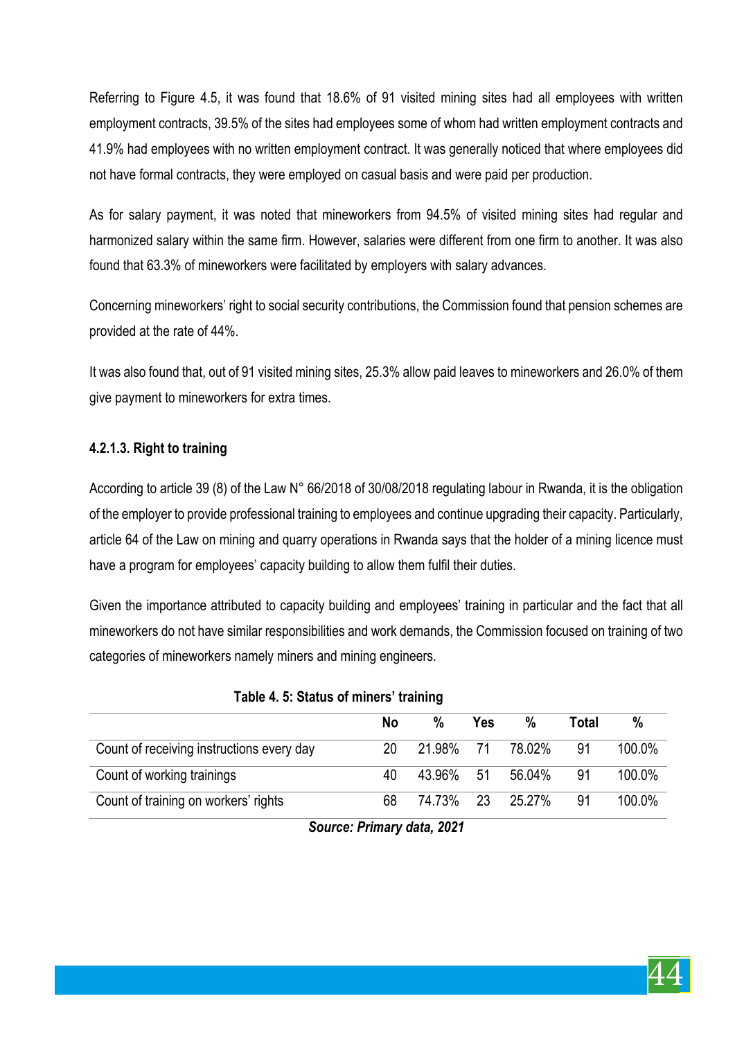Referring to Figure 4.5, it was found that 18.6% of 91 visited mining sites had all employees with written employment contracts, 39.5% of the sites had employees some of whom had written employment contracts and 41.9% had employees with no written employment contract. It was generally noticed that where employees did not have formal contracts, they were employed on casual basis and were paid per production.

As for salary payment, it was noted that mineworkers from 94.5% of visited mining sites had regular and harmonized salary within the same firm. However, salaries were different from one firm to another. It was also found that 63.3% of mineworkers were facilitated by employers with salary advances.

Concerning mineworkers' right to social security contributions, the Commission found that pension schemes are provided at the rate of 44%.

It was also found that, out of 91 visited mining sites, 25.3% allow paid leaves to mineworkers and 26.0% of them give payment to mineworkers for extra times.

#### 4.2.1.3. Right to training

According to article 39 (8) of the Law N° 66/2018 of 30/08/2018 regulating labour in Rwanda, it is the obligation of the employer to provide professional training to employees and continue upgrading their capacity. Particularly, article 64 of the Law on mining and quarry operations in Rwanda says that the holder of a mining licence must have a program for employees' capacity building to allow them fulfil their duties.

Given the importance attributed to capacity building and employees' training in particular and the fact that all mineworkers do not have similar responsibilities and work demands, the Commission focused on training of two categories of mineworkers namely miners and mining engineers.

**Table 4. 5: Status of miners' training**

| | No | % | Yes | % | Total | % |
|---|---|---|---|---|---|---|
| Count of receiving instructions every day | 20 | 21.98% | 71 | 78.02% | 91 | 100.0% |
| Count of working trainings | 40 | 43.96% | 51 | 56.04% | 91 | 100.0% |
| Count of training on workers' rights | 68 | 74.73% | 23 | 25.27% | 91 | 100.0% |

***Source: Primary data, 2021***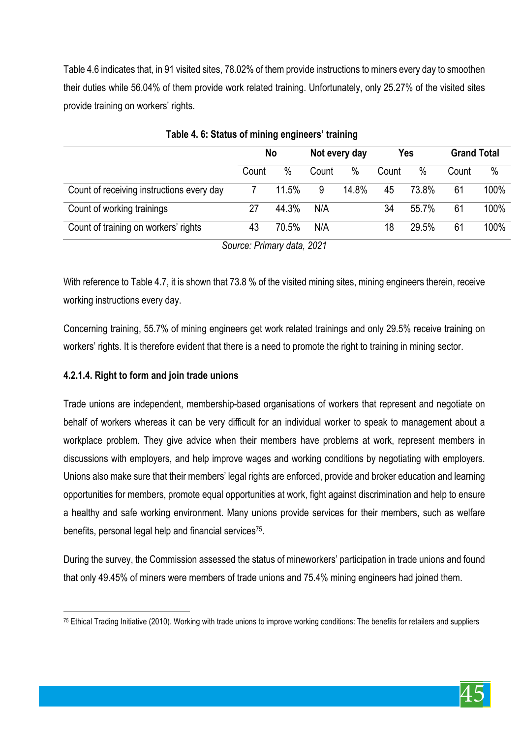Table 4.6 indicates that, in 91 visited sites, 78.02% of them provide instructions to miners every day to smoothen their duties while 56.04% of them provide work related training. Unfortunately, only 25.27% of the visited sites provide training on workers' rights.

**Table 4. 6: Status of mining engineers' training**

| | No | | Not every day | | Yes | | Grand Total | |
|---|---|---|---|---|---|---|---|---|
| | Count | % | Count | % | Count | % | Count | % |
| Count of receiving instructions every day | 7 | 11.5% | 9 | 14.8% | 45 | 73.8% | 61 | 100% |
| Count of working trainings | 27 | 44.3% | N/A | | 34 | 55.7% | 61 | 100% |
| Count of training on workers' rights | 43 | 70.5% | N/A | | 18 | 29.5% | 61 | 100% |

*Source: Primary data, 2021*

With reference to Table 4.7, it is shown that 73.8 % of the visited mining sites, mining engineers therein, receive working instructions every day.

Concerning training, 55.7% of mining engineers get work related trainings and only 29.5% receive training on workers' rights. It is therefore evident that there is a need to promote the right to training in mining sector.

#### 4.2.1.4. Right to form and join trade unions

Trade unions are independent, membership-based organisations of workers that represent and negotiate on behalf of workers whereas it can be very difficult for an individual worker to speak to management about a workplace problem. They give advice when their members have problems at work, represent members in discussions with employers, and help improve wages and working conditions by negotiating with employers. Unions also make sure that their members' legal rights are enforced, provide and broker education and learning opportunities for members, promote equal opportunities at work, fight against discrimination and help to ensure a healthy and safe working environment. Many unions provide services for their members, such as welfare benefits, personal legal help and financial services[75].

During the survey, the Commission assessed the status of mineworkers' participation in trade unions and found that only 49.45% of miners were members of trade unions and 75.4% mining engineers had joined them.

[75] Ethical Trading Initiative (2010). Working with trade unions to improve working conditions: The benefits for retailers and suppliers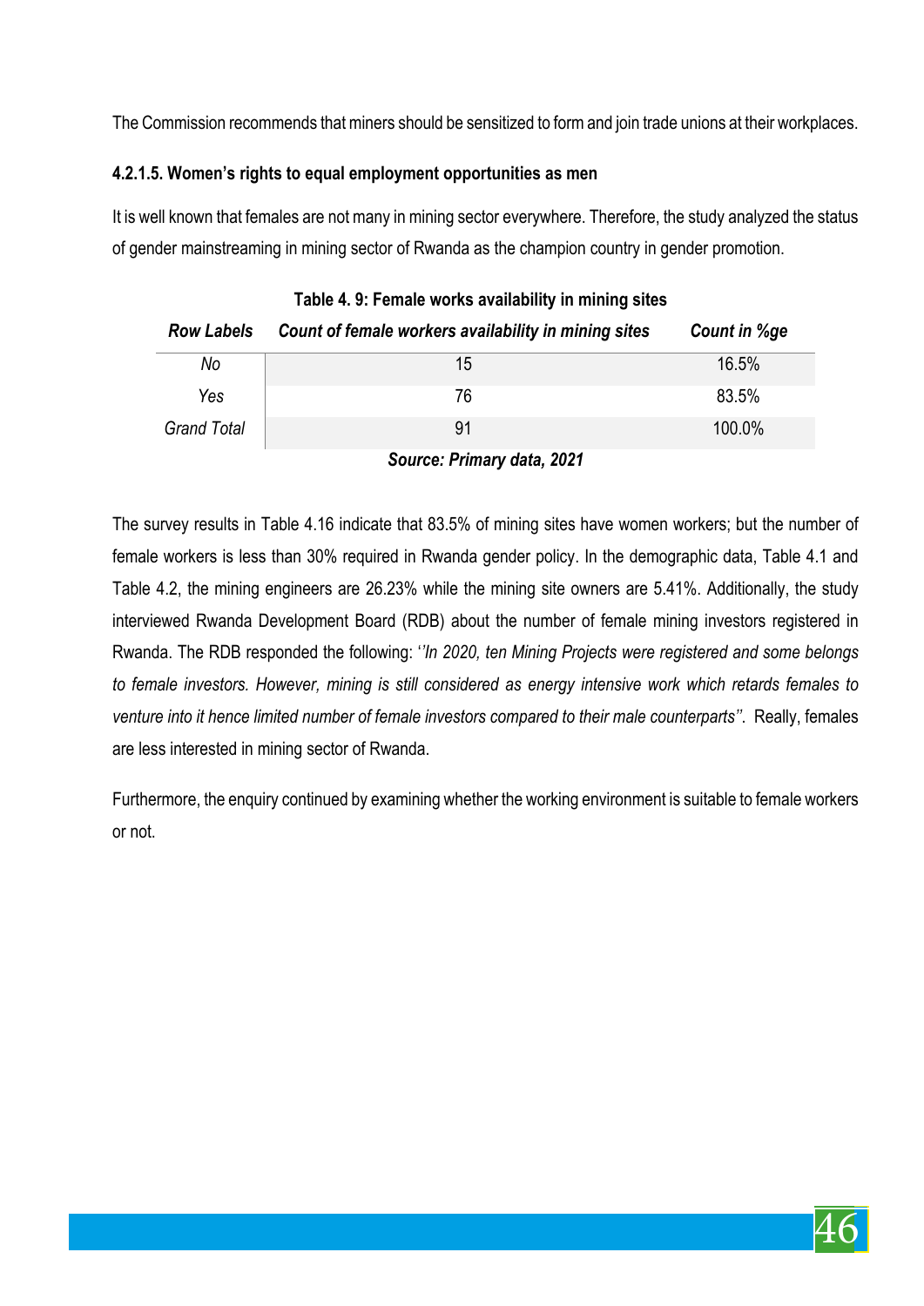The Commission recommends that miners should be sensitized to form and join trade unions at their workplaces.

#### 4.2.1.5. Women's rights to equal employment opportunities as men

It is well known that females are not many in mining sector everywhere. Therefore, the study analyzed the status of gender mainstreaming in mining sector of Rwanda as the champion country in gender promotion.

**Table 4. 9: Female works availability in mining sites**

| *Row Labels* | *Count of female workers availability in mining sites* | *Count in %ge* |
|---|---|---|
| *No* | 15 | 16.5% |
| *Yes* | 76 | 83.5% |
| *Grand Total* | 91 | 100.0% |

***Source: Primary data, 2021***

The survey results in Table 4.16 indicate that 83.5% of mining sites have women workers; but the number of female workers is less than 30% required in Rwanda gender policy. In the demographic data, Table 4.1 and Table 4.2, the mining engineers are 26.23% while the mining site owners are 5.41%. Additionally, the study interviewed Rwanda Development Board (RDB) about the number of female mining investors registered in Rwanda. The RDB responded the following: *''In 2020, ten Mining Projects were registered and some belongs to female investors. However, mining is still considered as energy intensive work which retards females to venture into it hence limited number of female investors compared to their male counterparts''*. Really, females are less interested in mining sector of Rwanda.

Furthermore, the enquiry continued by examining whether the working environment is suitable to female workers or not.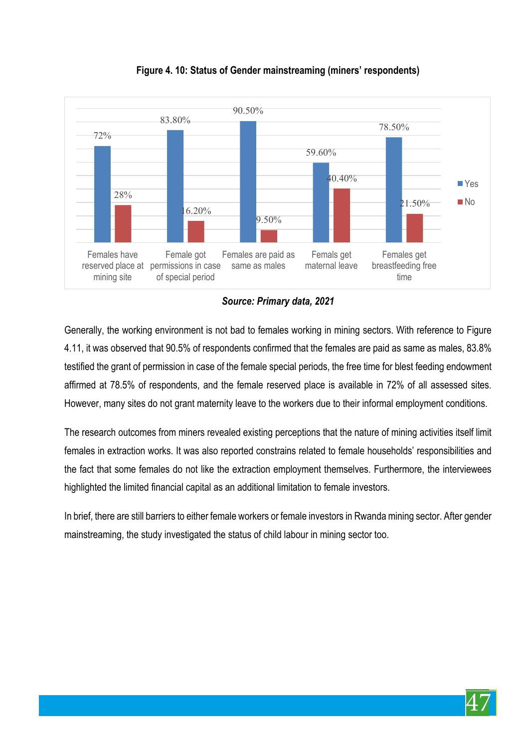**Figure 4. 10: Status of Gender mainstreaming (miners' respondents)**

| | Yes | No |
|---|---|---|
| Females have reserved place at mining site | 72% | 28% |
| Female got permissions in case of special period | 83.80% | 16.20% |
| Females are paid as same as males | 90.50% | 9.50% |
| Femals get maternal leave | 59.60% | 40.40% |
| Females get breastfeeding free time | 78.50% | 21.50% |

***Source: Primary data, 2021***

Generally, the working environment is not bad to females working in mining sectors. With reference to Figure 4.11, it was observed that 90.5% of respondents confirmed that the females are paid as same as males, 83.8% testified the grant of permission in case of the female special periods, the free time for blest feeding endowment affirmed at 78.5% of respondents, and the female reserved place is available in 72% of all assessed sites. However, many sites do not grant maternity leave to the workers due to their informal employment conditions.

The research outcomes from miners revealed existing perceptions that the nature of mining activities itself limit females in extraction works. It was also reported constrains related to female households' responsibilities and the fact that some females do not like the extraction employment themselves. Furthermore, the interviewees highlighted the limited financial capital as an additional limitation to female investors.

In brief, there are still barriers to either female workers or female investors in Rwanda mining sector. After gender mainstreaming, the study investigated the status of child labour in mining sector too.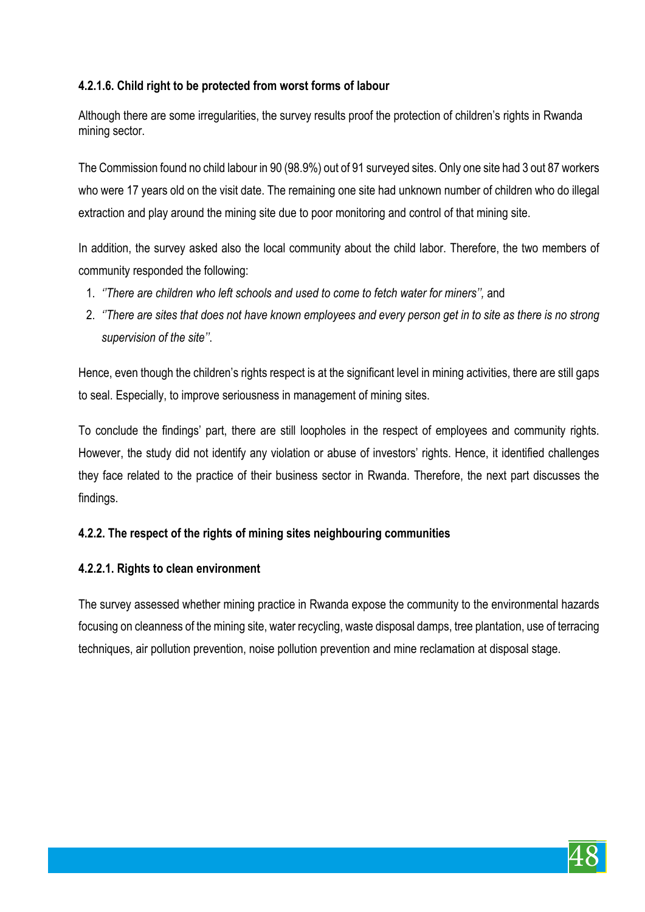#### 4.2.1.6. Child right to be protected from worst forms of labour

Although there are some irregularities, the survey results proof the protection of children's rights in Rwanda mining sector.

The Commission found no child labour in 90 (98.9%) out of 91 surveyed sites. Only one site had 3 out 87 workers who were 17 years old on the visit date. The remaining one site had unknown number of children who do illegal extraction and play around the mining site due to poor monitoring and control of that mining site.

In addition, the survey asked also the local community about the child labor. Therefore, the two members of community responded the following:

1. *''There are children who left schools and used to come to fetch water for miners'',* and
2. *''There are sites that does not have known employees and every person get in to site as there is no strong supervision of the site''.*

Hence, even though the children's rights respect is at the significant level in mining activities, there are still gaps to seal. Especially, to improve seriousness in management of mining sites.

To conclude the findings' part, there are still loopholes in the respect of employees and community rights. However, the study did not identify any violation or abuse of investors' rights. Hence, it identified challenges they face related to the practice of their business sector in Rwanda. Therefore, the next part discusses the findings.

### 4.2.2. The respect of the rights of mining sites neighbouring communities

#### 4.2.2.1. Rights to clean environment

The survey assessed whether mining practice in Rwanda expose the community to the environmental hazards focusing on cleanness of the mining site, water recycling, waste disposal damps, tree plantation, use of terracing techniques, air pollution prevention, noise pollution prevention and mine reclamation at disposal stage.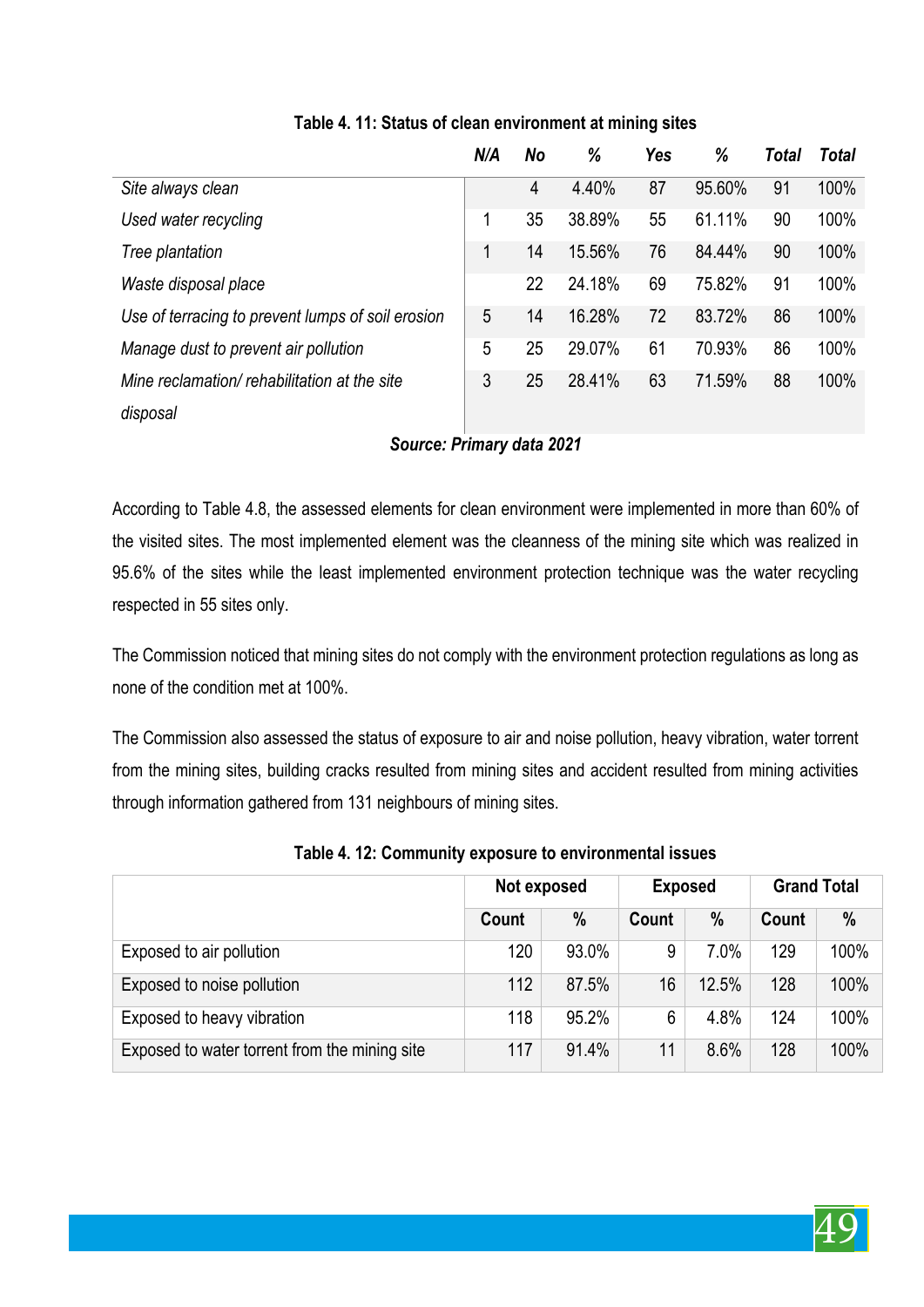**Table 4. 11: Status of clean environment at mining sites**

| | *N/A* | *No* | *%* | *Yes* | *%* | *Total* | *Total* |
|---|---|---|---|---|---|---|---|
| *Site always clean* | | 4 | 4.40% | 87 | 95.60% | 91 | 100% |
| *Used water recycling* | 1 | 35 | 38.89% | 55 | 61.11% | 90 | 100% |
| *Tree plantation* | 1 | 14 | 15.56% | 76 | 84.44% | 90 | 100% |
| *Waste disposal place* | | 22 | 24.18% | 69 | 75.82% | 91 | 100% |
| *Use of terracing to prevent lumps of soil erosion* | 5 | 14 | 16.28% | 72 | 83.72% | 86 | 100% |
| *Manage dust to prevent air pollution* | 5 | 25 | 29.07% | 61 | 70.93% | 86 | 100% |
| *Mine reclamation/ rehabilitation at the site disposal* | 3 | 25 | 28.41% | 63 | 71.59% | 88 | 100% |

***Source: Primary data 2021***

According to Table 4.8, the assessed elements for clean environment were implemented in more than 60% of the visited sites. The most implemented element was the cleanness of the mining site which was realized in 95.6% of the sites while the least implemented environment protection technique was the water recycling respected in 55 sites only.

The Commission noticed that mining sites do not comply with the environment protection regulations as long as none of the condition met at 100%.

The Commission also assessed the status of exposure to air and noise pollution, heavy vibration, water torrent from the mining sites, building cracks resulted from mining sites and accident resulted from mining activities through information gathered from 131 neighbours of mining sites.

**Table 4. 12: Community exposure to environmental issues**

| | Not exposed | | Exposed | | Grand Total | |
|---|---|---|---|---|---|---|
| | Count | % | Count | % | Count | % |
| Exposed to air pollution | 120 | 93.0% | 9 | 7.0% | 129 | 100% |
| Exposed to noise pollution | 112 | 87.5% | 16 | 12.5% | 128 | 100% |
| Exposed to heavy vibration | 118 | 95.2% | 6 | 4.8% | 124 | 100% |
| Exposed to water torrent from the mining site | 117 | 91.4% | 11 | 8.6% | 128 | 100% |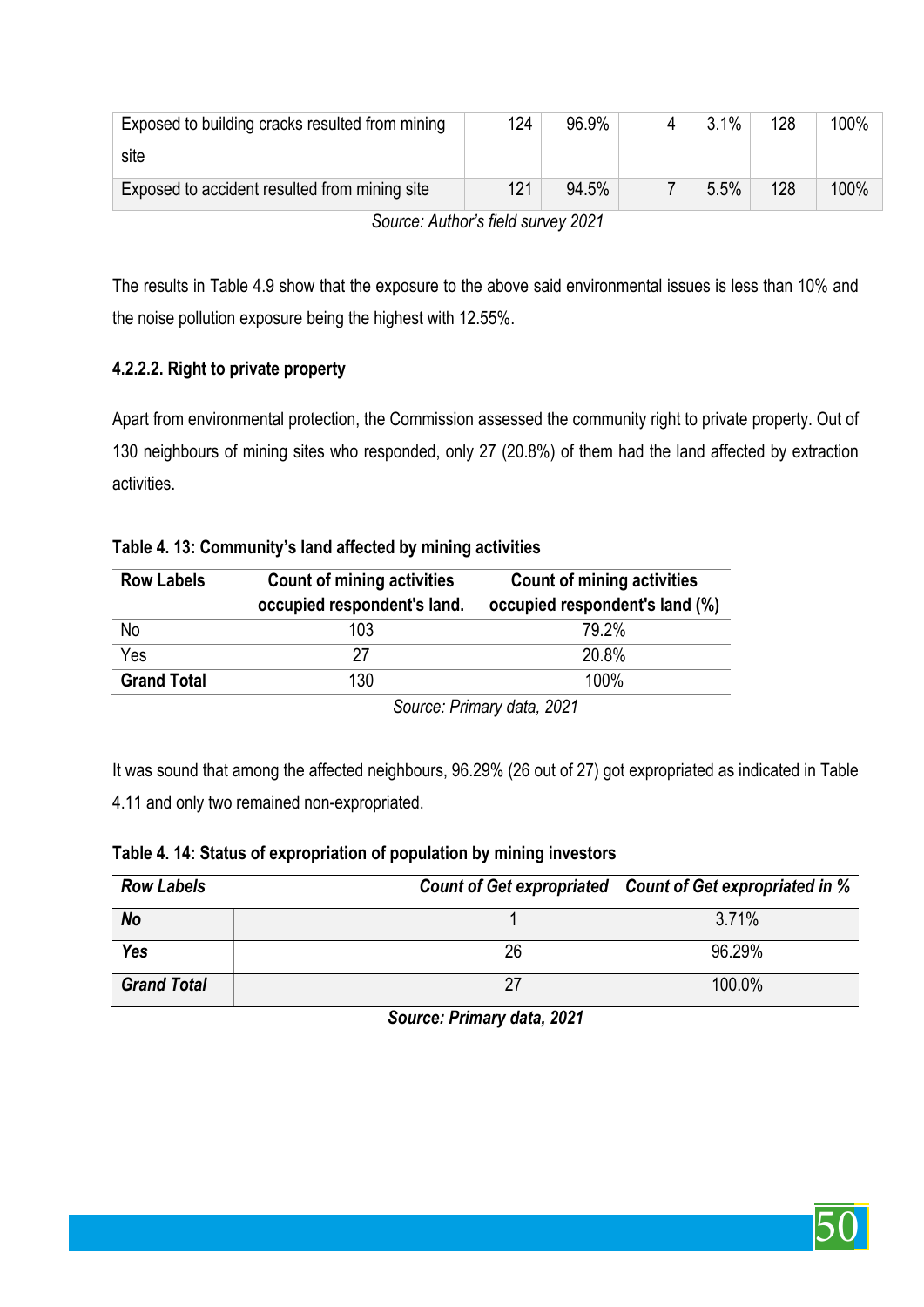| Exposed to building cracks resulted from mining site | 124 | 96.9% | 4 | 3.1% | 128 | 100% |
|---|---|---|---|---|---|---|
| Exposed to accident resulted from mining site | 121 | 94.5% | 7 | 5.5% | 128 | 100% |

*Source: Author's field survey 2021*

The results in Table 4.9 show that the exposure to the above said environmental issues is less than 10% and the noise pollution exposure being the highest with 12.55%.

#### 4.2.2.2. Right to private property

Apart from environmental protection, the Commission assessed the community right to private property. Out of 130 neighbours of mining sites who responded, only 27 (20.8%) of them had the land affected by extraction activities.

**Table 4. 13: Community's land affected by mining activities**

| Row Labels | Count of mining activities occupied respondent's land. | Count of mining activities occupied respondent's land (%) |
|---|---|---|
| No | 103 | 79.2% |
| Yes | 27 | 20.8% |
| **Grand Total** | 130 | 100% |

*Source: Primary data, 2021*

It was sound that among the affected neighbours, 96.29% (26 out of 27) got expropriated as indicated in Table 4.11 and only two remained non-expropriated.

**Table 4. 14: Status of expropriation of population by mining investors**

| *Row Labels* | *Count of Get expropriated* | *Count of Get expropriated in %* |
|---|---|---|
| ***No*** | 1 | 3.71% |
| ***Yes*** | 26 | 96.29% |
| ***Grand Total*** | 27 | 100.0% |

***Source: Primary data, 2021***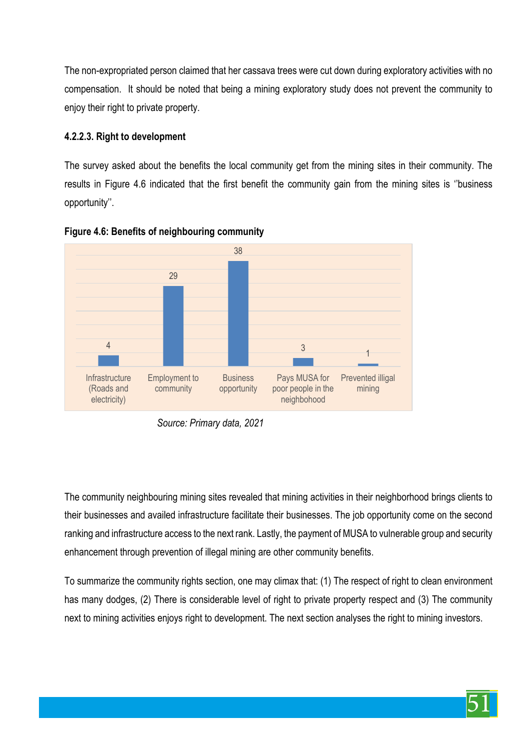The non-expropriated person claimed that her cassava trees were cut down during exploratory activities with no compensation. It should be noted that being a mining exploratory study does not prevent the community to enjoy their right to private property.

#### 4.2.2.3. Right to development

The survey asked about the benefits the local community get from the mining sites in their community. The results in Figure 4.6 indicated that the first benefit the community gain from the mining sites is ''business opportunity''.

**Figure 4.6: Benefits of neighbouring community**

| Benefit | Count |
|---|---|
| Infrastructure (Roads and electricity) | 4 |
| Employment to community | 29 |
| Business opportunity | 38 |
| Pays MUSA for poor people in the neighbohood | 3 |
| Prevented illigal mining | 1 |

*Source: Primary data, 2021*

The community neighbouring mining sites revealed that mining activities in their neighborhood brings clients to their businesses and availed infrastructure facilitate their businesses. The job opportunity come on the second ranking and infrastructure access to the next rank. Lastly, the payment of MUSA to vulnerable group and security enhancement through prevention of illegal mining are other community benefits.

To summarize the community rights section, one may climax that: (1) The respect of right to clean environment has many dodges, (2) There is considerable level of right to private property respect and (3) The community next to mining activities enjoys right to development. The next section analyses the right to mining investors.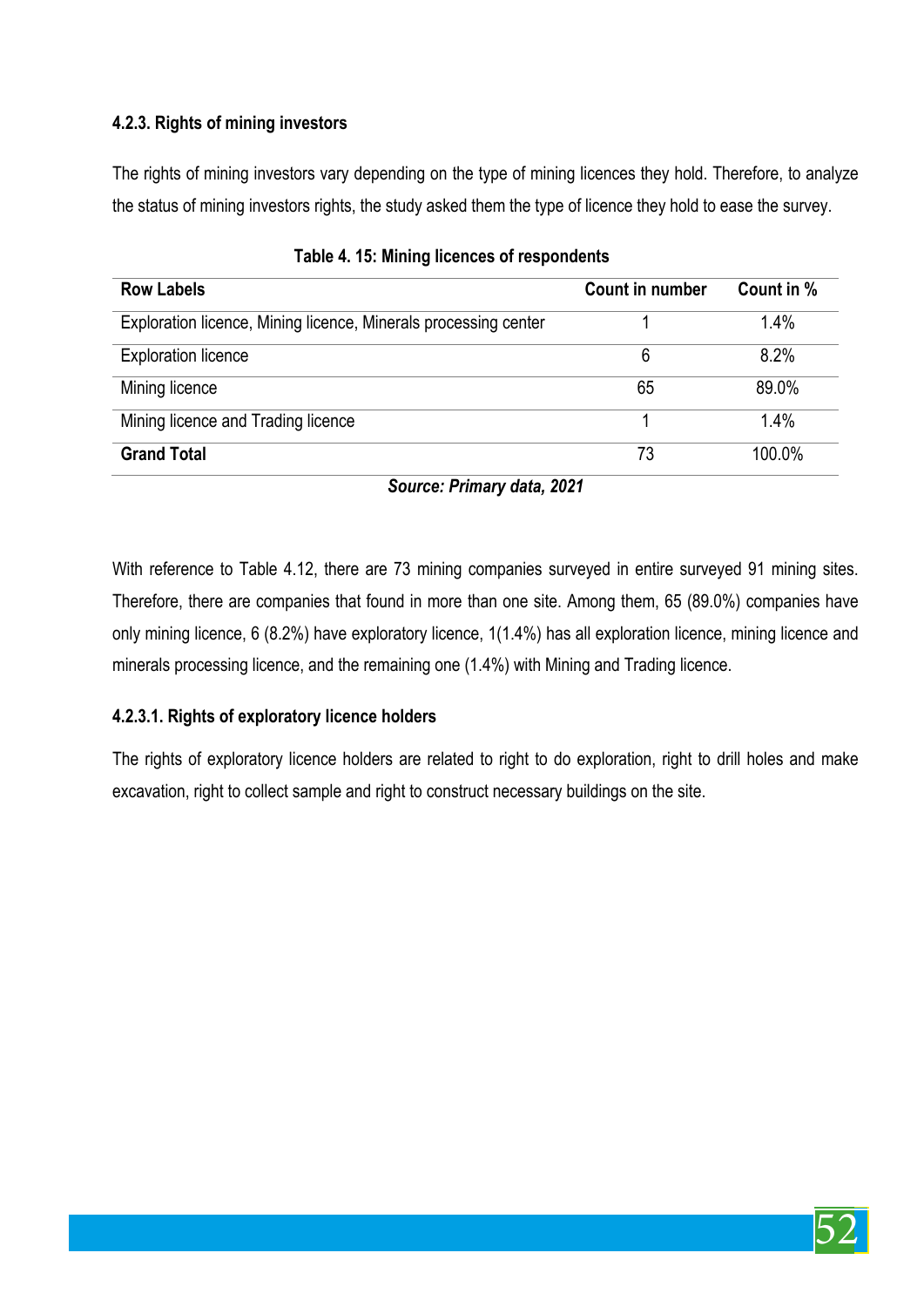#### 4.2.3. Rights of mining investors

The rights of mining investors vary depending on the type of mining licences they hold. Therefore, to analyze the status of mining investors rights, the study asked them the type of licence they hold to ease the survey.

**Table 4. 15: Mining licences of respondents**

| Row Labels | Count in number | Count in % |
|---|---|---|
| Exploration licence, Mining licence, Minerals processing center | 1 | 1.4% |
| Exploration licence | 6 | 8.2% |
| Mining licence | 65 | 89.0% |
| Mining licence and Trading licence | 1 | 1.4% |
| **Grand Total** | 73 | 100.0% |

***Source: Primary data, 2021***

With reference to Table 4.12, there are 73 mining companies surveyed in entire surveyed 91 mining sites. Therefore, there are companies that found in more than one site. Among them, 65 (89.0%) companies have only mining licence, 6 (8.2%) have exploratory licence, 1(1.4%) has all exploration licence, mining licence and minerals processing licence, and the remaining one (1.4%) with Mining and Trading licence.

##### 4.2.3.1. Rights of exploratory licence holders

The rights of exploratory licence holders are related to right to do exploration, right to drill holes and make excavation, right to collect sample and right to construct necessary buildings on the site.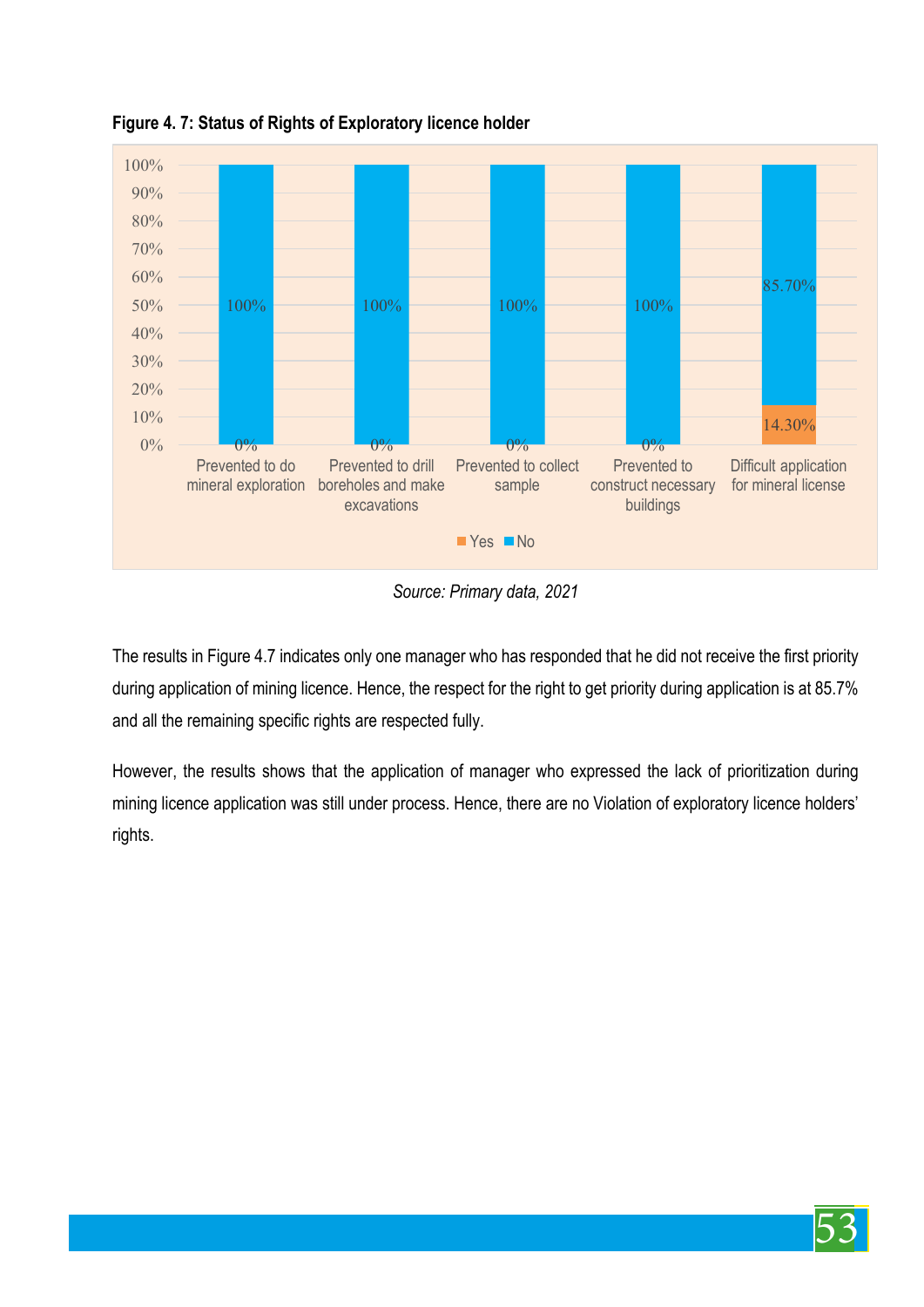**Figure 4. 7: Status of Rights of Exploratory licence holder**

| | Yes | No |
|---|---|---|
| Prevented to do mineral exploration | 0% | 100% |
| Prevented to drill boreholes and make excavations | 0% | 100% |
| Prevented to collect sample | 0% | 100% |
| Prevented to construct necessary buildings | 0% | 100% |
| Difficult application for mineral license | 14.30% | 85.70% |

*Source: Primary data, 2021*

The results in Figure 4.7 indicates only one manager who has responded that he did not receive the first priority during application of mining licence. Hence, the respect for the right to get priority during application is at 85.7% and all the remaining specific rights are respected fully.

However, the results shows that the application of manager who expressed the lack of prioritization during mining licence application was still under process. Hence, there are no Violation of exploratory licence holders' rights.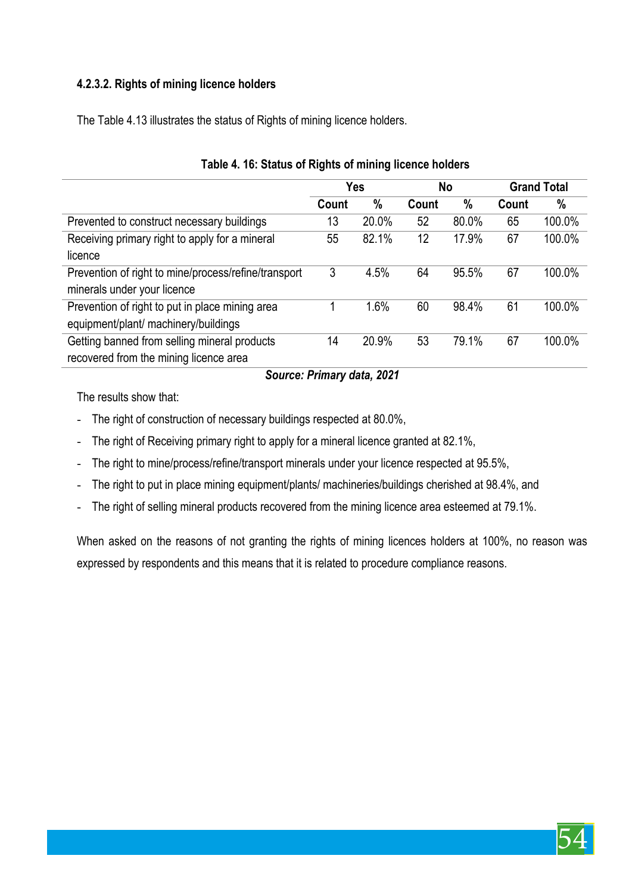#### 4.2.3.2. Rights of mining licence holders

The Table 4.13 illustrates the status of Rights of mining licence holders.

**Table 4. 16: Status of Rights of mining licence holders**

| | Yes | | No | | Grand Total | |
|---|---|---|---|---|---|---|
| | Count | % | Count | % | Count | % |
| Prevented to construct necessary buildings | 13 | 20.0% | 52 | 80.0% | 65 | 100.0% |
| Receiving primary right to apply for a mineral licence | 55 | 82.1% | 12 | 17.9% | 67 | 100.0% |
| Prevention of right to mine/process/refine/transport minerals under your licence | 3 | 4.5% | 64 | 95.5% | 67 | 100.0% |
| Prevention of right to put in place mining area equipment/plant/ machinery/buildings | 1 | 1.6% | 60 | 98.4% | 61 | 100.0% |
| Getting banned from selling mineral products recovered from the mining licence area | 14 | 20.9% | 53 | 79.1% | 67 | 100.0% |

***Source: Primary data, 2021***

The results show that:

- The right of construction of necessary buildings respected at 80.0%,
- The right of Receiving primary right to apply for a mineral licence granted at 82.1%,
- The right to mine/process/refine/transport minerals under your licence respected at 95.5%,
- The right to put in place mining equipment/plants/ machineries/buildings cherished at 98.4%, and
- The right of selling mineral products recovered from the mining licence area esteemed at 79.1%.

When asked on the reasons of not granting the rights of mining licences holders at 100%, no reason was expressed by respondents and this means that it is related to procedure compliance reasons.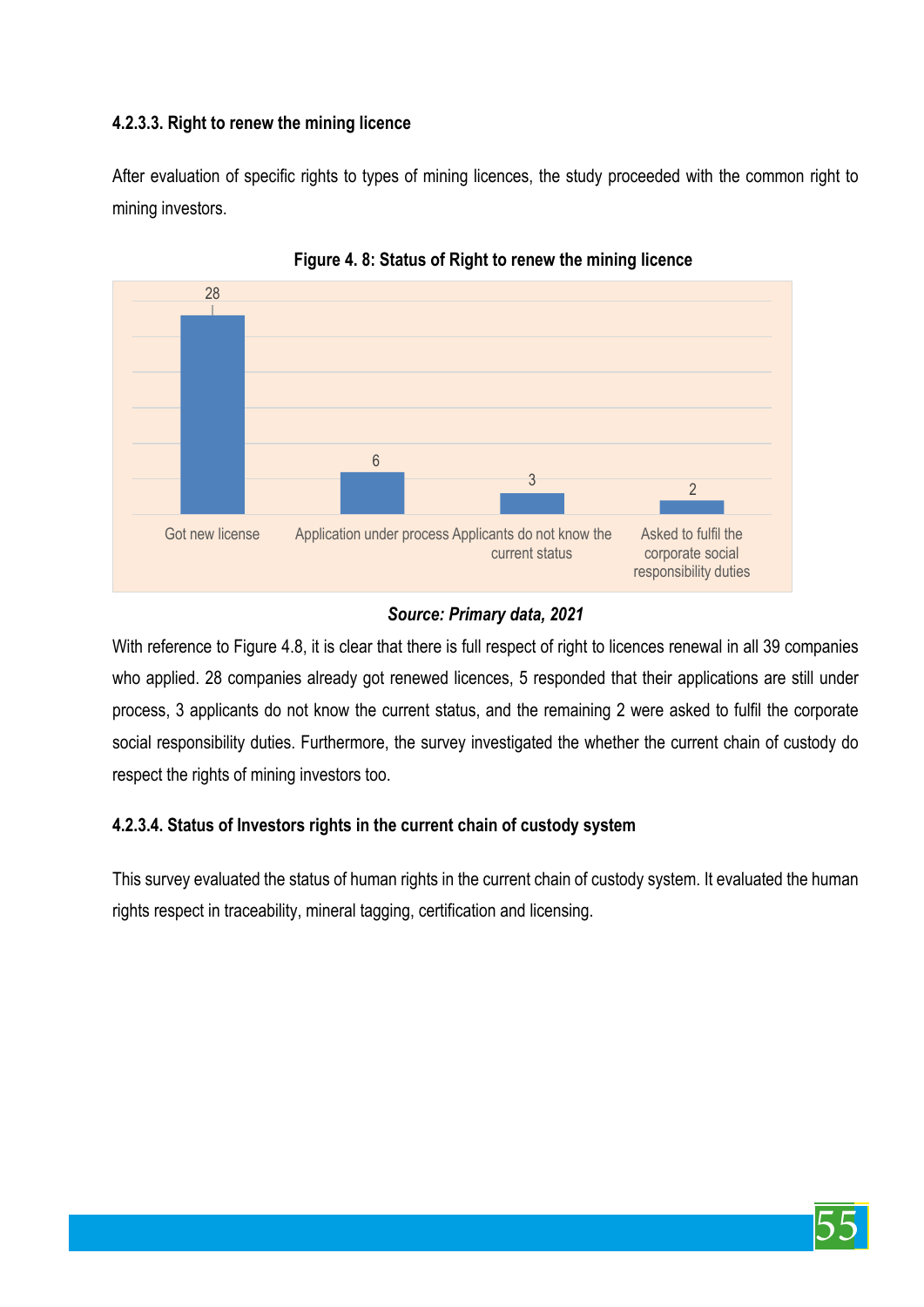#### 4.2.3.3. Right to renew the mining licence

After evaluation of specific rights to types of mining licences, the study proceeded with the common right to mining investors.

**Figure 4. 8: Status of Right to renew the mining licence**

| Category | Value |
|---|---|
| Got new license | 28 |
| Application under process | 6 |
| Applicants do not know the current status | 3 |
| Asked to fulfil the corporate social responsibility duties | 2 |

***Source: Primary data, 2021***

With reference to Figure 4.8, it is clear that there is full respect of right to licences renewal in all 39 companies who applied. 28 companies already got renewed licences, 5 responded that their applications are still under process, 3 applicants do not know the current status, and the remaining 2 were asked to fulfil the corporate social responsibility duties. Furthermore, the survey investigated the whether the current chain of custody do respect the rights of mining investors too.

#### 4.2.3.4. Status of Investors rights in the current chain of custody system

This survey evaluated the status of human rights in the current chain of custody system. It evaluated the human rights respect in traceability, mineral tagging, certification and licensing.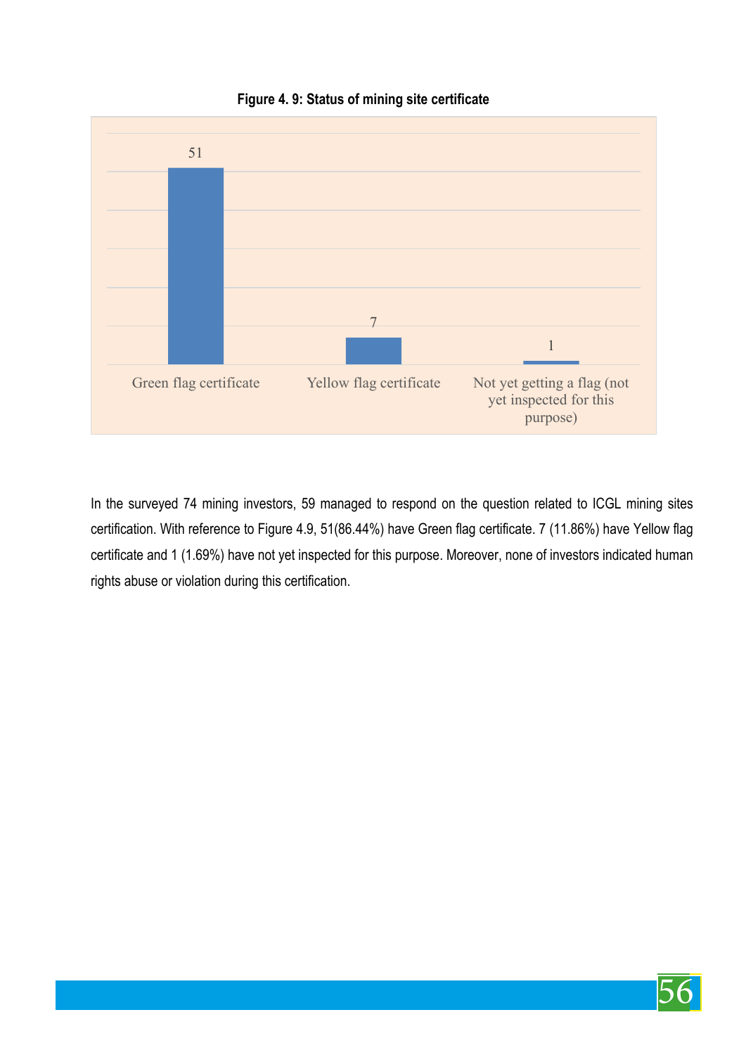**Figure 4. 9: Status of mining site certificate**

| Status | Count |
|---|---|
| Green flag certificate | 51 |
| Yellow flag certificate | 7 |
| Not yet getting a flag (not yet inspected for this purpose) | 1 |

In the surveyed 74 mining investors, 59 managed to respond on the question related to ICGL mining sites certification. With reference to Figure 4.9, 51(86.44%) have Green flag certificate. 7 (11.86%) have Yellow flag certificate and 1 (1.69%) have not yet inspected for this purpose. Moreover, none of investors indicated human rights abuse or violation during this certification.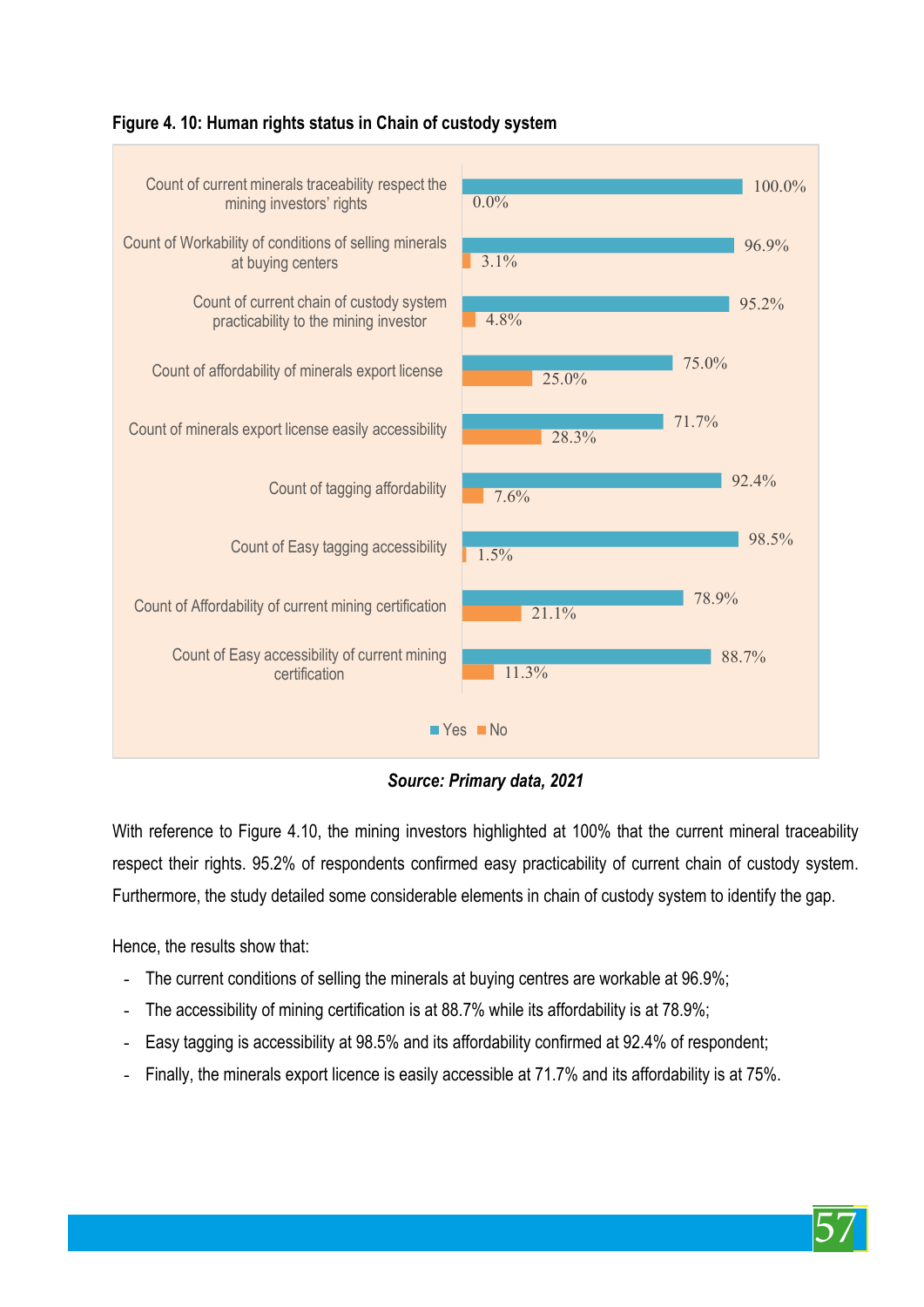**Figure 4. 10: Human rights status in Chain of custody system**

| | Yes | No |
|---|---|---|
| Count of current minerals traceability respect the mining investors' rights | 100.0% | 0.0% |
| Count of Workability of conditions of selling minerals at buying centers | 96.9% | 3.1% |
| Count of current chain of custody system practicability to the mining investor | 95.2% | 4.8% |
| Count of affordability of minerals export license | 75.0% | 25.0% |
| Count of minerals export license easily accessibility | 71.7% | 28.3% |
| Count of tagging affordability | 92.4% | 7.6% |
| Count of Easy tagging accessibility | 98.5% | 1.5% |
| Count of Affordability of current mining certification | 78.9% | 21.1% |
| Count of Easy accessibility of current mining certification | 88.7% | 11.3% |

***Source: Primary data, 2021***

With reference to Figure 4.10, the mining investors highlighted at 100% that the current mineral traceability respect their rights. 95.2% of respondents confirmed easy practicability of current chain of custody system. Furthermore, the study detailed some considerable elements in chain of custody system to identify the gap.

Hence, the results show that:

- The current conditions of selling the minerals at buying centres are workable at 96.9%;
- The accessibility of mining certification is at 88.7% while its affordability is at 78.9%;
- Easy tagging is accessibility at 98.5% and its affordability confirmed at 92.4% of respondent;
- Finally, the minerals export licence is easily accessible at 71.7% and its affordability is at 75%.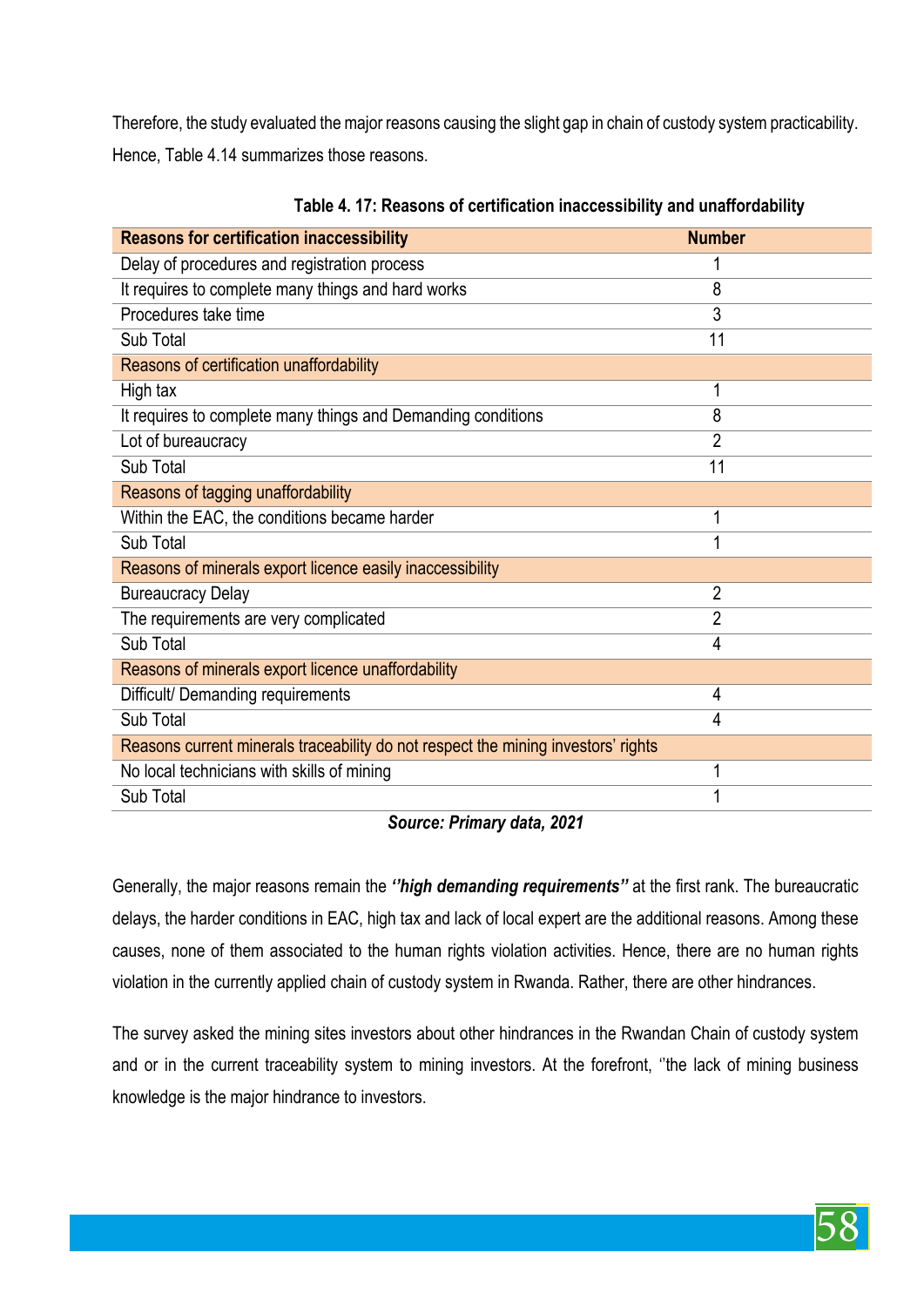Therefore, the study evaluated the major reasons causing the slight gap in chain of custody system practicability. Hence, Table 4.14 summarizes those reasons.

**Table 4. 17: Reasons of certification inaccessibility and unaffordability**

| Reasons for certification inaccessibility | Number |
|---|---|
| Delay of procedures and registration process | 1 |
| It requires to complete many things and hard works | 8 |
| Procedures take time | 3 |
| Sub Total | 11 |
| Reasons of certification unaffordability | |
| High tax | 1 |
| It requires to complete many things and Demanding conditions | 8 |
| Lot of bureaucracy | 2 |
| Sub Total | 11 |
| Reasons of tagging unaffordability | |
| Within the EAC, the conditions became harder | 1 |
| Sub Total | 1 |
| Reasons of minerals export licence easily inaccessibility | |
| Bureaucracy Delay | 2 |
| The requirements are very complicated | 2 |
| Sub Total | 4 |
| Reasons of minerals export licence unaffordability | |
| Difficult/ Demanding requirements | 4 |
| Sub Total | 4 |
| Reasons current minerals traceability do not respect the mining investors' rights | |
| No local technicians with skills of mining | 1 |
| Sub Total | 1 |

***Source: Primary data, 2021***

Generally, the major reasons remain the ***''high demanding requirements''*** at the first rank. The bureaucratic delays, the harder conditions in EAC, high tax and lack of local expert are the additional reasons. Among these causes, none of them associated to the human rights violation activities. Hence, there are no human rights violation in the currently applied chain of custody system in Rwanda. Rather, there are other hindrances.

The survey asked the mining sites investors about other hindrances in the Rwandan Chain of custody system and or in the current traceability system to mining investors. At the forefront, ''the lack of mining business knowledge is the major hindrance to investors.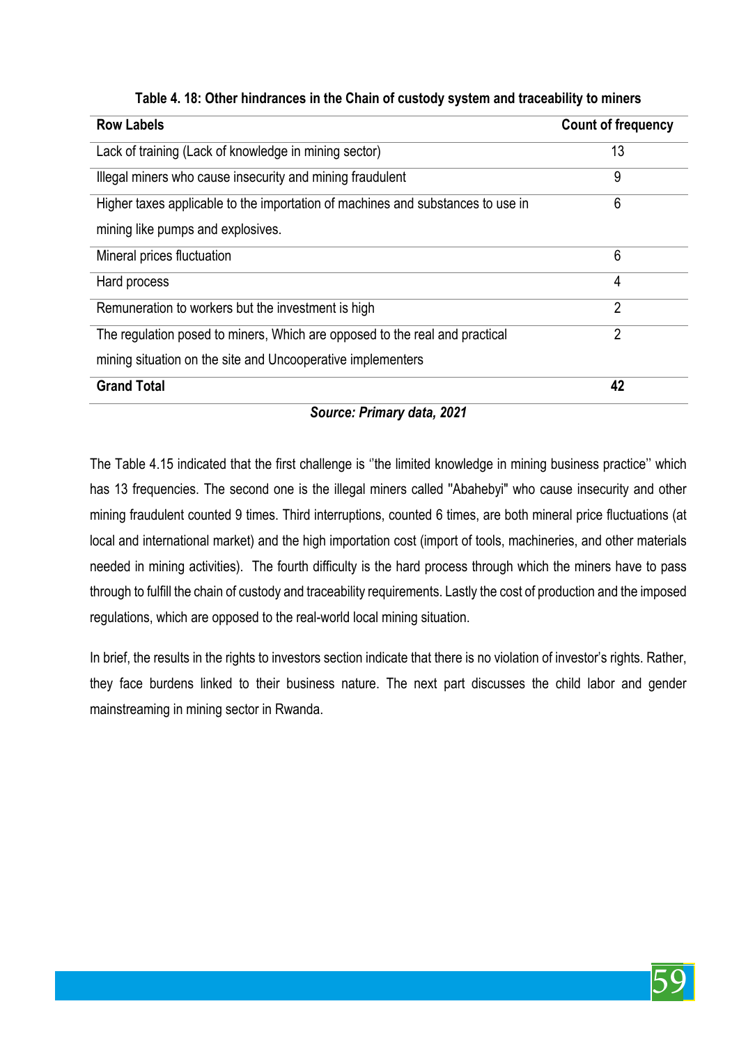**Table 4. 18: Other hindrances in the Chain of custody system and traceability to miners**

| Row Labels | Count of frequency |
|---|---|
| Lack of training (Lack of knowledge in mining sector) | 13 |
| Illegal miners who cause insecurity and mining fraudulent | 9 |
| Higher taxes applicable to the importation of machines and substances to use in mining like pumps and explosives. | 6 |
| Mineral prices fluctuation | 6 |
| Hard process | 4 |
| Remuneration to workers but the investment is high | 2 |
| The regulation posed to miners, Which are opposed to the real and practical mining situation on the site and Uncooperative implementers | 2 |
| **Grand Total** | **42** |

***Source: Primary data, 2021***

The Table 4.15 indicated that the first challenge is ''the limited knowledge in mining business practice'' which has 13 frequencies. The second one is the illegal miners called "Abahebyi" who cause insecurity and other mining fraudulent counted 9 times. Third interruptions, counted 6 times, are both mineral price fluctuations (at local and international market) and the high importation cost (import of tools, machineries, and other materials needed in mining activities). The fourth difficulty is the hard process through which the miners have to pass through to fulfill the chain of custody and traceability requirements. Lastly the cost of production and the imposed regulations, which are opposed to the real-world local mining situation.

In brief, the results in the rights to investors section indicate that there is no violation of investor's rights. Rather, they face burdens linked to their business nature. The next part discusses the child labor and gender mainstreaming in mining sector in Rwanda.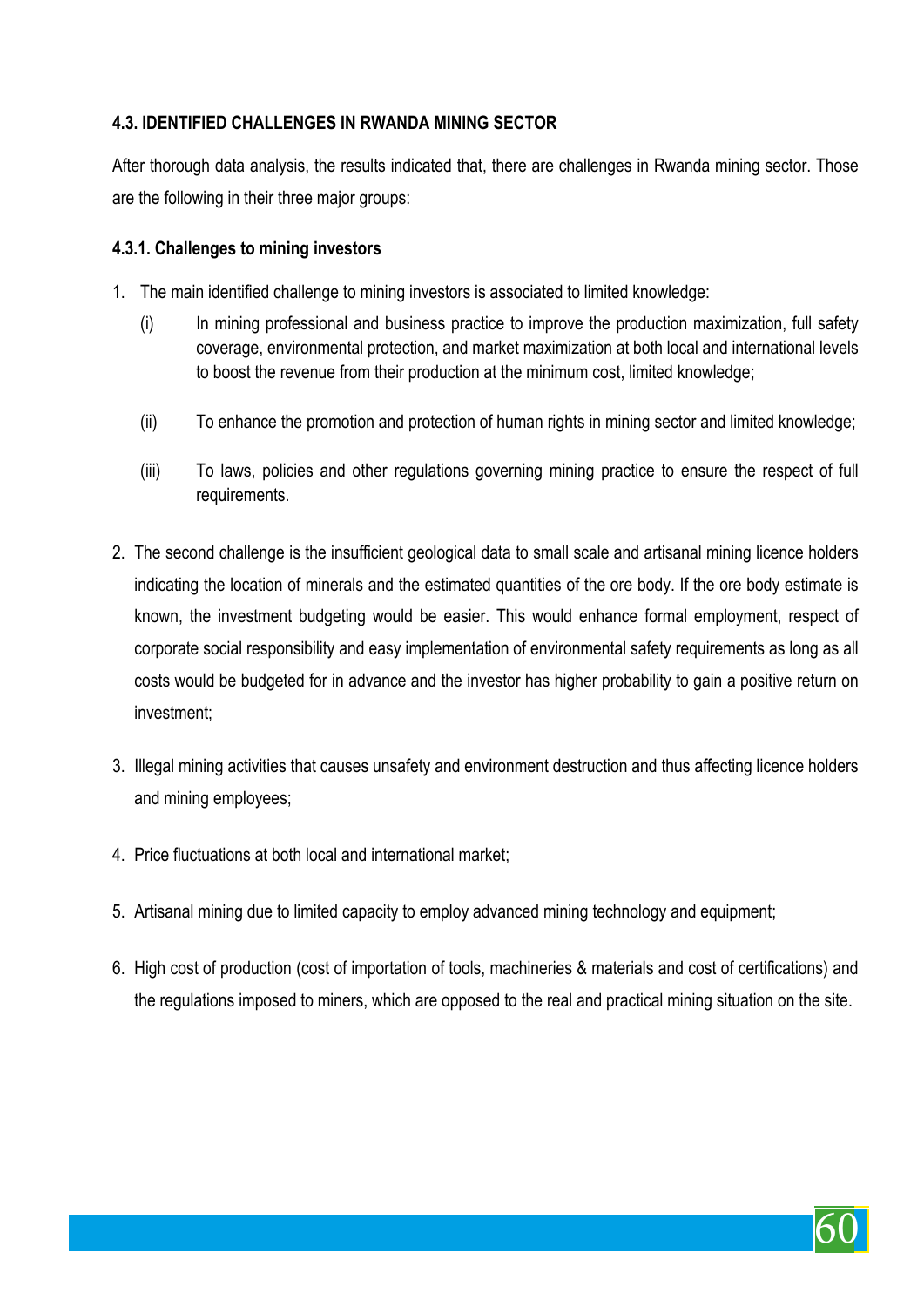## 4.3. IDENTIFIED CHALLENGES IN RWANDA MINING SECTOR

After thorough data analysis, the results indicated that, there are challenges in Rwanda mining sector. Those are the following in their three major groups:

### 4.3.1. Challenges to mining investors

1. The main identified challenge to mining investors is associated to limited knowledge:
   - (i) In mining professional and business practice to improve the production maximization, full safety coverage, environmental protection, and market maximization at both local and international levels to boost the revenue from their production at the minimum cost, limited knowledge;
   - (ii) To enhance the promotion and protection of human rights in mining sector and limited knowledge;
   - (iii) To laws, policies and other regulations governing mining practice to ensure the respect of full requirements.
2. The second challenge is the insufficient geological data to small scale and artisanal mining licence holders indicating the location of minerals and the estimated quantities of the ore body. If the ore body estimate is known, the investment budgeting would be easier. This would enhance formal employment, respect of corporate social responsibility and easy implementation of environmental safety requirements as long as all costs would be budgeted for in advance and the investor has higher probability to gain a positive return on investment;
3. Illegal mining activities that causes unsafety and environment destruction and thus affecting licence holders and mining employees;
4. Price fluctuations at both local and international market;
5. Artisanal mining due to limited capacity to employ advanced mining technology and equipment;
6. High cost of production (cost of importation of tools, machineries & materials and cost of certifications) and the regulations imposed to miners, which are opposed to the real and practical mining situation on the site.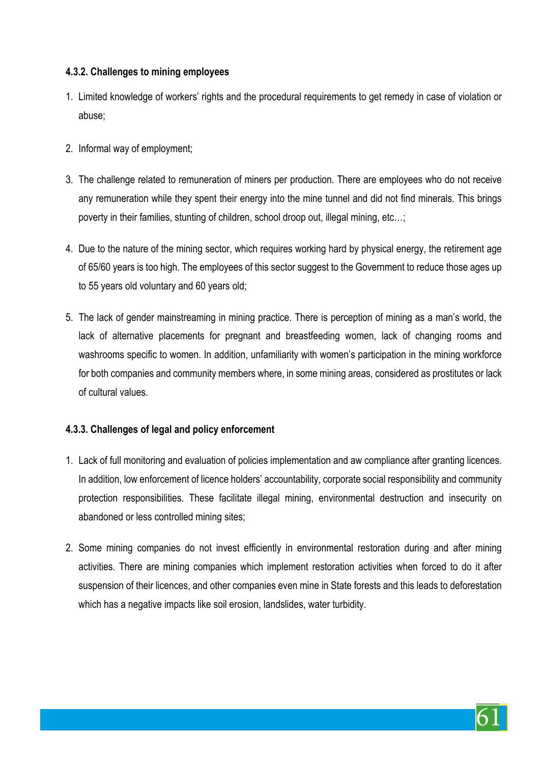#### 4.3.2. Challenges to mining employees

1. Limited knowledge of workers' rights and the procedural requirements to get remedy in case of violation or abuse;
2. Informal way of employment;
3. The challenge related to remuneration of miners per production. There are employees who do not receive any remuneration while they spent their energy into the mine tunnel and did not find minerals. This brings poverty in their families, stunting of children, school droop out, illegal mining, etc…;
4. Due to the nature of the mining sector, which requires working hard by physical energy, the retirement age of 65/60 years is too high. The employees of this sector suggest to the Government to reduce those ages up to 55 years old voluntary and 60 years old;
5. The lack of gender mainstreaming in mining practice. There is perception of mining as a man's world, the lack of alternative placements for pregnant and breastfeeding women, lack of changing rooms and washrooms specific to women. In addition, unfamiliarity with women's participation in the mining workforce for both companies and community members where, in some mining areas, considered as prostitutes or lack of cultural values.

#### 4.3.3. Challenges of legal and policy enforcement

1. Lack of full monitoring and evaluation of policies implementation and aw compliance after granting licences. In addition, low enforcement of licence holders' accountability, corporate social responsibility and community protection responsibilities. These facilitate illegal mining, environmental destruction and insecurity on abandoned or less controlled mining sites;
2. Some mining companies do not invest efficiently in environmental restoration during and after mining activities. There are mining companies which implement restoration activities when forced to do it after suspension of their licences, and other companies even mine in State forests and this leads to deforestation which has a negative impacts like soil erosion, landslides, water turbidity.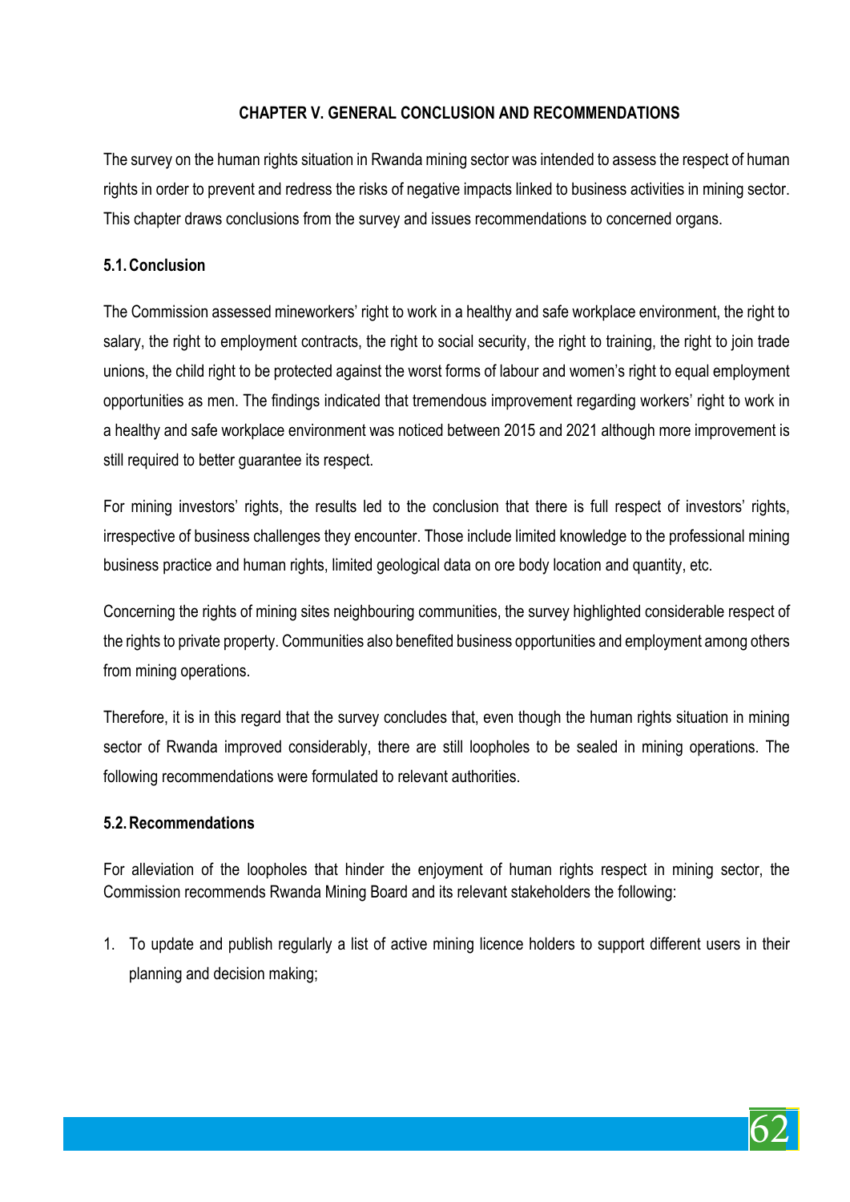## CHAPTER V. GENERAL CONCLUSION AND RECOMMENDATIONS

The survey on the human rights situation in Rwanda mining sector was intended to assess the respect of human rights in order to prevent and redress the risks of negative impacts linked to business activities in mining sector. This chapter draws conclusions from the survey and issues recommendations to concerned organs.

### 5.1. Conclusion

The Commission assessed mineworkers' right to work in a healthy and safe workplace environment, the right to salary, the right to employment contracts, the right to social security, the right to training, the right to join trade unions, the child right to be protected against the worst forms of labour and women's right to equal employment opportunities as men. The findings indicated that tremendous improvement regarding workers' right to work in a healthy and safe workplace environment was noticed between 2015 and 2021 although more improvement is still required to better guarantee its respect.

For mining investors' rights, the results led to the conclusion that there is full respect of investors' rights, irrespective of business challenges they encounter. Those include limited knowledge to the professional mining business practice and human rights, limited geological data on ore body location and quantity, etc.

Concerning the rights of mining sites neighbouring communities, the survey highlighted considerable respect of the rights to private property. Communities also benefited business opportunities and employment among others from mining operations.

Therefore, it is in this regard that the survey concludes that, even though the human rights situation in mining sector of Rwanda improved considerably, there are still loopholes to be sealed in mining operations. The following recommendations were formulated to relevant authorities.

### 5.2. Recommendations

For alleviation of the loopholes that hinder the enjoyment of human rights respect in mining sector, the Commission recommends Rwanda Mining Board and its relevant stakeholders the following:

1. To update and publish regularly a list of active mining licence holders to support different users in their planning and decision making;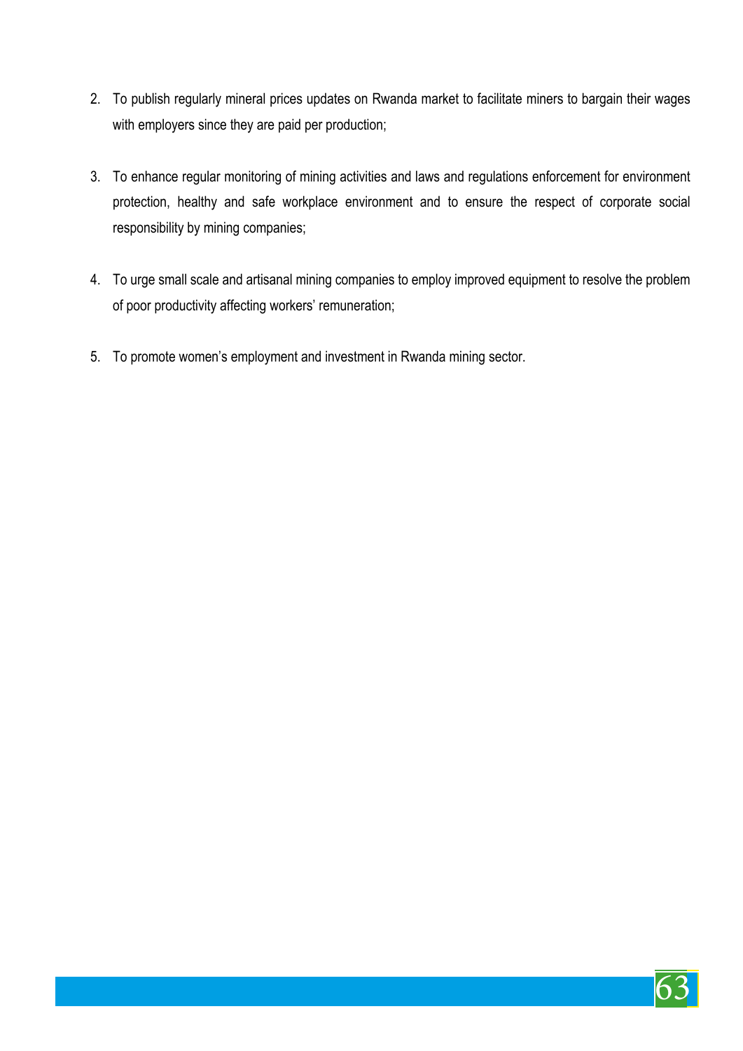2. To publish regularly mineral prices updates on Rwanda market to facilitate miners to bargain their wages with employers since they are paid per production;

3. To enhance regular monitoring of mining activities and laws and regulations enforcement for environment protection, healthy and safe workplace environment and to ensure the respect of corporate social responsibility by mining companies;

4. To urge small scale and artisanal mining companies to employ improved equipment to resolve the problem of poor productivity affecting workers' remuneration;

5. To promote women's employment and investment in Rwanda mining sector.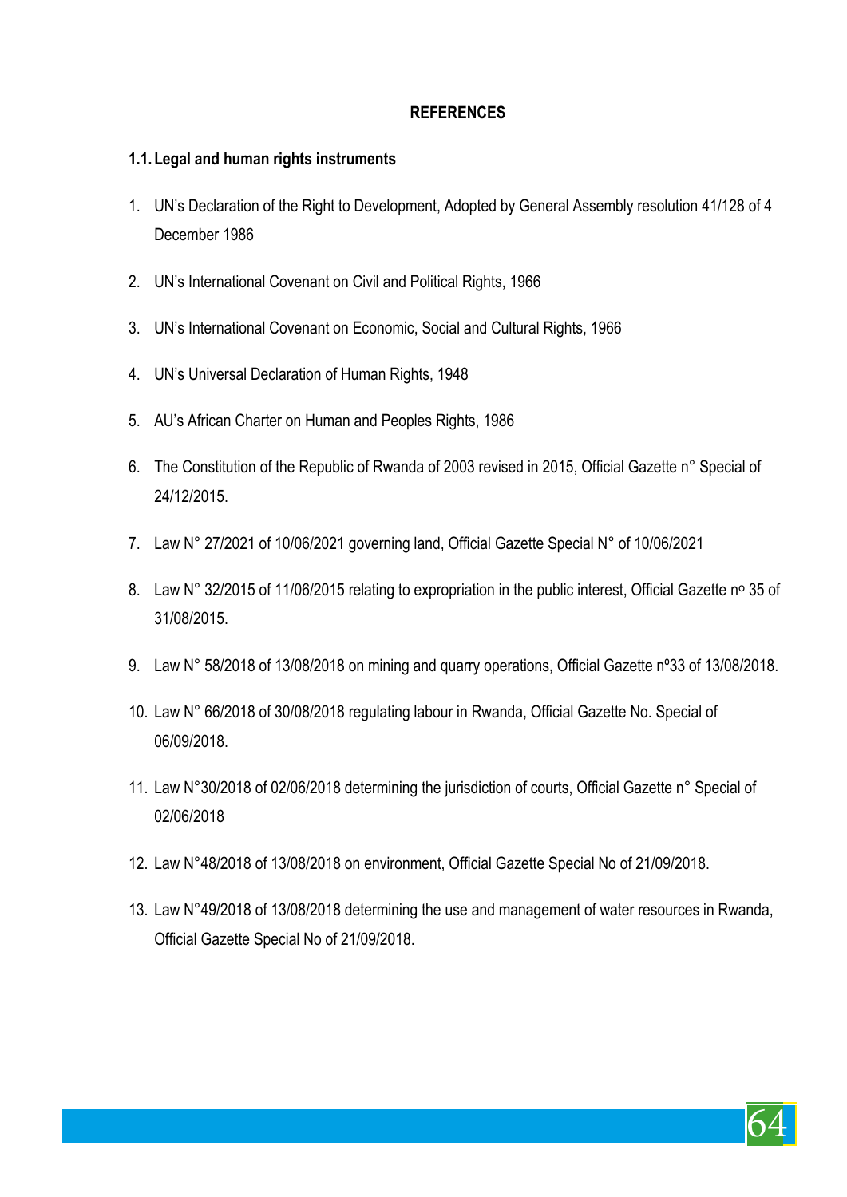## REFERENCES

### 1.1. Legal and human rights instruments

1. UN's Declaration of the Right to Development, Adopted by General Assembly resolution 41/128 of 4 December 1986
2. UN's International Covenant on Civil and Political Rights, 1966
3. UN's International Covenant on Economic, Social and Cultural Rights, 1966
4. UN's Universal Declaration of Human Rights, 1948
5. AU's African Charter on Human and Peoples Rights, 1986
6. The Constitution of the Republic of Rwanda of 2003 revised in 2015, Official Gazette n° Special of 24/12/2015.
7. Law N° 27/2021 of 10/06/2021 governing land, Official Gazette Special N° of 10/06/2021
8. Law N° 32/2015 of 11/06/2015 relating to expropriation in the public interest, Official Gazette nº 35 of 31/08/2015.
9. Law N° 58/2018 of 13/08/2018 on mining and quarry operations, Official Gazette nº33 of 13/08/2018.
10. Law N° 66/2018 of 30/08/2018 regulating labour in Rwanda, Official Gazette No. Special of 06/09/2018.
11. Law N°30/2018 of 02/06/2018 determining the jurisdiction of courts, Official Gazette n° Special of 02/06/2018
12. Law N°48/2018 of 13/08/2018 on environment, Official Gazette Special No of 21/09/2018.
13. Law N°49/2018 of 13/08/2018 determining the use and management of water resources in Rwanda, Official Gazette Special No of 21/09/2018.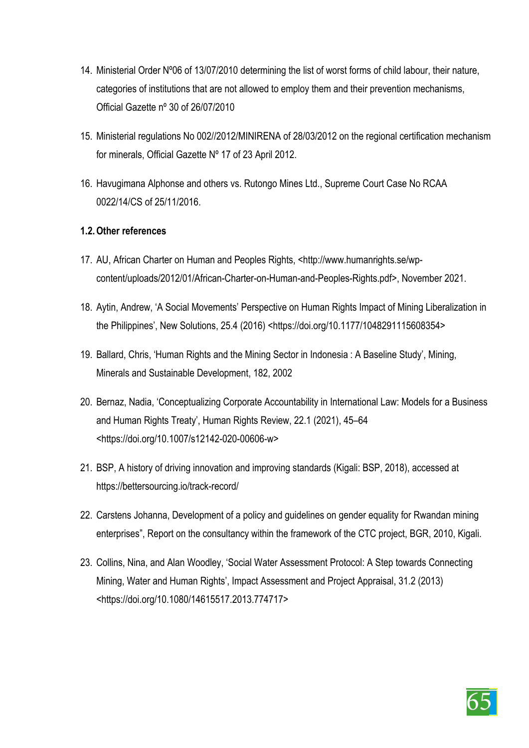14. Ministerial Order Nº06 of 13/07/2010 determining the list of worst forms of child labour, their nature, categories of institutions that are not allowed to employ them and their prevention mechanisms, Official Gazette nº 30 of 26/07/2010
15. Ministerial regulations No 002//2012/MINIRENA of 28/03/2012 on the regional certification mechanism for minerals, Official Gazette Nº 17 of 23 April 2012.
16. Havugimana Alphonse and others vs. Rutongo Mines Ltd., Supreme Court Case No RCAA 0022/14/CS of 25/11/2016.

### 1.2. Other references

17. AU, African Charter on Human and Peoples Rights, <http://www.humanrights.se/wp-content/uploads/2012/01/African-Charter-on-Human-and-Peoples-Rights.pdf>, November 2021.
18. Aytin, Andrew, 'A Social Movements' Perspective on Human Rights Impact of Mining Liberalization in the Philippines', New Solutions, 25.4 (2016) <https://doi.org/10.1177/1048291115608354>
19. Ballard, Chris, 'Human Rights and the Mining Sector in Indonesia : A Baseline Study', Mining, Minerals and Sustainable Development, 182, 2002
20. Bernaz, Nadia, 'Conceptualizing Corporate Accountability in International Law: Models for a Business and Human Rights Treaty', Human Rights Review, 22.1 (2021), 45–64 <https://doi.org/10.1007/s12142-020-00606-w>
21. BSP, A history of driving innovation and improving standards (Kigali: BSP, 2018), accessed at https://bettersourcing.io/track-record/
22. Carstens Johanna, Development of a policy and guidelines on gender equality for Rwandan mining enterprises", Report on the consultancy within the framework of the CTC project, BGR, 2010, Kigali.
23. Collins, Nina, and Alan Woodley, 'Social Water Assessment Protocol: A Step towards Connecting Mining, Water and Human Rights', Impact Assessment and Project Appraisal, 31.2 (2013) <https://doi.org/10.1080/14615517.2013.774717>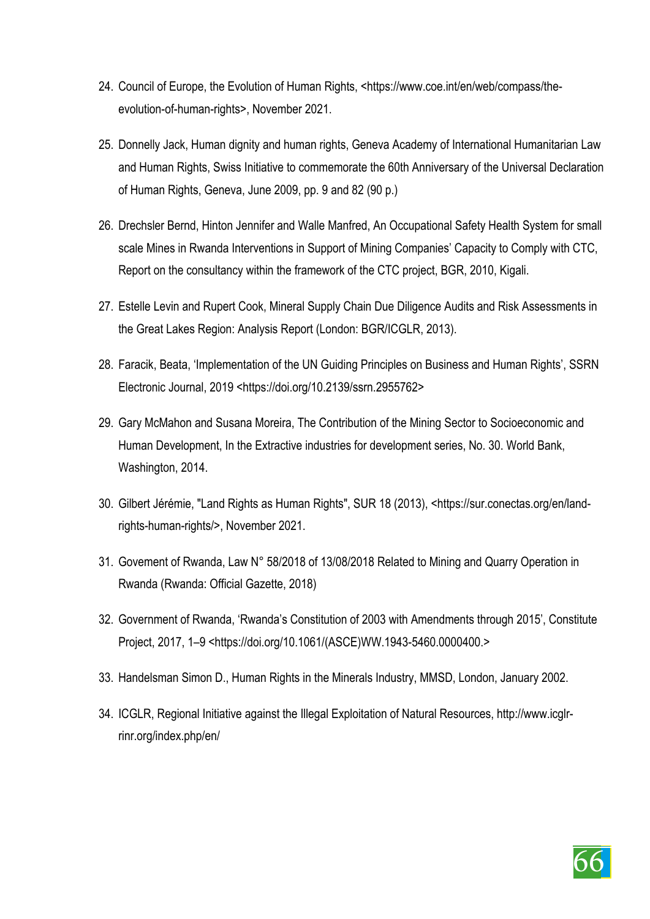24. Council of Europe, the Evolution of Human Rights, <https://www.coe.int/en/web/compass/the-evolution-of-human-rights>, November 2021.

25. Donnelly Jack, Human dignity and human rights, Geneva Academy of International Humanitarian Law and Human Rights, Swiss Initiative to commemorate the 60th Anniversary of the Universal Declaration of Human Rights, Geneva, June 2009, pp. 9 and 82 (90 p.)

26. Drechsler Bernd, Hinton Jennifer and Walle Manfred, An Occupational Safety Health System for small scale Mines in Rwanda Interventions in Support of Mining Companies' Capacity to Comply with CTC, Report on the consultancy within the framework of the CTC project, BGR, 2010, Kigali.

27. Estelle Levin and Rupert Cook, Mineral Supply Chain Due Diligence Audits and Risk Assessments in the Great Lakes Region: Analysis Report (London: BGR/ICGLR, 2013).

28. Faracik, Beata, 'Implementation of the UN Guiding Principles on Business and Human Rights', SSRN Electronic Journal, 2019 <https://doi.org/10.2139/ssrn.2955762>

29. Gary McMahon and Susana Moreira, The Contribution of the Mining Sector to Socioeconomic and Human Development, In the Extractive industries for development series, No. 30. World Bank, Washington, 2014.

30. Gilbert Jérémie, "Land Rights as Human Rights", SUR 18 (2013), <https://sur.conectas.org/en/land-rights-human-rights/>, November 2021.

31. Govement of Rwanda, Law N° 58/2018 of 13/08/2018 Related to Mining and Quarry Operation in Rwanda (Rwanda: Official Gazette, 2018)

32. Government of Rwanda, 'Rwanda's Constitution of 2003 with Amendments through 2015', Constitute Project, 2017, 1–9 <https://doi.org/10.1061/(ASCE)WW.1943-5460.0000400.>

33. Handelsman Simon D., Human Rights in the Minerals Industry, MMSD, London, January 2002.

34. ICGLR, Regional Initiative against the Illegal Exploitation of Natural Resources, http://www.icglr-rinr.org/index.php/en/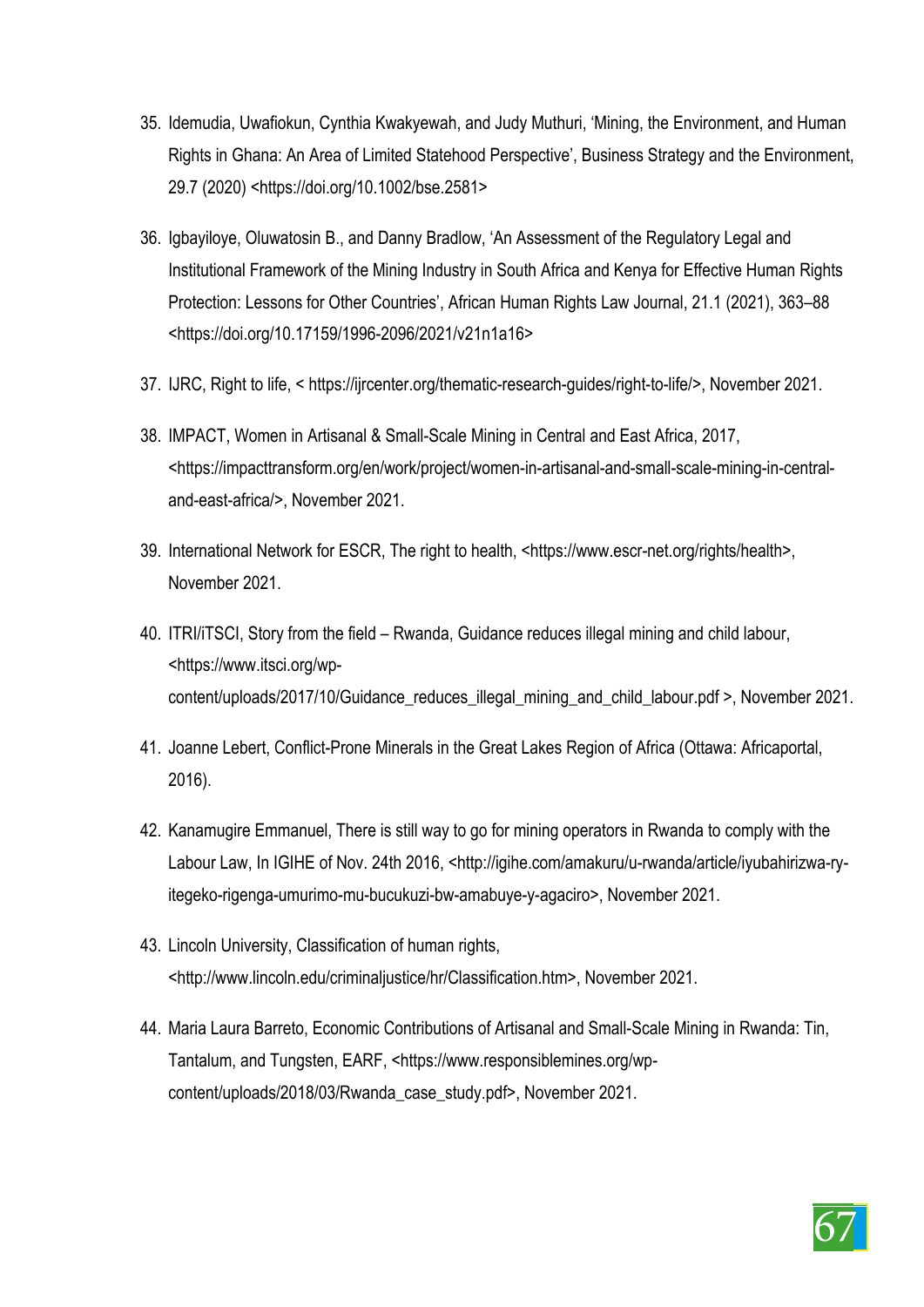35. Idemudia, Uwafiokun, Cynthia Kwakyewah, and Judy Muthuri, ‘Mining, the Environment, and Human Rights in Ghana: An Area of Limited Statehood Perspective’, Business Strategy and the Environment, 29.7 (2020) <https://doi.org/10.1002/bse.2581>

36. Igbayiloye, Oluwatosin B., and Danny Bradlow, ‘An Assessment of the Regulatory Legal and Institutional Framework of the Mining Industry in South Africa and Kenya for Effective Human Rights Protection: Lessons for Other Countries’, African Human Rights Law Journal, 21.1 (2021), 363–88 <https://doi.org/10.17159/1996-2096/2021/v21n1a16>

37. IJRC, Right to life, < https://ijrcenter.org/thematic-research-guides/right-to-life/>, November 2021.

38. IMPACT, Women in Artisanal & Small-Scale Mining in Central and East Africa, 2017, <https://impacttransform.org/en/work/project/women-in-artisanal-and-small-scale-mining-in-central-and-east-africa/>, November 2021.

39. International Network for ESCR, The right to health, <https://www.escr-net.org/rights/health>, November 2021.

40. ITRI/iTSCI, Story from the field – Rwanda, Guidance reduces illegal mining and child labour, <https://www.itsci.org/wp-content/uploads/2017/10/Guidance_reduces_illegal_mining_and_child_labour.pdf >, November 2021.

41. Joanne Lebert, Conflict-Prone Minerals in the Great Lakes Region of Africa (Ottawa: Africaportal, 2016).

42. Kanamugire Emmanuel, There is still way to go for mining operators in Rwanda to comply with the Labour Law, In IGIHE of Nov. 24th 2016, <http://igihe.com/amakuru/u-rwanda/article/iyubahirizwa-ry-itegeko-rigenga-umurimo-mu-bucukuzi-bw-amabuye-y-agaciro>, November 2021.

43. Lincoln University, Classification of human rights, <http://www.lincoln.edu/criminaljustice/hr/Classification.htm>, November 2021.

44. Maria Laura Barreto, Economic Contributions of Artisanal and Small-Scale Mining in Rwanda: Tin, Tantalum, and Tungsten, EARF, <https://www.responsiblemines.org/wp-content/uploads/2018/03/Rwanda_case_study.pdf>, November 2021.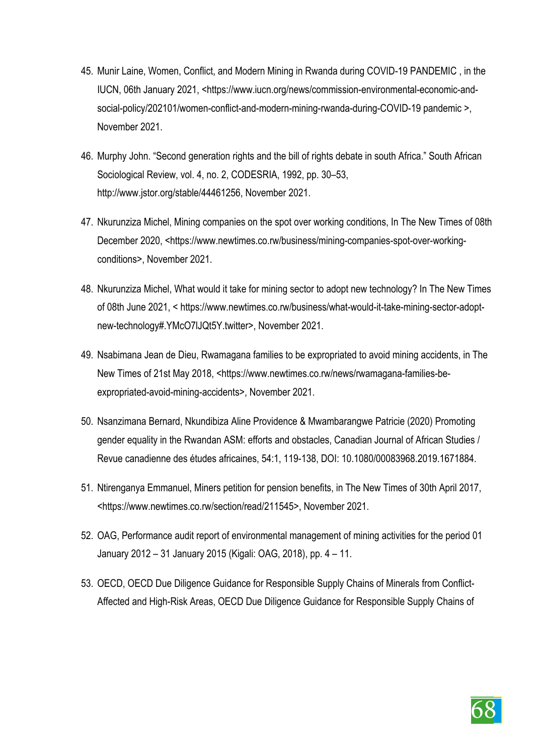45. Munir Laine, Women, Conflict, and Modern Mining in Rwanda during COVID-19 PANDEMIC , in the IUCN, 06th January 2021, <https://www.iucn.org/news/commission-environmental-economic-and-social-policy/202101/women-conflict-and-modern-mining-rwanda-during-COVID-19 pandemic >, November 2021.

46. Murphy John. "Second generation rights and the bill of rights debate in south Africa." South African Sociological Review, vol. 4, no. 2, CODESRIA, 1992, pp. 30–53, http://www.jstor.org/stable/44461256, November 2021.

47. Nkurunziza Michel, Mining companies on the spot over working conditions, In The New Times of 08th December 2020, <https://www.newtimes.co.rw/business/mining-companies-spot-over-working-conditions>, November 2021.

48. Nkurunziza Michel, What would it take for mining sector to adopt new technology? In The New Times of 08th June 2021, < https://www.newtimes.co.rw/business/what-would-it-take-mining-sector-adopt-new-technology#.YMcO7lJQt5Y.twitter>, November 2021.

49. Nsabimana Jean de Dieu, Rwamagana families to be expropriated to avoid mining accidents, in The New Times of 21st May 2018, <https://www.newtimes.co.rw/news/rwamagana-families-be-expropriated-avoid-mining-accidents>, November 2021.

50. Nsanzimana Bernard, Nkundibiza Aline Providence & Mwambarangwe Patricie (2020) Promoting gender equality in the Rwandan ASM: efforts and obstacles, Canadian Journal of African Studies / Revue canadienne des études africaines, 54:1, 119-138, DOI: 10.1080/00083968.2019.1671884.

51. Ntirenganya Emmanuel, Miners petition for pension benefits, in The New Times of 30th April 2017, <https://www.newtimes.co.rw/section/read/211545>, November 2021.

52. OAG, Performance audit report of environmental management of mining activities for the period 01 January 2012 – 31 January 2015 (Kigali: OAG, 2018), pp. 4 – 11.

53. OECD, OECD Due Diligence Guidance for Responsible Supply Chains of Minerals from Conflict-Affected and High-Risk Areas, OECD Due Diligence Guidance for Responsible Supply Chains of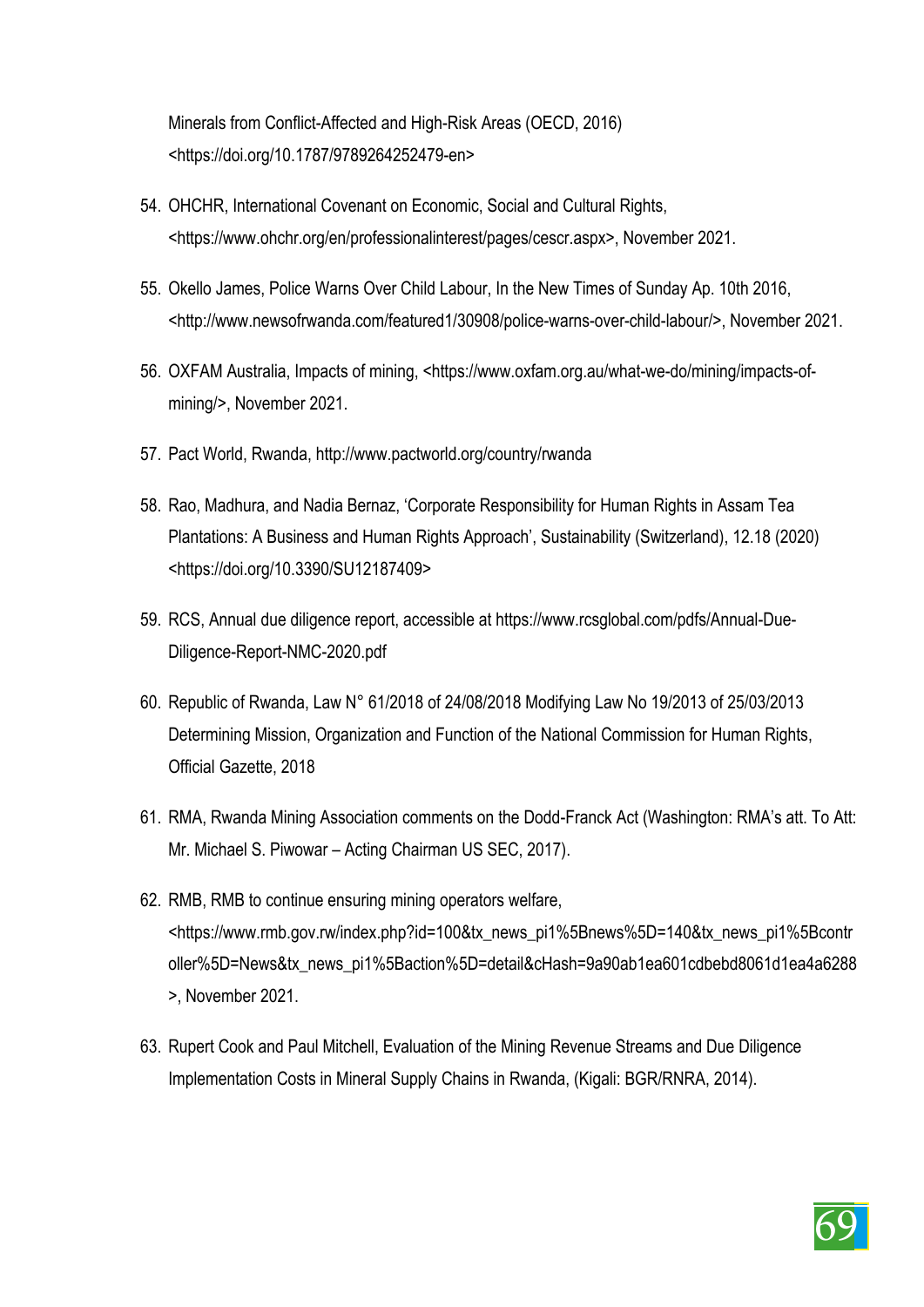Minerals from Conflict-Affected and High-Risk Areas (OECD, 2016) <https://doi.org/10.1787/9789264252479-en>

54. OHCHR, International Covenant on Economic, Social and Cultural Rights, <https://www.ohchr.org/en/professionalinterest/pages/cescr.aspx>, November 2021.

55. Okello James, Police Warns Over Child Labour, In the New Times of Sunday Ap. 10th 2016, <http://www.newsofrwanda.com/featured1/30908/police-warns-over-child-labour/>, November 2021.

56. OXFAM Australia, Impacts of mining, <https://www.oxfam.org.au/what-we-do/mining/impacts-of-mining/>, November 2021.

57. Pact World, Rwanda, http://www.pactworld.org/country/rwanda

58. Rao, Madhura, and Nadia Bernaz, 'Corporate Responsibility for Human Rights in Assam Tea Plantations: A Business and Human Rights Approach', Sustainability (Switzerland), 12.18 (2020) <https://doi.org/10.3390/SU12187409>

59. RCS, Annual due diligence report, accessible at https://www.rcsglobal.com/pdfs/Annual-Due-Diligence-Report-NMC-2020.pdf

60. Republic of Rwanda, Law N° 61/2018 of 24/08/2018 Modifying Law No 19/2013 of 25/03/2013 Determining Mission, Organization and Function of the National Commission for Human Rights, Official Gazette, 2018

61. RMA, Rwanda Mining Association comments on the Dodd-Franck Act (Washington: RMA's att. To Att: Mr. Michael S. Piwowar – Acting Chairman US SEC, 2017).

62. RMB, RMB to continue ensuring mining operators welfare, <https://www.rmb.gov.rw/index.php?id=100&tx_news_pi1%5Bnews%5D=140&tx_news_pi1%5Bcontroller%5D=News&tx_news_pi1%5Baction%5D=detail&cHash=9a90ab1ea601cdbebd8061d1ea4a6288>, November 2021.

63. Rupert Cook and Paul Mitchell, Evaluation of the Mining Revenue Streams and Due Diligence Implementation Costs in Mineral Supply Chains in Rwanda, (Kigali: BGR/RNRA, 2014).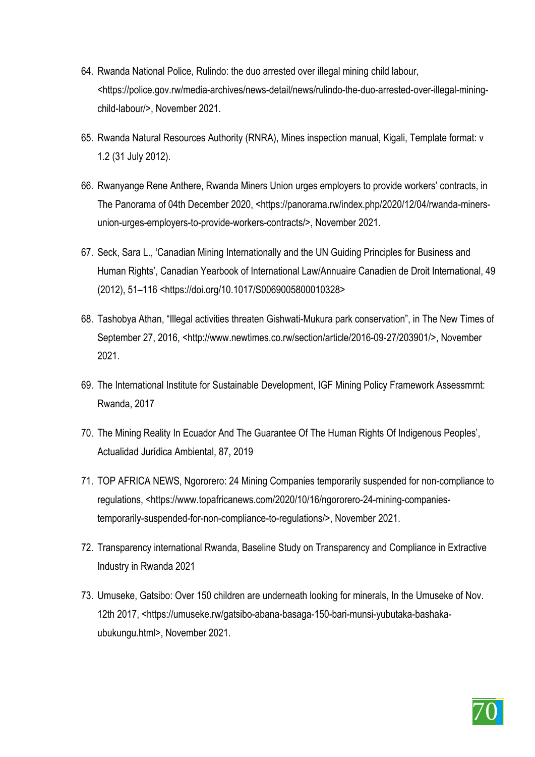64. Rwanda National Police, Rulindo: the duo arrested over illegal mining child labour, <https://police.gov.rw/media-archives/news-detail/news/rulindo-the-duo-arrested-over-illegal-mining-child-labour/>, November 2021.

65. Rwanda Natural Resources Authority (RNRA), Mines inspection manual, Kigali, Template format: v 1.2 (31 July 2012).

66. Rwanyange Rene Anthere, Rwanda Miners Union urges employers to provide workers' contracts, in The Panorama of 04th December 2020, <https://panorama.rw/index.php/2020/12/04/rwanda-miners-union-urges-employers-to-provide-workers-contracts/>, November 2021.

67. Seck, Sara L., 'Canadian Mining Internationally and the UN Guiding Principles for Business and Human Rights', Canadian Yearbook of International Law/Annuaire Canadien de Droit International, 49 (2012), 51–116 <https://doi.org/10.1017/S0069005800010328>

68. Tashobya Athan, "Illegal activities threaten Gishwati-Mukura park conservation", in The New Times of September 27, 2016, <http://www.newtimes.co.rw/section/article/2016-09-27/203901/>, November 2021.

69. The International Institute for Sustainable Development, IGF Mining Policy Framework Assessmrnt: Rwanda, 2017

70. The Mining Reality In Ecuador And The Guarantee Of The Human Rights Of Indigenous Peoples', Actualidad Jurídica Ambiental, 87, 2019

71. TOP AFRICA NEWS, Ngororero: 24 Mining Companies temporarily suspended for non-compliance to regulations, <https://www.topafricanews.com/2020/10/16/ngororero-24-mining-companies-temporarily-suspended-for-non-compliance-to-regulations/>, November 2021.

72. Transparency international Rwanda, Baseline Study on Transparency and Compliance in Extractive Industry in Rwanda 2021

73. Umuseke, Gatsibo: Over 150 children are underneath looking for minerals, In the Umuseke of Nov. 12th 2017, <https://umuseke.rw/gatsibo-abana-basaga-150-bari-munsi-yubutaka-bashaka-ubukungu.html>, November 2021.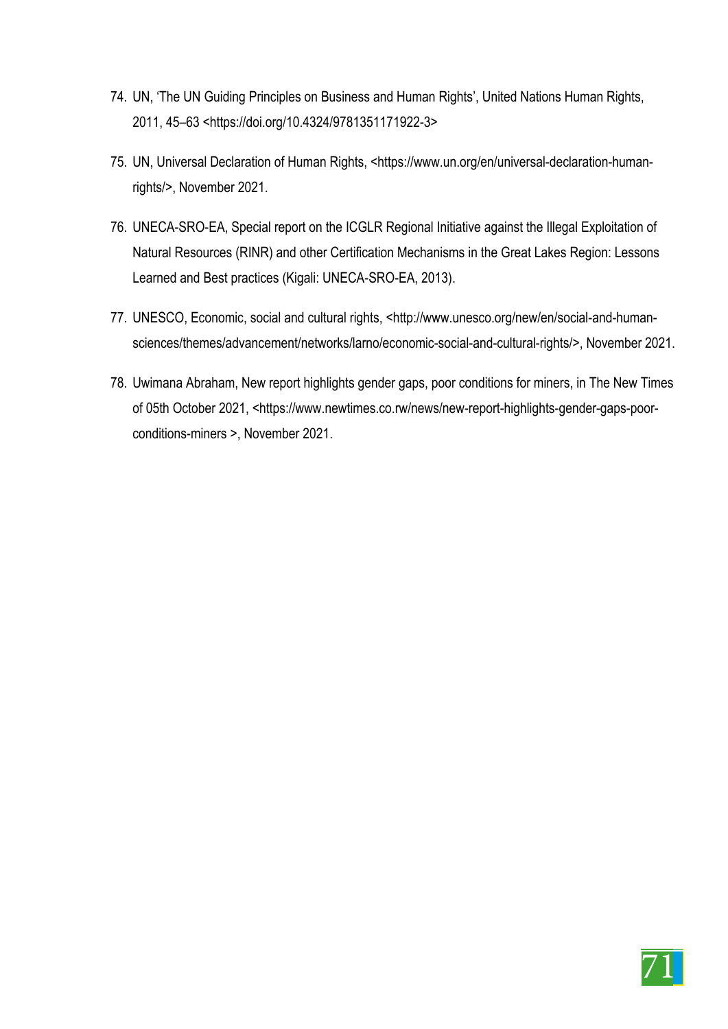74. UN, 'The UN Guiding Principles on Business and Human Rights', United Nations Human Rights, 2011, 45–63 <https://doi.org/10.4324/9781351171922-3>

75. UN, Universal Declaration of Human Rights, <https://www.un.org/en/universal-declaration-human-rights/>, November 2021.

76. UNECA-SRO-EA, Special report on the ICGLR Regional Initiative against the Illegal Exploitation of Natural Resources (RINR) and other Certification Mechanisms in the Great Lakes Region: Lessons Learned and Best practices (Kigali: UNECA-SRO-EA, 2013).

77. UNESCO, Economic, social and cultural rights, <http://www.unesco.org/new/en/social-and-human-sciences/themes/advancement/networks/larno/economic-social-and-cultural-rights/>, November 2021.

78. Uwimana Abraham, New report highlights gender gaps, poor conditions for miners, in The New Times of 05th October 2021, <https://www.newtimes.co.rw/news/new-report-highlights-gender-gaps-poor-conditions-miners >, November 2021.